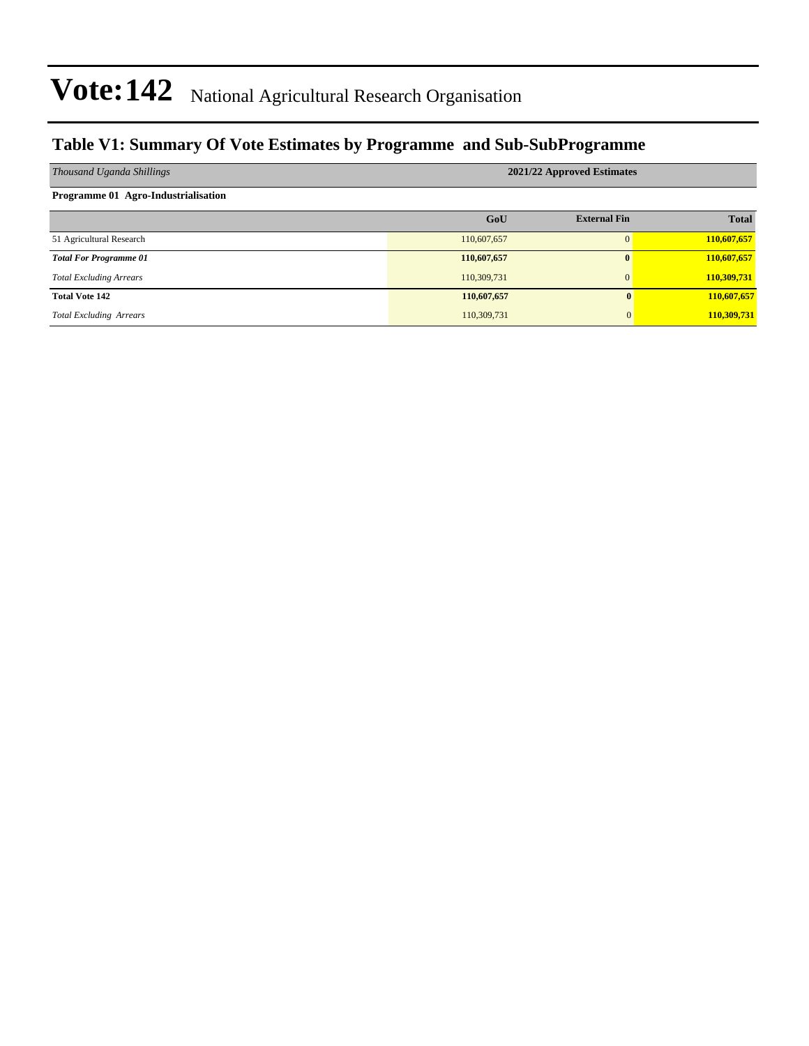# Vote:142 National Agricultural Research Organisation

## Table V1: Summary Of Vote Estimates by Programme and Sub-SubProgramme

| *Thousand Uganda Shillings* | 2021/22 Approved Estimates | | |
|---|---|---|---|
| **Programme 01 Agro-Industrialisation** | | | |
| | **GoU** | **External Fin** | **Total** |
| 51 Agricultural Research | 110,607,657 | 0 | **110,607,657** |
| ***Total For Programme 01*** | **110,607,657** | **0** | **110,607,657** |
| *Total Excluding Arrears* | 110,309,731 | 0 | **110,309,731** |
| **Total Vote 142** | **110,607,657** | **0** | **110,607,657** |
| *Total Excluding Arrears* | 110,309,731 | 0 | **110,309,731** |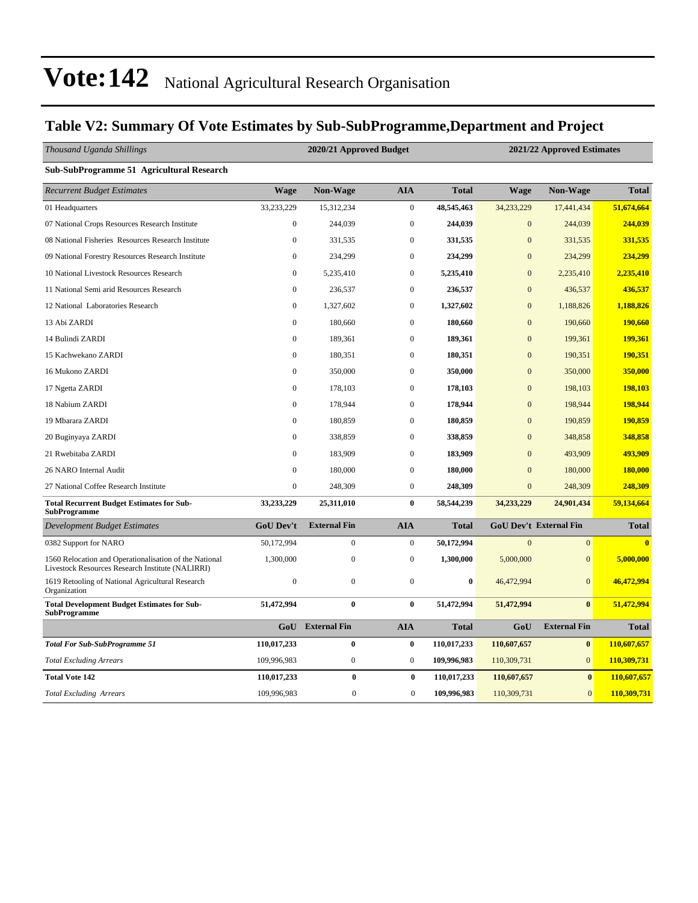# Vote:142 National Agricultural Research Organisation

## Table V2: Summary Of Vote Estimates by Sub-SubProgramme,Department and Project

| *Thousand Uganda Shillings* | 2020/21 Approved Budget | | | | 2021/22 Approved Estimates | | |
|---|---|---|---|---|---|---|---|
| **Sub-SubProgramme 51 Agricultural Research** | | | | | | | |
| *Recurrent Budget Estimates* | **Wage** | **Non-Wage** | **AIA** | **Total** | **Wage** | **Non-Wage** | **Total** |
| 01 Headquarters | 33,233,229 | 15,312,234 | 0 | **48,545,463** | 34,233,229 | 17,441,434 | **51,674,664** |
| 07 National Crops Resources Research Institute | 0 | 244,039 | 0 | **244,039** | 0 | 244,039 | **244,039** |
| 08 National Fisheries Resources Research Institute | 0 | 331,535 | 0 | **331,535** | 0 | 331,535 | **331,535** |
| 09 National Forestry Resources Research Institute | 0 | 234,299 | 0 | **234,299** | 0 | 234,299 | **234,299** |
| 10 National Livestock Resources Research | 0 | 5,235,410 | 0 | **5,235,410** | 0 | 2,235,410 | **2,235,410** |
| 11 National Semi arid Resources Research | 0 | 236,537 | 0 | **236,537** | 0 | 436,537 | **436,537** |
| 12 National Laboratories Research | 0 | 1,327,602 | 0 | **1,327,602** | 0 | 1,188,826 | **1,188,826** |
| 13 Abi ZARDI | 0 | 180,660 | 0 | **180,660** | 0 | 190,660 | **190,660** |
| 14 Bulindi ZARDI | 0 | 189,361 | 0 | **189,361** | 0 | 199,361 | **199,361** |
| 15 Kachwekano ZARDI | 0 | 180,351 | 0 | **180,351** | 0 | 190,351 | **190,351** |
| 16 Mukono ZARDI | 0 | 350,000 | 0 | **350,000** | 0 | 350,000 | **350,000** |
| 17 Ngetta ZARDI | 0 | 178,103 | 0 | **178,103** | 0 | 198,103 | **198,103** |
| 18 Nabium ZARDI | 0 | 178,944 | 0 | **178,944** | 0 | 198,944 | **198,944** |
| 19 Mbarara ZARDI | 0 | 180,859 | 0 | **180,859** | 0 | 190,859 | **190,859** |
| 20 Buginyaya ZARDI | 0 | 338,859 | 0 | **338,859** | 0 | 348,858 | **348,858** |
| 21 Rwebitaba ZARDI | 0 | 183,909 | 0 | **183,909** | 0 | 493,909 | **493,909** |
| 26 NARO Internal Audit | 0 | 180,000 | 0 | **180,000** | 0 | 180,000 | **180,000** |
| 27 National Coffee Research Institute | 0 | 248,309 | 0 | **248,309** | 0 | 248,309 | **248,309** |
| **Total Recurrent Budget Estimates for Sub-SubProgramme** | **33,233,229** | **25,311,010** | **0** | **58,544,239** | **34,233,229** | **24,901,434** | **59,134,664** |
| *Development Budget Estimates* | **GoU Dev't** | **External Fin** | **AIA** | **Total** | **GoU Dev't** | **External Fin** | **Total** |
| 0382 Support for NARO | 50,172,994 | 0 | 0 | **50,172,994** | 0 | 0 | **0** |
| 1560 Relocation and Operationalisation of the National Livestock Resources Research Institute (NALIRRI) | 1,300,000 | 0 | 0 | **1,300,000** | 5,000,000 | 0 | **5,000,000** |
| 1619 Retooling of National Agricultural Research Organization | 0 | 0 | 0 | **0** | 46,472,994 | 0 | **46,472,994** |
| **Total Development Budget Estimates for Sub-SubProgramme** | **51,472,994** | **0** | **0** | **51,472,994** | **51,472,994** | **0** | **51,472,994** |
| | **GoU** | **External Fin** | **AIA** | **Total** | **GoU** | **External Fin** | **Total** |
| ***Total For Sub-SubProgramme 51*** | **110,017,233** | **0** | **0** | **110,017,233** | **110,607,657** | **0** | **110,607,657** |
| *Total Excluding Arrears* | 109,996,983 | 0 | 0 | **109,996,983** | 110,309,731 | 0 | **110,309,731** |
| **Total Vote 142** | **110,017,233** | **0** | **0** | **110,017,233** | **110,607,657** | **0** | **110,607,657** |
| *Total Excluding Arrears* | 109,996,983 | 0 | 0 | **109,996,983** | 110,309,731 | 0 | **110,309,731** |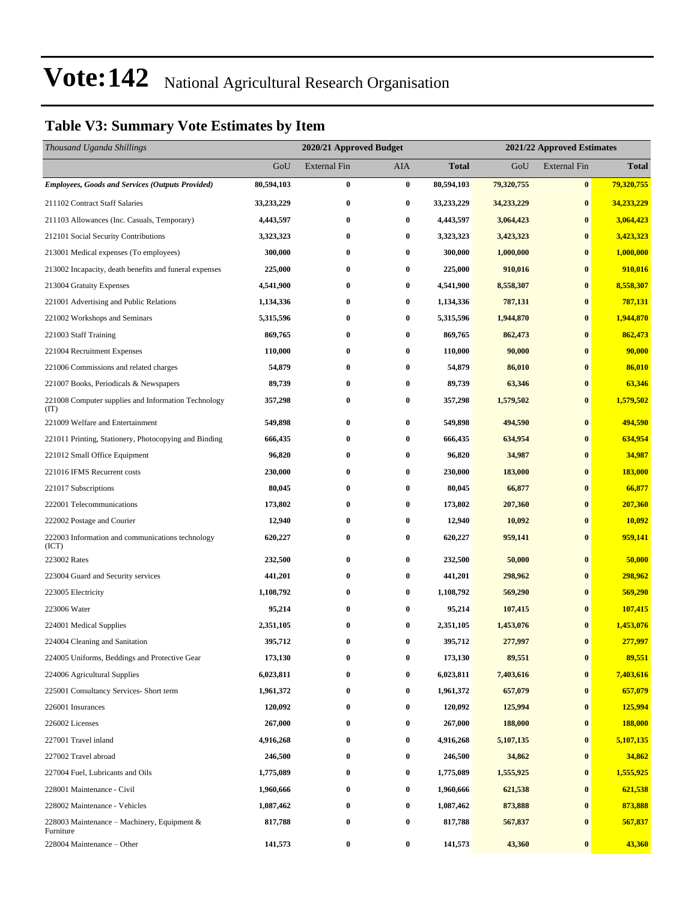# Vote:142 National Agricultural Research Organisation

## Table V3: Summary Vote Estimates by Item

| *Thousand Uganda Shillings* | 2020/21 Approved Budget | | | | 2021/22 Approved Estimates | | |
|---|---|---|---|---|---|---|---|
| | GoU | External Fin | AIA | **Total** | GoU | External Fin | **Total** |
| ***Employees, Goods and Services (Outputs Provided)*** | **80,594,103** | **0** | **0** | **80,594,103** | **79,320,755** | **0** | **79,320,755** |
| 211102 Contract Staff Salaries | **33,233,229** | **0** | **0** | **33,233,229** | **34,233,229** | **0** | **34,233,229** |
| 211103 Allowances (Inc. Casuals, Temporary) | **4,443,597** | **0** | **0** | **4,443,597** | **3,064,423** | **0** | **3,064,423** |
| 212101 Social Security Contributions | **3,323,323** | **0** | **0** | **3,323,323** | **3,423,323** | **0** | **3,423,323** |
| 213001 Medical expenses (To employees) | **300,000** | **0** | **0** | **300,000** | **1,000,000** | **0** | **1,000,000** |
| 213002 Incapacity, death benefits and funeral expenses | **225,000** | **0** | **0** | **225,000** | **910,016** | **0** | **910,016** |
| 213004 Gratuity Expenses | **4,541,900** | **0** | **0** | **4,541,900** | **8,558,307** | **0** | **8,558,307** |
| 221001 Advertising and Public Relations | **1,134,336** | **0** | **0** | **1,134,336** | **787,131** | **0** | **787,131** |
| 221002 Workshops and Seminars | **5,315,596** | **0** | **0** | **5,315,596** | **1,944,870** | **0** | **1,944,870** |
| 221003 Staff Training | **869,765** | **0** | **0** | **869,765** | **862,473** | **0** | **862,473** |
| 221004 Recruitment Expenses | **110,000** | **0** | **0** | **110,000** | **90,000** | **0** | **90,000** |
| 221006 Commissions and related charges | **54,879** | **0** | **0** | **54,879** | **86,010** | **0** | **86,010** |
| 221007 Books, Periodicals & Newspapers | **89,739** | **0** | **0** | **89,739** | **63,346** | **0** | **63,346** |
| 221008 Computer supplies and Information Technology (IT) | **357,298** | **0** | **0** | **357,298** | **1,579,502** | **0** | **1,579,502** |
| 221009 Welfare and Entertainment | **549,898** | **0** | **0** | **549,898** | **494,590** | **0** | **494,590** |
| 221011 Printing, Stationery, Photocopying and Binding | **666,435** | **0** | **0** | **666,435** | **634,954** | **0** | **634,954** |
| 221012 Small Office Equipment | **96,820** | **0** | **0** | **96,820** | **34,987** | **0** | **34,987** |
| 221016 IFMS Recurrent costs | **230,000** | **0** | **0** | **230,000** | **183,000** | **0** | **183,000** |
| 221017 Subscriptions | **80,045** | **0** | **0** | **80,045** | **66,877** | **0** | **66,877** |
| 222001 Telecommunications | **173,802** | **0** | **0** | **173,802** | **207,360** | **0** | **207,360** |
| 222002 Postage and Courier | **12,940** | **0** | **0** | **12,940** | **10,092** | **0** | **10,092** |
| 222003 Information and communications technology (ICT) | **620,227** | **0** | **0** | **620,227** | **959,141** | **0** | **959,141** |
| 223002 Rates | **232,500** | **0** | **0** | **232,500** | **50,000** | **0** | **50,000** |
| 223004 Guard and Security services | **441,201** | **0** | **0** | **441,201** | **298,962** | **0** | **298,962** |
| 223005 Electricity | **1,108,792** | **0** | **0** | **1,108,792** | **569,290** | **0** | **569,290** |
| 223006 Water | **95,214** | **0** | **0** | **95,214** | **107,415** | **0** | **107,415** |
| 224001 Medical Supplies | **2,351,105** | **0** | **0** | **2,351,105** | **1,453,076** | **0** | **1,453,076** |
| 224004 Cleaning and Sanitation | **395,712** | **0** | **0** | **395,712** | **277,997** | **0** | **277,997** |
| 224005 Uniforms, Beddings and Protective Gear | **173,130** | **0** | **0** | **173,130** | **89,551** | **0** | **89,551** |
| 224006 Agricultural Supplies | **6,023,811** | **0** | **0** | **6,023,811** | **7,403,616** | **0** | **7,403,616** |
| 225001 Consultancy Services- Short term | **1,961,372** | **0** | **0** | **1,961,372** | **657,079** | **0** | **657,079** |
| 226001 Insurances | **120,092** | **0** | **0** | **120,092** | **125,994** | **0** | **125,994** |
| 226002 Licenses | **267,000** | **0** | **0** | **267,000** | **188,000** | **0** | **188,000** |
| 227001 Travel inland | **4,916,268** | **0** | **0** | **4,916,268** | **5,107,135** | **0** | **5,107,135** |
| 227002 Travel abroad | **246,500** | **0** | **0** | **246,500** | **34,862** | **0** | **34,862** |
| 227004 Fuel, Lubricants and Oils | **1,775,089** | **0** | **0** | **1,775,089** | **1,555,925** | **0** | **1,555,925** |
| 228001 Maintenance - Civil | **1,960,666** | **0** | **0** | **1,960,666** | **621,538** | **0** | **621,538** |
| 228002 Maintenance - Vehicles | **1,087,462** | **0** | **0** | **1,087,462** | **873,888** | **0** | **873,888** |
| 228003 Maintenance – Machinery, Equipment & Furniture | **817,788** | **0** | **0** | **817,788** | **567,837** | **0** | **567,837** |
| 228004 Maintenance – Other | **141,573** | **0** | **0** | **141,573** | **43,360** | **0** | **43,360** |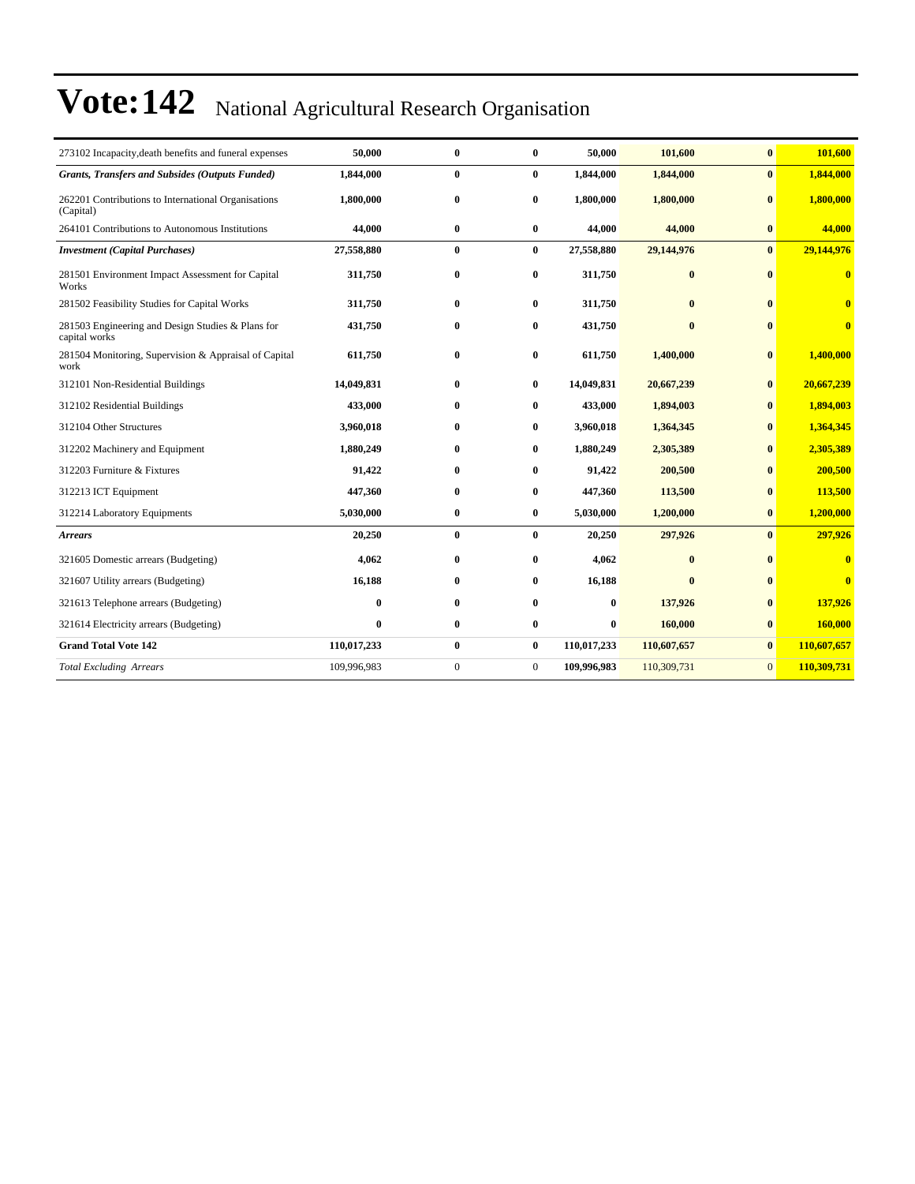# Vote:142 National Agricultural Research Organisation

| | | | | | | | |
|---|---|---|---|---|---|---|---|
| 273102 Incapacity,death benefits and funeral expenses | **50,000** | **0** | **0** | **50,000** | **101,600** | **0** | **101,600** |
| ***Grants, Transfers and Subsides (Outputs Funded)*** | **1,844,000** | **0** | **0** | **1,844,000** | **1,844,000** | **0** | **1,844,000** |
| 262201 Contributions to International Organisations (Capital) | **1,800,000** | **0** | **0** | **1,800,000** | **1,800,000** | **0** | **1,800,000** |
| 264101 Contributions to Autonomous Institutions | **44,000** | **0** | **0** | **44,000** | **44,000** | **0** | **44,000** |
| ***Investment (Capital Purchases)*** | **27,558,880** | **0** | **0** | **27,558,880** | **29,144,976** | **0** | **29,144,976** |
| 281501 Environment Impact Assessment for Capital Works | **311,750** | **0** | **0** | **311,750** | **0** | **0** | **0** |
| 281502 Feasibility Studies for Capital Works | **311,750** | **0** | **0** | **311,750** | **0** | **0** | **0** |
| 281503 Engineering and Design Studies & Plans for capital works | **431,750** | **0** | **0** | **431,750** | **0** | **0** | **0** |
| 281504 Monitoring, Supervision & Appraisal of Capital work | **611,750** | **0** | **0** | **611,750** | **1,400,000** | **0** | **1,400,000** |
| 312101 Non-Residential Buildings | **14,049,831** | **0** | **0** | **14,049,831** | **20,667,239** | **0** | **20,667,239** |
| 312102 Residential Buildings | **433,000** | **0** | **0** | **433,000** | **1,894,003** | **0** | **1,894,003** |
| 312104 Other Structures | **3,960,018** | **0** | **0** | **3,960,018** | **1,364,345** | **0** | **1,364,345** |
| 312202 Machinery and Equipment | **1,880,249** | **0** | **0** | **1,880,249** | **2,305,389** | **0** | **2,305,389** |
| 312203 Furniture & Fixtures | **91,422** | **0** | **0** | **91,422** | **200,500** | **0** | **200,500** |
| 312213 ICT Equipment | **447,360** | **0** | **0** | **447,360** | **113,500** | **0** | **113,500** |
| 312214 Laboratory Equipments | **5,030,000** | **0** | **0** | **5,030,000** | **1,200,000** | **0** | **1,200,000** |
| ***Arrears*** | **20,250** | **0** | **0** | **20,250** | **297,926** | **0** | **297,926** |
| 321605 Domestic arrears (Budgeting) | **4,062** | **0** | **0** | **4,062** | **0** | **0** | **0** |
| 321607 Utility arrears (Budgeting) | **16,188** | **0** | **0** | **16,188** | **0** | **0** | **0** |
| 321613 Telephone arrears (Budgeting) | **0** | **0** | **0** | **0** | **137,926** | **0** | **137,926** |
| 321614 Electricity arrears (Budgeting) | **0** | **0** | **0** | **0** | **160,000** | **0** | **160,000** |
| **Grand Total Vote 142** | **110,017,233** | **0** | **0** | **110,017,233** | **110,607,657** | **0** | **110,607,657** |
| *Total Excluding Arrears* | 109,996,983 | 0 | 0 | **109,996,983** | 110,309,731 | 0 | **110,309,731** |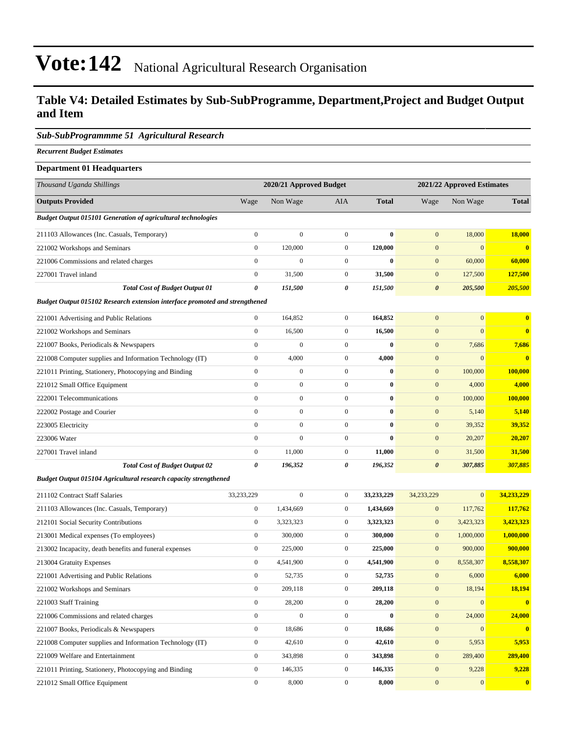# Vote:142 National Agricultural Research Organisation

## Table V4: Detailed Estimates by Sub-SubProgramme, Department,Project and Budget Output and Item

### *Sub-SubProgrammme 51 Agricultural Research*

***Recurrent Budget Estimates***

**Department 01 Headquarters**

| *Thousand Uganda Shillings* | 2020/21 Approved Budget | | | | 2021/22 Approved Estimates | | |
|---|---|---|---|---|---|---|---|
| **Outputs Provided** | Wage | Non Wage | AIA | **Total** | Wage | Non Wage | **Total** |
| ***Budget Output 015101 Generation of agricultural technologies*** | | | | | | | |
| 211103 Allowances (Inc. Casuals, Temporary) | 0 | 0 | 0 | **0** | 0 | 18,000 | **18,000** |
| 221002 Workshops and Seminars | 0 | 120,000 | 0 | **120,000** | 0 | 0 | **0** |
| 221006 Commissions and related charges | 0 | 0 | 0 | **0** | 0 | 60,000 | **60,000** |
| 227001 Travel inland | 0 | 31,500 | 0 | **31,500** | 0 | 127,500 | **127,500** |
| ***Total Cost of Budget Output 01*** | ***0*** | ***151,500*** | ***0*** | ***151,500*** | ***0*** | ***205,500*** | ***205,500*** |
| ***Budget Output 015102 Research extension interface promoted and strengthened*** | | | | | | | |
| 221001 Advertising and Public Relations | 0 | 164,852 | 0 | **164,852** | 0 | 0 | **0** |
| 221002 Workshops and Seminars | 0 | 16,500 | 0 | **16,500** | 0 | 0 | **0** |
| 221007 Books, Periodicals & Newspapers | 0 | 0 | 0 | **0** | 0 | 7,686 | **7,686** |
| 221008 Computer supplies and Information Technology (IT) | 0 | 4,000 | 0 | **4,000** | 0 | 0 | **0** |
| 221011 Printing, Stationery, Photocopying and Binding | 0 | 0 | 0 | **0** | 0 | 100,000 | **100,000** |
| 221012 Small Office Equipment | 0 | 0 | 0 | **0** | 0 | 4,000 | **4,000** |
| 222001 Telecommunications | 0 | 0 | 0 | **0** | 0 | 100,000 | **100,000** |
| 222002 Postage and Courier | 0 | 0 | 0 | **0** | 0 | 5,140 | **5,140** |
| 223005 Electricity | 0 | 0 | 0 | **0** | 0 | 39,352 | **39,352** |
| 223006 Water | 0 | 0 | 0 | **0** | 0 | 20,207 | **20,207** |
| 227001 Travel inland | 0 | 11,000 | 0 | **11,000** | 0 | 31,500 | **31,500** |
| ***Total Cost of Budget Output 02*** | ***0*** | ***196,352*** | ***0*** | ***196,352*** | ***0*** | ***307,885*** | ***307,885*** |
| ***Budget Output 015104 Agricultural research capacity strengthened*** | | | | | | | |
| 211102 Contract Staff Salaries | 33,233,229 | 0 | 0 | **33,233,229** | 34,233,229 | 0 | **34,233,229** |
| 211103 Allowances (Inc. Casuals, Temporary) | 0 | 1,434,669 | 0 | **1,434,669** | 0 | 117,762 | **117,762** |
| 212101 Social Security Contributions | 0 | 3,323,323 | 0 | **3,323,323** | 0 | 3,423,323 | **3,423,323** |
| 213001 Medical expenses (To employees) | 0 | 300,000 | 0 | **300,000** | 0 | 1,000,000 | **1,000,000** |
| 213002 Incapacity, death benefits and funeral expenses | 0 | 225,000 | 0 | **225,000** | 0 | 900,000 | **900,000** |
| 213004 Gratuity Expenses | 0 | 4,541,900 | 0 | **4,541,900** | 0 | 8,558,307 | **8,558,307** |
| 221001 Advertising and Public Relations | 0 | 52,735 | 0 | **52,735** | 0 | 6,000 | **6,000** |
| 221002 Workshops and Seminars | 0 | 209,118 | 0 | **209,118** | 0 | 18,194 | **18,194** |
| 221003 Staff Training | 0 | 28,200 | 0 | **28,200** | 0 | 0 | **0** |
| 221006 Commissions and related charges | 0 | 0 | 0 | **0** | 0 | 24,000 | **24,000** |
| 221007 Books, Periodicals & Newspapers | 0 | 18,686 | 0 | **18,686** | 0 | 0 | **0** |
| 221008 Computer supplies and Information Technology (IT) | 0 | 42,610 | 0 | **42,610** | 0 | 5,953 | **5,953** |
| 221009 Welfare and Entertainment | 0 | 343,898 | 0 | **343,898** | 0 | 289,400 | **289,400** |
| 221011 Printing, Stationery, Photocopying and Binding | 0 | 146,335 | 0 | **146,335** | 0 | 9,228 | **9,228** |
| 221012 Small Office Equipment | 0 | 8,000 | 0 | **8,000** | 0 | 0 | **0** |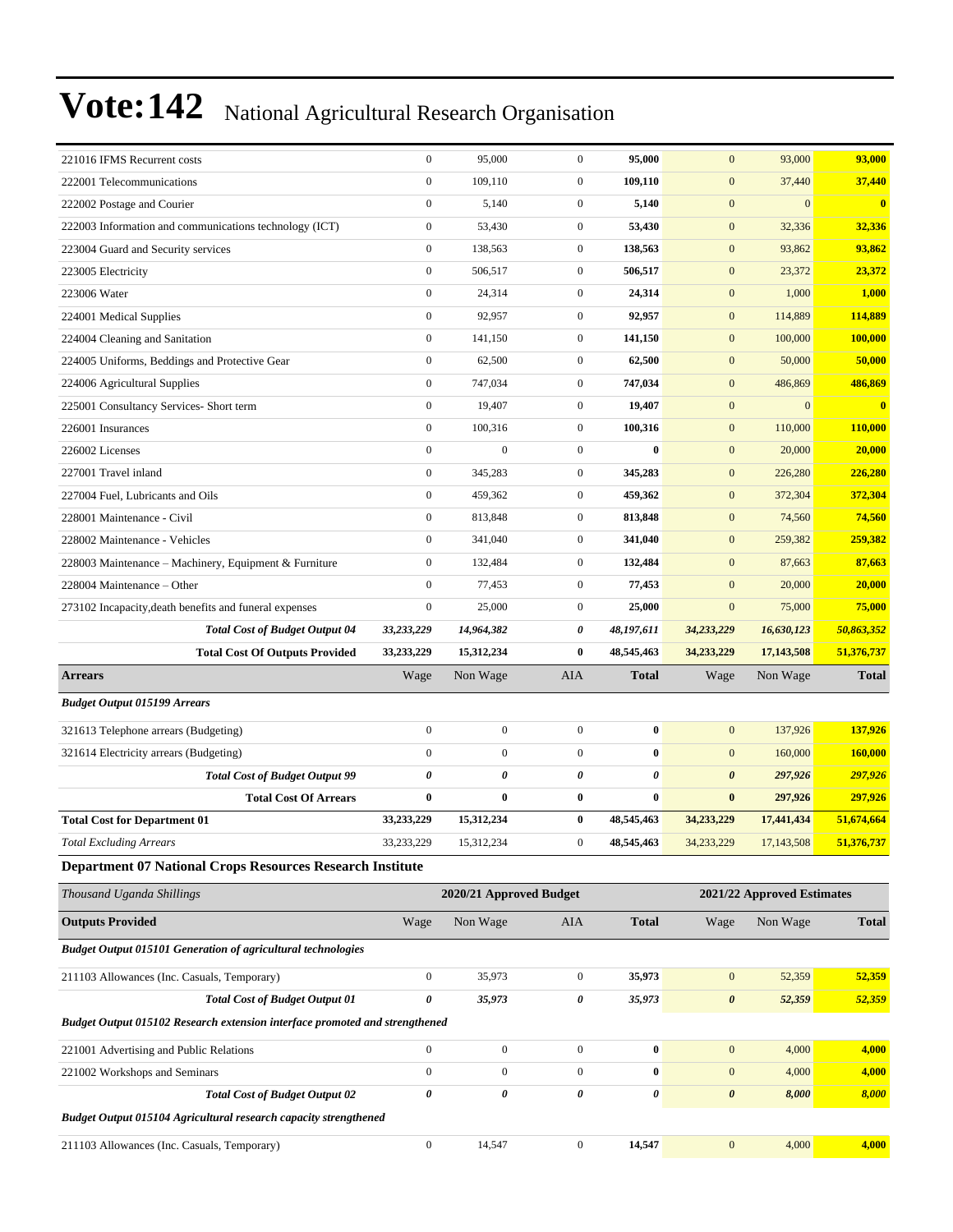# Vote:142 National Agricultural Research Organisation

| | Wage | Non Wage | AIA | Total | Wage | Non Wage | Total |
|---|---|---|---|---|---|---|---|
| 221016 IFMS Recurrent costs | 0 | 95,000 | 0 | **95,000** | 0 | 93,000 | **93,000** |
| 222001 Telecommunications | 0 | 109,110 | 0 | **109,110** | 0 | 37,440 | **37,440** |
| 222002 Postage and Courier | 0 | 5,140 | 0 | **5,140** | 0 | 0 | **0** |
| 222003 Information and communications technology (ICT) | 0 | 53,430 | 0 | **53,430** | 0 | 32,336 | **32,336** |
| 223004 Guard and Security services | 0 | 138,563 | 0 | **138,563** | 0 | 93,862 | **93,862** |
| 223005 Electricity | 0 | 506,517 | 0 | **506,517** | 0 | 23,372 | **23,372** |
| 223006 Water | 0 | 24,314 | 0 | **24,314** | 0 | 1,000 | **1,000** |
| 224001 Medical Supplies | 0 | 92,957 | 0 | **92,957** | 0 | 114,889 | **114,889** |
| 224004 Cleaning and Sanitation | 0 | 141,150 | 0 | **141,150** | 0 | 100,000 | **100,000** |
| 224005 Uniforms, Beddings and Protective Gear | 0 | 62,500 | 0 | **62,500** | 0 | 50,000 | **50,000** |
| 224006 Agricultural Supplies | 0 | 747,034 | 0 | **747,034** | 0 | 486,869 | **486,869** |
| 225001 Consultancy Services- Short term | 0 | 19,407 | 0 | **19,407** | 0 | 0 | **0** |
| 226001 Insurances | 0 | 100,316 | 0 | **100,316** | 0 | 110,000 | **110,000** |
| 226002 Licenses | 0 | 0 | 0 | **0** | 0 | 20,000 | **20,000** |
| 227001 Travel inland | 0 | 345,283 | 0 | **345,283** | 0 | 226,280 | **226,280** |
| 227004 Fuel, Lubricants and Oils | 0 | 459,362 | 0 | **459,362** | 0 | 372,304 | **372,304** |
| 228001 Maintenance - Civil | 0 | 813,848 | 0 | **813,848** | 0 | 74,560 | **74,560** |
| 228002 Maintenance - Vehicles | 0 | 341,040 | 0 | **341,040** | 0 | 259,382 | **259,382** |
| 228003 Maintenance – Machinery, Equipment & Furniture | 0 | 132,484 | 0 | **132,484** | 0 | 87,663 | **87,663** |
| 228004 Maintenance – Other | 0 | 77,453 | 0 | **77,453** | 0 | 20,000 | **20,000** |
| 273102 Incapacity,death benefits and funeral expenses | 0 | 25,000 | 0 | **25,000** | 0 | 75,000 | **75,000** |
| ***Total Cost of Budget Output 04*** | ***33,233,229*** | ***14,964,382*** | ***0*** | ***48,197,611*** | ***34,233,229*** | ***16,630,123*** | ***50,863,352*** |
| **Total Cost Of Outputs Provided** | **33,233,229** | **15,312,234** | **0** | **48,545,463** | **34,233,229** | **17,143,508** | **51,376,737** |
| **Arrears** | Wage | Non Wage | AIA | **Total** | Wage | Non Wage | **Total** |
| ***Budget Output 015199 Arrears*** | | | | | | | |
| 321613 Telephone arrears (Budgeting) | 0 | 0 | 0 | **0** | 0 | 137,926 | **137,926** |
| 321614 Electricity arrears (Budgeting) | 0 | 0 | 0 | **0** | 0 | 160,000 | **160,000** |
| ***Total Cost of Budget Output 99*** | ***0*** | ***0*** | ***0*** | ***0*** | ***0*** | ***297,926*** | ***297,926*** |
| **Total Cost Of Arrears** | **0** | **0** | **0** | **0** | **0** | **297,926** | **297,926** |
| **Total Cost for Department 01** | **33,233,229** | **15,312,234** | **0** | **48,545,463** | **34,233,229** | **17,441,434** | **51,674,664** |
| *Total Excluding Arrears* | 33,233,229 | 15,312,234 | 0 | **48,545,463** | 34,233,229 | 17,143,508 | **51,376,737** |

### Department 07 National Crops Resources Research Institute

| *Thousand Uganda Shillings* | 2020/21 Approved Budget | | | | 2021/22 Approved Estimates | | |
|---|---|---|---|---|---|---|---|
| **Outputs Provided** | Wage | Non Wage | AIA | **Total** | Wage | Non Wage | **Total** |
| ***Budget Output 015101 Generation of agricultural technologies*** | | | | | | | |
| 211103 Allowances (Inc. Casuals, Temporary) | 0 | 35,973 | 0 | **35,973** | 0 | 52,359 | **52,359** |
| ***Total Cost of Budget Output 01*** | ***0*** | ***35,973*** | ***0*** | ***35,973*** | ***0*** | ***52,359*** | ***52,359*** |
| ***Budget Output 015102 Research extension interface promoted and strengthened*** | | | | | | | |
| 221001 Advertising and Public Relations | 0 | 0 | 0 | **0** | 0 | 4,000 | **4,000** |
| 221002 Workshops and Seminars | 0 | 0 | 0 | **0** | 0 | 4,000 | **4,000** |
| ***Total Cost of Budget Output 02*** | ***0*** | ***0*** | ***0*** | ***0*** | ***0*** | ***8,000*** | ***8,000*** |
| ***Budget Output 015104 Agricultural research capacity strengthened*** | | | | | | | |
| 211103 Allowances (Inc. Casuals, Temporary) | 0 | 14,547 | 0 | **14,547** | 0 | 4,000 | **4,000** |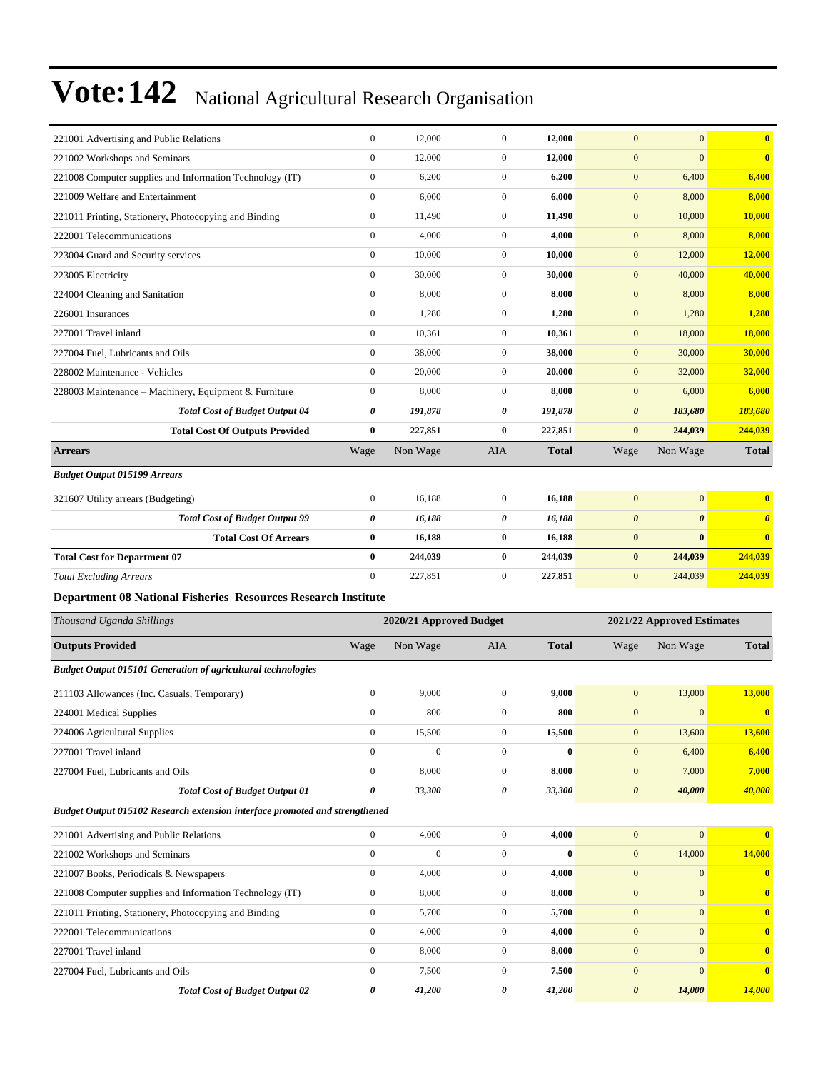# Vote:142 National Agricultural Research Organisation

| | Wage | Non Wage | AIA | Total | Wage | Non Wage | Total |
|---|---|---|---|---|---|---|---|
| 221001 Advertising and Public Relations | 0 | 12,000 | 0 | **12,000** | 0 | 0 | **0** |
| 221002 Workshops and Seminars | 0 | 12,000 | 0 | **12,000** | 0 | 0 | **0** |
| 221008 Computer supplies and Information Technology (IT) | 0 | 6,200 | 0 | **6,200** | 0 | 6,400 | **6,400** |
| 221009 Welfare and Entertainment | 0 | 6,000 | 0 | **6,000** | 0 | 8,000 | **8,000** |
| 221011 Printing, Stationery, Photocopying and Binding | 0 | 11,490 | 0 | **11,490** | 0 | 10,000 | **10,000** |
| 222001 Telecommunications | 0 | 4,000 | 0 | **4,000** | 0 | 8,000 | **8,000** |
| 223004 Guard and Security services | 0 | 10,000 | 0 | **10,000** | 0 | 12,000 | **12,000** |
| 223005 Electricity | 0 | 30,000 | 0 | **30,000** | 0 | 40,000 | **40,000** |
| 224004 Cleaning and Sanitation | 0 | 8,000 | 0 | **8,000** | 0 | 8,000 | **8,000** |
| 226001 Insurances | 0 | 1,280 | 0 | **1,280** | 0 | 1,280 | **1,280** |
| 227001 Travel inland | 0 | 10,361 | 0 | **10,361** | 0 | 18,000 | **18,000** |
| 227004 Fuel, Lubricants and Oils | 0 | 38,000 | 0 | **38,000** | 0 | 30,000 | **30,000** |
| 228002 Maintenance - Vehicles | 0 | 20,000 | 0 | **20,000** | 0 | 32,000 | **32,000** |
| 228003 Maintenance – Machinery, Equipment & Furniture | 0 | 8,000 | 0 | **8,000** | 0 | 6,000 | **6,000** |
| ***Total Cost of Budget Output 04*** | ***0*** | ***191,878*** | ***0*** | ***191,878*** | ***0*** | ***183,680*** | ***183,680*** |
| **Total Cost Of Outputs Provided** | **0** | **227,851** | **0** | **227,851** | **0** | **244,039** | **244,039** |
| **Arrears** | Wage | Non Wage | AIA | **Total** | Wage | Non Wage | **Total** |
| ***Budget Output 015199 Arrears*** | | | | | | | |
| 321607 Utility arrears (Budgeting) | 0 | 16,188 | 0 | **16,188** | 0 | 0 | **0** |
| ***Total Cost of Budget Output 99*** | ***0*** | ***16,188*** | ***0*** | ***16,188*** | ***0*** | ***0*** | ***0*** |
| **Total Cost Of Arrears** | **0** | **16,188** | **0** | **16,188** | **0** | **0** | **0** |
| **Total Cost for Department 07** | **0** | **244,039** | **0** | **244,039** | **0** | **244,039** | **244,039** |
| *Total Excluding Arrears* | 0 | 227,851 | 0 | 227,851 | 0 | 244,039 | **244,039** |

**Department 08 National Fisheries Resources Research Institute**

| *Thousand Uganda Shillings* | 2020/21 Approved Budget | | | | 2021/22 Approved Estimates | | |
|---|---|---|---|---|---|---|---|
| **Outputs Provided** | Wage | Non Wage | AIA | **Total** | Wage | Non Wage | **Total** |
| ***Budget Output 015101 Generation of agricultural technologies*** | | | | | | | |
| 211103 Allowances (Inc. Casuals, Temporary) | 0 | 9,000 | 0 | **9,000** | 0 | 13,000 | **13,000** |
| 224001 Medical Supplies | 0 | 800 | 0 | **800** | 0 | 0 | **0** |
| 224006 Agricultural Supplies | 0 | 15,500 | 0 | **15,500** | 0 | 13,600 | **13,600** |
| 227001 Travel inland | 0 | 0 | 0 | **0** | 0 | 6,400 | **6,400** |
| 227004 Fuel, Lubricants and Oils | 0 | 8,000 | 0 | **8,000** | 0 | 7,000 | **7,000** |
| ***Total Cost of Budget Output 01*** | ***0*** | ***33,300*** | ***0*** | ***33,300*** | ***0*** | ***40,000*** | ***40,000*** |
| ***Budget Output 015102 Research extension interface promoted and strengthened*** | | | | | | | |
| 221001 Advertising and Public Relations | 0 | 4,000 | 0 | **4,000** | 0 | 0 | **0** |
| 221002 Workshops and Seminars | 0 | 0 | 0 | **0** | 0 | 14,000 | **14,000** |
| 221007 Books, Periodicals & Newspapers | 0 | 4,000 | 0 | **4,000** | 0 | 0 | **0** |
| 221008 Computer supplies and Information Technology (IT) | 0 | 8,000 | 0 | **8,000** | 0 | 0 | **0** |
| 221011 Printing, Stationery, Photocopying and Binding | 0 | 5,700 | 0 | **5,700** | 0 | 0 | **0** |
| 222001 Telecommunications | 0 | 4,000 | 0 | **4,000** | 0 | 0 | **0** |
| 227001 Travel inland | 0 | 8,000 | 0 | **8,000** | 0 | 0 | **0** |
| 227004 Fuel, Lubricants and Oils | 0 | 7,500 | 0 | **7,500** | 0 | 0 | **0** |
| ***Total Cost of Budget Output 02*** | ***0*** | ***41,200*** | ***0*** | ***41,200*** | ***0*** | ***14,000*** | ***14,000*** |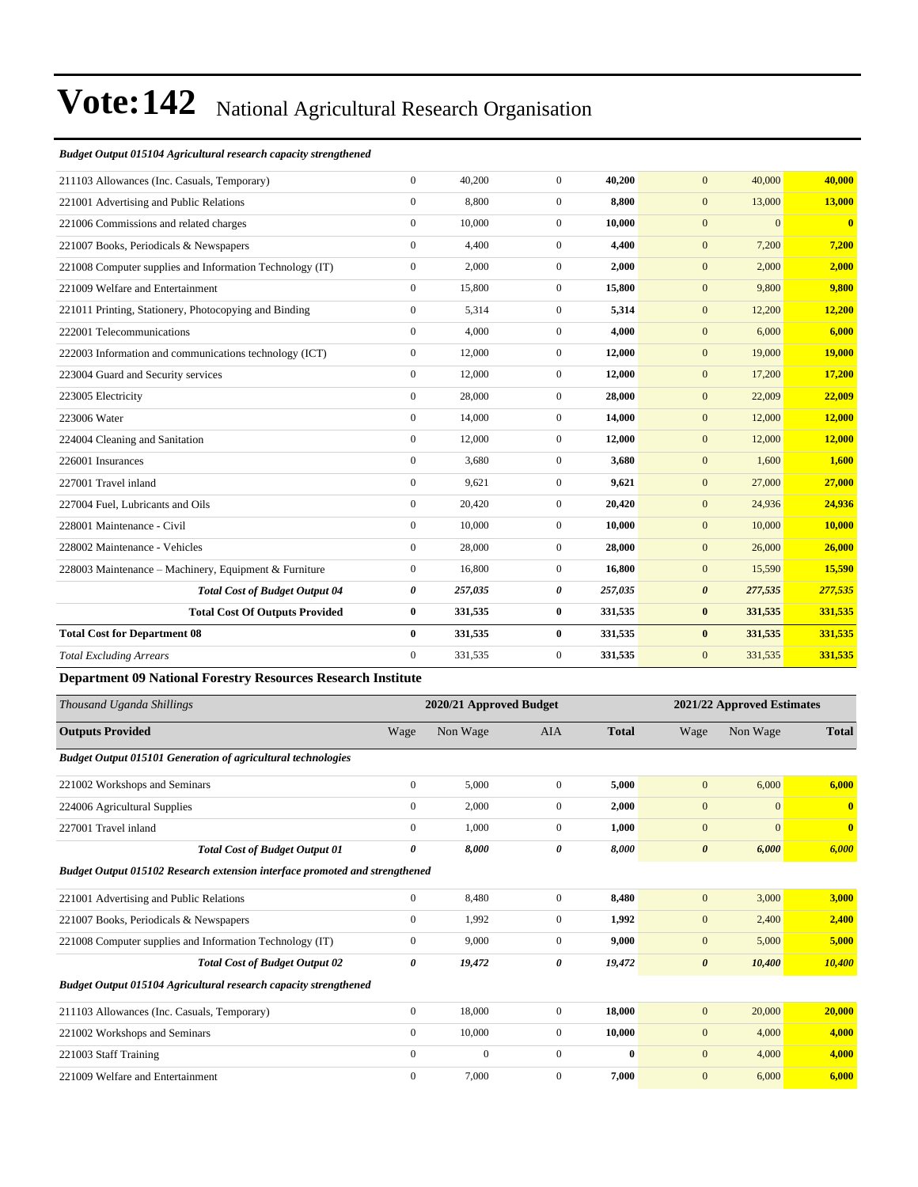# Vote:142 National Agricultural Research Organisation

*Budget Output 015104 Agricultural research capacity strengthened*

| | | | | | | | |
|---|---|---|---|---|---|---|---|
| 211103 Allowances (Inc. Casuals, Temporary) | 0 | 40,200 | 0 | **40,200** | 0 | 40,000 | **40,000** |
| 221001 Advertising and Public Relations | 0 | 8,800 | 0 | **8,800** | 0 | 13,000 | **13,000** |
| 221006 Commissions and related charges | 0 | 10,000 | 0 | **10,000** | 0 | 0 | **0** |
| 221007 Books, Periodicals & Newspapers | 0 | 4,400 | 0 | **4,400** | 0 | 7,200 | **7,200** |
| 221008 Computer supplies and Information Technology (IT) | 0 | 2,000 | 0 | **2,000** | 0 | 2,000 | **2,000** |
| 221009 Welfare and Entertainment | 0 | 15,800 | 0 | **15,800** | 0 | 9,800 | **9,800** |
| 221011 Printing, Stationery, Photocopying and Binding | 0 | 5,314 | 0 | **5,314** | 0 | 12,200 | **12,200** |
| 222001 Telecommunications | 0 | 4,000 | 0 | **4,000** | 0 | 6,000 | **6,000** |
| 222003 Information and communications technology (ICT) | 0 | 12,000 | 0 | **12,000** | 0 | 19,000 | **19,000** |
| 223004 Guard and Security services | 0 | 12,000 | 0 | **12,000** | 0 | 17,200 | **17,200** |
| 223005 Electricity | 0 | 28,000 | 0 | **28,000** | 0 | 22,009 | **22,009** |
| 223006 Water | 0 | 14,000 | 0 | **14,000** | 0 | 12,000 | **12,000** |
| 224004 Cleaning and Sanitation | 0 | 12,000 | 0 | **12,000** | 0 | 12,000 | **12,000** |
| 226001 Insurances | 0 | 3,680 | 0 | **3,680** | 0 | 1,600 | **1,600** |
| 227001 Travel inland | 0 | 9,621 | 0 | **9,621** | 0 | 27,000 | **27,000** |
| 227004 Fuel, Lubricants and Oils | 0 | 20,420 | 0 | **20,420** | 0 | 24,936 | **24,936** |
| 228001 Maintenance - Civil | 0 | 10,000 | 0 | **10,000** | 0 | 10,000 | **10,000** |
| 228002 Maintenance - Vehicles | 0 | 28,000 | 0 | **28,000** | 0 | 26,000 | **26,000** |
| 228003 Maintenance – Machinery, Equipment & Furniture | 0 | 16,800 | 0 | **16,800** | 0 | 15,590 | **15,590** |
| ***Total Cost of Budget Output 04*** | ***0*** | ***257,035*** | ***0*** | ***257,035*** | ***0*** | ***277,535*** | ***277,535*** |
| **Total Cost Of Outputs Provided** | **0** | **331,535** | **0** | **331,535** | **0** | **331,535** | **331,535** |
| **Total Cost for Department 08** | **0** | **331,535** | **0** | **331,535** | **0** | **331,535** | **331,535** |
| *Total Excluding Arrears* | 0 | 331,535 | 0 | **331,535** | 0 | 331,535 | **331,535** |

**Department 09 National Forestry Resources Research Institute**

| *Thousand Uganda Shillings* | 2020/21 Approved Budget | | | | 2021/22 Approved Estimates | | |
|---|---|---|---|---|---|---|---|
| **Outputs Provided** | Wage | Non Wage | AIA | **Total** | Wage | Non Wage | **Total** |
| ***Budget Output 015101 Generation of agricultural technologies*** | | | | | | | |
| 221002 Workshops and Seminars | 0 | 5,000 | 0 | **5,000** | 0 | 6,000 | **6,000** |
| 224006 Agricultural Supplies | 0 | 2,000 | 0 | **2,000** | 0 | 0 | **0** |
| 227001 Travel inland | 0 | 1,000 | 0 | **1,000** | 0 | 0 | **0** |
| ***Total Cost of Budget Output 01*** | ***0*** | ***8,000*** | ***0*** | ***8,000*** | ***0*** | ***6,000*** | ***6,000*** |
| ***Budget Output 015102 Research extension interface promoted and strengthened*** | | | | | | | |
| 221001 Advertising and Public Relations | 0 | 8,480 | 0 | **8,480** | 0 | 3,000 | **3,000** |
| 221007 Books, Periodicals & Newspapers | 0 | 1,992 | 0 | **1,992** | 0 | 2,400 | **2,400** |
| 221008 Computer supplies and Information Technology (IT) | 0 | 9,000 | 0 | **9,000** | 0 | 5,000 | **5,000** |
| ***Total Cost of Budget Output 02*** | ***0*** | ***19,472*** | ***0*** | ***19,472*** | ***0*** | ***10,400*** | ***10,400*** |
| ***Budget Output 015104 Agricultural research capacity strengthened*** | | | | | | | |
| 211103 Allowances (Inc. Casuals, Temporary) | 0 | 18,000 | 0 | **18,000** | 0 | 20,000 | **20,000** |
| 221002 Workshops and Seminars | 0 | 10,000 | 0 | **10,000** | 0 | 4,000 | **4,000** |
| 221003 Staff Training | 0 | 0 | 0 | **0** | 0 | 4,000 | **4,000** |
| 221009 Welfare and Entertainment | 0 | 7,000 | 0 | **7,000** | 0 | 6,000 | **6,000** |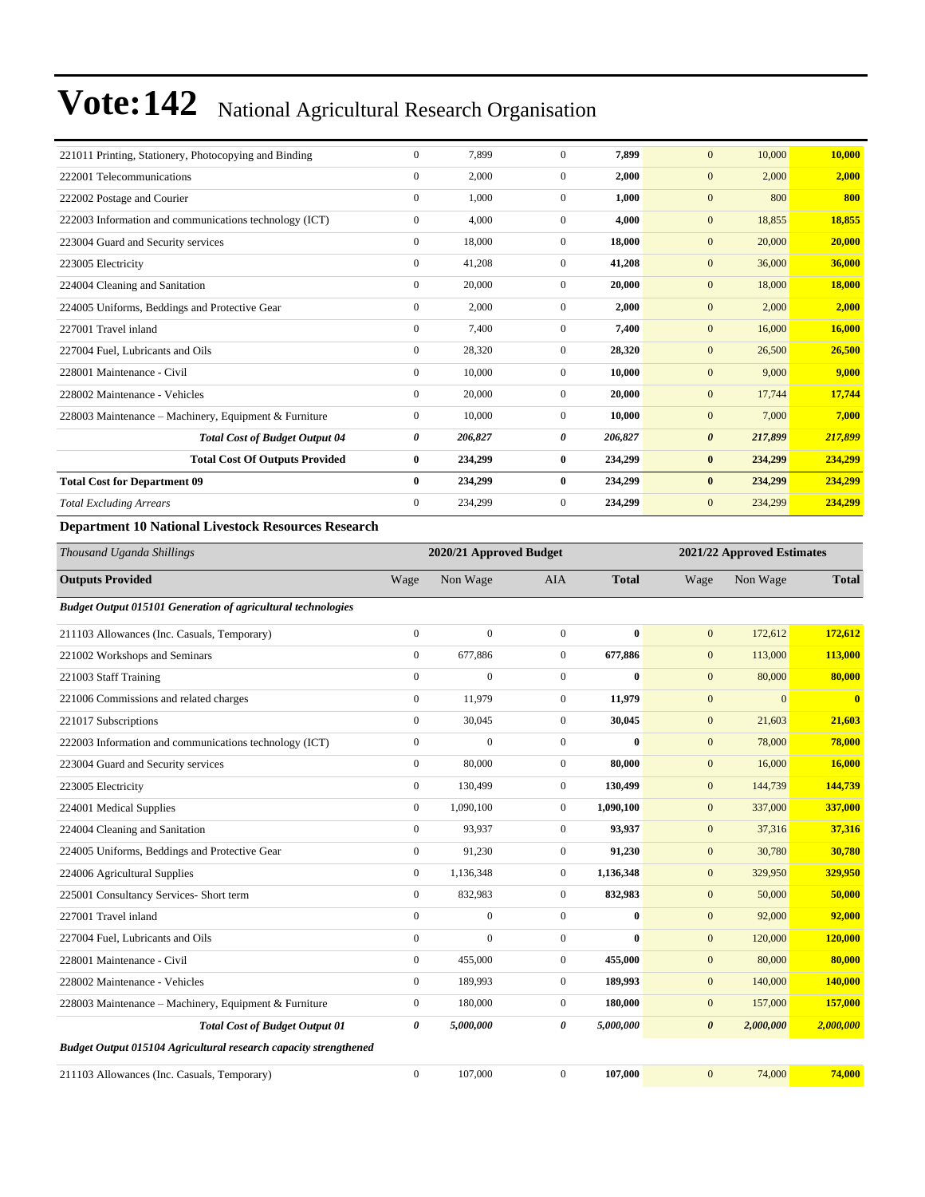# Vote:142 National Agricultural Research Organisation

| | | | | | | | |
|---|---|---|---|---|---|---|---|
| 221011 Printing, Stationery, Photocopying and Binding | 0 | 7,899 | 0 | **7,899** | 0 | 10,000 | **10,000** |
| 222001 Telecommunications | 0 | 2,000 | 0 | **2,000** | 0 | 2,000 | **2,000** |
| 222002 Postage and Courier | 0 | 1,000 | 0 | **1,000** | 0 | 800 | **800** |
| 222003 Information and communications technology (ICT) | 0 | 4,000 | 0 | **4,000** | 0 | 18,855 | **18,855** |
| 223004 Guard and Security services | 0 | 18,000 | 0 | **18,000** | 0 | 20,000 | **20,000** |
| 223005 Electricity | 0 | 41,208 | 0 | **41,208** | 0 | 36,000 | **36,000** |
| 224004 Cleaning and Sanitation | 0 | 20,000 | 0 | **20,000** | 0 | 18,000 | **18,000** |
| 224005 Uniforms, Beddings and Protective Gear | 0 | 2,000 | 0 | **2,000** | 0 | 2,000 | **2,000** |
| 227001 Travel inland | 0 | 7,400 | 0 | **7,400** | 0 | 16,000 | **16,000** |
| 227004 Fuel, Lubricants and Oils | 0 | 28,320 | 0 | **28,320** | 0 | 26,500 | **26,500** |
| 228001 Maintenance - Civil | 0 | 10,000 | 0 | **10,000** | 0 | 9,000 | **9,000** |
| 228002 Maintenance - Vehicles | 0 | 20,000 | 0 | **20,000** | 0 | 17,744 | **17,744** |
| 228003 Maintenance – Machinery, Equipment & Furniture | 0 | 10,000 | 0 | **10,000** | 0 | 7,000 | **7,000** |
| ***Total Cost of Budget Output 04*** | ***0*** | ***206,827*** | ***0*** | ***206,827*** | ***0*** | ***217,899*** | ***217,899*** |
| **Total Cost Of Outputs Provided** | **0** | **234,299** | **0** | **234,299** | **0** | **234,299** | **234,299** |
| **Total Cost for Department 09** | **0** | **234,299** | **0** | **234,299** | **0** | **234,299** | **234,299** |
| *Total Excluding Arrears* | 0 | 234,299 | 0 | 234,299 | 0 | 234,299 | **234,299** |

**Department 10 National Livestock Resources Research**

| *Thousand Uganda Shillings* | **2020/21 Approved Budget** | | | | **2021/22 Approved Estimates** | | |
|---|---|---|---|---|---|---|---|
| **Outputs Provided** | Wage | Non Wage | AIA | **Total** | Wage | Non Wage | **Total** |
| ***Budget Output 015101 Generation of agricultural technologies*** | | | | | | | |
| 211103 Allowances (Inc. Casuals, Temporary) | 0 | 0 | 0 | **0** | 0 | 172,612 | **172,612** |
| 221002 Workshops and Seminars | 0 | 677,886 | 0 | **677,886** | 0 | 113,000 | **113,000** |
| 221003 Staff Training | 0 | 0 | 0 | **0** | 0 | 80,000 | **80,000** |
| 221006 Commissions and related charges | 0 | 11,979 | 0 | **11,979** | 0 | 0 | **0** |
| 221017 Subscriptions | 0 | 30,045 | 0 | **30,045** | 0 | 21,603 | **21,603** |
| 222003 Information and communications technology (ICT) | 0 | 0 | 0 | **0** | 0 | 78,000 | **78,000** |
| 223004 Guard and Security services | 0 | 80,000 | 0 | **80,000** | 0 | 16,000 | **16,000** |
| 223005 Electricity | 0 | 130,499 | 0 | **130,499** | 0 | 144,739 | **144,739** |
| 224001 Medical Supplies | 0 | 1,090,100 | 0 | **1,090,100** | 0 | 337,000 | **337,000** |
| 224004 Cleaning and Sanitation | 0 | 93,937 | 0 | **93,937** | 0 | 37,316 | **37,316** |
| 224005 Uniforms, Beddings and Protective Gear | 0 | 91,230 | 0 | **91,230** | 0 | 30,780 | **30,780** |
| 224006 Agricultural Supplies | 0 | 1,136,348 | 0 | **1,136,348** | 0 | 329,950 | **329,950** |
| 225001 Consultancy Services- Short term | 0 | 832,983 | 0 | **832,983** | 0 | 50,000 | **50,000** |
| 227001 Travel inland | 0 | 0 | 0 | **0** | 0 | 92,000 | **92,000** |
| 227004 Fuel, Lubricants and Oils | 0 | 0 | 0 | **0** | 0 | 120,000 | **120,000** |
| 228001 Maintenance - Civil | 0 | 455,000 | 0 | **455,000** | 0 | 80,000 | **80,000** |
| 228002 Maintenance - Vehicles | 0 | 189,993 | 0 | **189,993** | 0 | 140,000 | **140,000** |
| 228003 Maintenance – Machinery, Equipment & Furniture | 0 | 180,000 | 0 | **180,000** | 0 | 157,000 | **157,000** |
| ***Total Cost of Budget Output 01*** | ***0*** | ***5,000,000*** | ***0*** | ***5,000,000*** | ***0*** | ***2,000,000*** | ***2,000,000*** |
| ***Budget Output 015104 Agricultural research capacity strengthened*** | | | | | | | |
| 211103 Allowances (Inc. Casuals, Temporary) | 0 | 107,000 | 0 | **107,000** | 0 | 74,000 | **74,000** |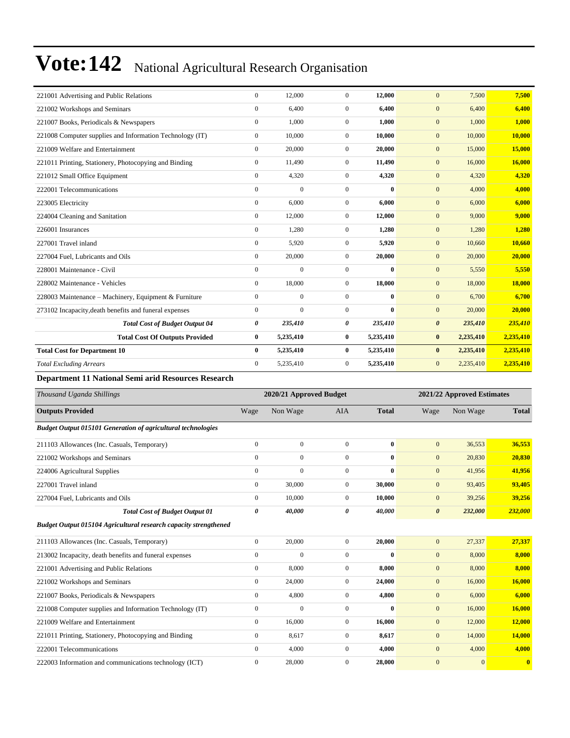# Vote:142 National Agricultural Research Organisation

| | | | | | | | |
|---|---|---|---|---|---|---|---|
| 221001 Advertising and Public Relations | 0 | 12,000 | 0 | **12,000** | 0 | 7,500 | **7,500** |
| 221002 Workshops and Seminars | 0 | 6,400 | 0 | **6,400** | 0 | 6,400 | **6,400** |
| 221007 Books, Periodicals & Newspapers | 0 | 1,000 | 0 | **1,000** | 0 | 1,000 | **1,000** |
| 221008 Computer supplies and Information Technology (IT) | 0 | 10,000 | 0 | **10,000** | 0 | 10,000 | **10,000** |
| 221009 Welfare and Entertainment | 0 | 20,000 | 0 | **20,000** | 0 | 15,000 | **15,000** |
| 221011 Printing, Stationery, Photocopying and Binding | 0 | 11,490 | 0 | **11,490** | 0 | 16,000 | **16,000** |
| 221012 Small Office Equipment | 0 | 4,320 | 0 | **4,320** | 0 | 4,320 | **4,320** |
| 222001 Telecommunications | 0 | 0 | 0 | **0** | 0 | 4,000 | **4,000** |
| 223005 Electricity | 0 | 6,000 | 0 | **6,000** | 0 | 6,000 | **6,000** |
| 224004 Cleaning and Sanitation | 0 | 12,000 | 0 | **12,000** | 0 | 9,000 | **9,000** |
| 226001 Insurances | 0 | 1,280 | 0 | **1,280** | 0 | 1,280 | **1,280** |
| 227001 Travel inland | 0 | 5,920 | 0 | **5,920** | 0 | 10,660 | **10,660** |
| 227004 Fuel, Lubricants and Oils | 0 | 20,000 | 0 | **20,000** | 0 | 20,000 | **20,000** |
| 228001 Maintenance - Civil | 0 | 0 | 0 | **0** | 0 | 5,550 | **5,550** |
| 228002 Maintenance - Vehicles | 0 | 18,000 | 0 | **18,000** | 0 | 18,000 | **18,000** |
| 228003 Maintenance – Machinery, Equipment & Furniture | 0 | 0 | 0 | **0** | 0 | 6,700 | **6,700** |
| 273102 Incapacity,death benefits and funeral expenses | 0 | 0 | 0 | **0** | 0 | 20,000 | **20,000** |
| ***Total Cost of Budget Output 04*** | ***0*** | ***235,410*** | ***0*** | ***235,410*** | ***0*** | ***235,410*** | ***235,410*** |
| **Total Cost Of Outputs Provided** | **0** | **5,235,410** | **0** | **5,235,410** | **0** | **2,235,410** | **2,235,410** |
| **Total Cost for Department 10** | **0** | **5,235,410** | **0** | **5,235,410** | **0** | **2,235,410** | **2,235,410** |
| *Total Excluding Arrears* | 0 | 5,235,410 | 0 | **5,235,410** | 0 | 2,235,410 | **2,235,410** |

**Department 11 National Semi arid Resources Research**

| *Thousand Uganda Shillings* | 2020/21 Approved Budget | | | | 2021/22 Approved Estimates | | |
|---|---|---|---|---|---|---|---|
| **Outputs Provided** | Wage | Non Wage | AIA | **Total** | Wage | Non Wage | **Total** |
| ***Budget Output 015101 Generation of agricultural technologies*** | | | | | | | |
| 211103 Allowances (Inc. Casuals, Temporary) | 0 | 0 | 0 | **0** | 0 | 36,553 | **36,553** |
| 221002 Workshops and Seminars | 0 | 0 | 0 | **0** | 0 | 20,830 | **20,830** |
| 224006 Agricultural Supplies | 0 | 0 | 0 | **0** | 0 | 41,956 | **41,956** |
| 227001 Travel inland | 0 | 30,000 | 0 | **30,000** | 0 | 93,405 | **93,405** |
| 227004 Fuel, Lubricants and Oils | 0 | 10,000 | 0 | **10,000** | 0 | 39,256 | **39,256** |
| ***Total Cost of Budget Output 01*** | ***0*** | ***40,000*** | ***0*** | ***40,000*** | ***0*** | ***232,000*** | ***232,000*** |
| ***Budget Output 015104 Agricultural research capacity strengthened*** | | | | | | | |
| 211103 Allowances (Inc. Casuals, Temporary) | 0 | 20,000 | 0 | **20,000** | 0 | 27,337 | **27,337** |
| 213002 Incapacity, death benefits and funeral expenses | 0 | 0 | 0 | **0** | 0 | 8,000 | **8,000** |
| 221001 Advertising and Public Relations | 0 | 8,000 | 0 | **8,000** | 0 | 8,000 | **8,000** |
| 221002 Workshops and Seminars | 0 | 24,000 | 0 | **24,000** | 0 | 16,000 | **16,000** |
| 221007 Books, Periodicals & Newspapers | 0 | 4,800 | 0 | **4,800** | 0 | 6,000 | **6,000** |
| 221008 Computer supplies and Information Technology (IT) | 0 | 0 | 0 | **0** | 0 | 16,000 | **16,000** |
| 221009 Welfare and Entertainment | 0 | 16,000 | 0 | **16,000** | 0 | 12,000 | **12,000** |
| 221011 Printing, Stationery, Photocopying and Binding | 0 | 8,617 | 0 | **8,617** | 0 | 14,000 | **14,000** |
| 222001 Telecommunications | 0 | 4,000 | 0 | **4,000** | 0 | 4,000 | **4,000** |
| 222003 Information and communications technology (ICT) | 0 | 28,000 | 0 | **28,000** | 0 | 0 | **0** |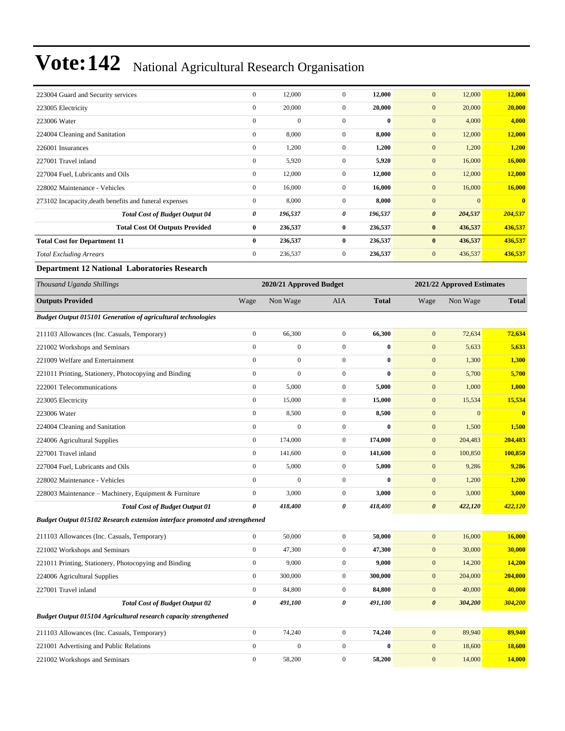# Vote:142 National Agricultural Research Organisation

| | | | | | | | |
|---|---|---|---|---|---|---|---|
| 223004 Guard and Security services | 0 | 12,000 | 0 | **12,000** | 0 | 12,000 | **12,000** |
| 223005 Electricity | 0 | 20,000 | 0 | **20,000** | 0 | 20,000 | **20,000** |
| 223006 Water | 0 | 0 | 0 | **0** | 0 | 4,000 | **4,000** |
| 224004 Cleaning and Sanitation | 0 | 8,000 | 0 | **8,000** | 0 | 12,000 | **12,000** |
| 226001 Insurances | 0 | 1,200 | 0 | **1,200** | 0 | 1,200 | **1,200** |
| 227001 Travel inland | 0 | 5,920 | 0 | **5,920** | 0 | 16,000 | **16,000** |
| 227004 Fuel, Lubricants and Oils | 0 | 12,000 | 0 | **12,000** | 0 | 12,000 | **12,000** |
| 228002 Maintenance - Vehicles | 0 | 16,000 | 0 | **16,000** | 0 | 16,000 | **16,000** |
| 273102 Incapacity,death benefits and funeral expenses | 0 | 8,000 | 0 | **8,000** | 0 | 0 | **0** |
| ***Total Cost of Budget Output 04*** | ***0*** | ***196,537*** | ***0*** | ***196,537*** | ***0*** | ***204,537*** | ***204,537*** |
| **Total Cost Of Outputs Provided** | **0** | **236,537** | **0** | **236,537** | **0** | **436,537** | **436,537** |
| **Total Cost for Department 11** | **0** | **236,537** | **0** | **236,537** | **0** | **436,537** | **436,537** |
| *Total Excluding Arrears* | 0 | 236,537 | 0 | **236,537** | 0 | 436,537 | **436,537** |

**Department 12 National Laboratories Research**

| *Thousand Uganda Shillings* | | **2020/21 Approved Budget** | | | | **2021/22 Approved Estimates** | |
|---|---|---|---|---|---|---|---|
| **Outputs Provided** | Wage | Non Wage | AIA | **Total** | Wage | Non Wage | **Total** |
| ***Budget Output 015101 Generation of agricultural technologies*** | | | | | | | |
| 211103 Allowances (Inc. Casuals, Temporary) | 0 | 66,300 | 0 | **66,300** | 0 | 72,634 | **72,634** |
| 221002 Workshops and Seminars | 0 | 0 | 0 | **0** | 0 | 5,633 | **5,633** |
| 221009 Welfare and Entertainment | 0 | 0 | 0 | **0** | 0 | 1,300 | **1,300** |
| 221011 Printing, Stationery, Photocopying and Binding | 0 | 0 | 0 | **0** | 0 | 5,700 | **5,700** |
| 222001 Telecommunications | 0 | 5,000 | 0 | **5,000** | 0 | 1,000 | **1,000** |
| 223005 Electricity | 0 | 15,000 | 0 | **15,000** | 0 | 15,534 | **15,534** |
| 223006 Water | 0 | 8,500 | 0 | **8,500** | 0 | 0 | **0** |
| 224004 Cleaning and Sanitation | 0 | 0 | 0 | **0** | 0 | 1,500 | **1,500** |
| 224006 Agricultural Supplies | 0 | 174,000 | 0 | **174,000** | 0 | 204,483 | **204,483** |
| 227001 Travel inland | 0 | 141,600 | 0 | **141,600** | 0 | 100,850 | **100,850** |
| 227004 Fuel, Lubricants and Oils | 0 | 5,000 | 0 | **5,000** | 0 | 9,286 | **9,286** |
| 228002 Maintenance - Vehicles | 0 | 0 | 0 | **0** | 0 | 1,200 | **1,200** |
| 228003 Maintenance – Machinery, Equipment & Furniture | 0 | 3,000 | 0 | **3,000** | 0 | 3,000 | **3,000** |
| ***Total Cost of Budget Output 01*** | ***0*** | ***418,400*** | ***0*** | ***418,400*** | ***0*** | ***422,120*** | ***422,120*** |
| ***Budget Output 015102 Research extension interface promoted and strengthened*** | | | | | | | |
| 211103 Allowances (Inc. Casuals, Temporary) | 0 | 50,000 | 0 | **50,000** | 0 | 16,000 | **16,000** |
| 221002 Workshops and Seminars | 0 | 47,300 | 0 | **47,300** | 0 | 30,000 | **30,000** |
| 221011 Printing, Stationery, Photocopying and Binding | 0 | 9,000 | 0 | **9,000** | 0 | 14,200 | **14,200** |
| 224006 Agricultural Supplies | 0 | 300,000 | 0 | **300,000** | 0 | 204,000 | **204,000** |
| 227001 Travel inland | 0 | 84,800 | 0 | **84,800** | 0 | 40,000 | **40,000** |
| ***Total Cost of Budget Output 02*** | ***0*** | ***491,100*** | ***0*** | ***491,100*** | ***0*** | ***304,200*** | ***304,200*** |
| ***Budget Output 015104 Agricultural research capacity strengthened*** | | | | | | | |
| 211103 Allowances (Inc. Casuals, Temporary) | 0 | 74,240 | 0 | **74,240** | 0 | 89,940 | **89,940** |
| 221001 Advertising and Public Relations | 0 | 0 | 0 | **0** | 0 | 18,600 | **18,600** |
| 221002 Workshops and Seminars | 0 | 58,200 | 0 | **58,200** | 0 | 14,000 | **14,000** |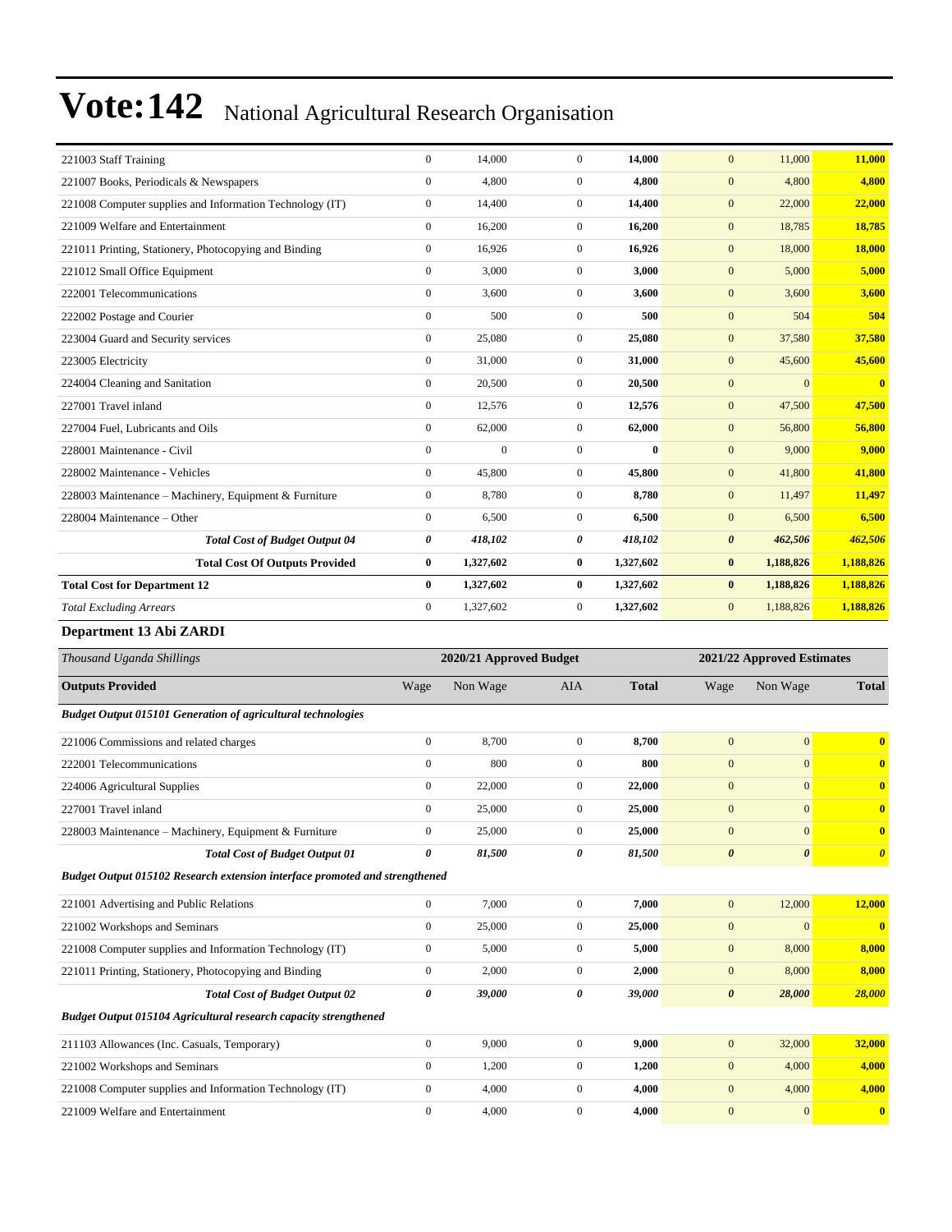# Vote:142 National Agricultural Research Organisation

| | | | | | | | |
|---|---|---|---|---|---|---|---|
| 221003 Staff Training | 0 | 14,000 | 0 | **14,000** | 0 | 11,000 | **11,000** |
| 221007 Books, Periodicals & Newspapers | 0 | 4,800 | 0 | **4,800** | 0 | 4,800 | **4,800** |
| 221008 Computer supplies and Information Technology (IT) | 0 | 14,400 | 0 | **14,400** | 0 | 22,000 | **22,000** |
| 221009 Welfare and Entertainment | 0 | 16,200 | 0 | **16,200** | 0 | 18,785 | **18,785** |
| 221011 Printing, Stationery, Photocopying and Binding | 0 | 16,926 | 0 | **16,926** | 0 | 18,000 | **18,000** |
| 221012 Small Office Equipment | 0 | 3,000 | 0 | **3,000** | 0 | 5,000 | **5,000** |
| 222001 Telecommunications | 0 | 3,600 | 0 | **3,600** | 0 | 3,600 | **3,600** |
| 222002 Postage and Courier | 0 | 500 | 0 | **500** | 0 | 504 | **504** |
| 223004 Guard and Security services | 0 | 25,080 | 0 | **25,080** | 0 | 37,580 | **37,580** |
| 223005 Electricity | 0 | 31,000 | 0 | **31,000** | 0 | 45,600 | **45,600** |
| 224004 Cleaning and Sanitation | 0 | 20,500 | 0 | **20,500** | 0 | 0 | **0** |
| 227001 Travel inland | 0 | 12,576 | 0 | **12,576** | 0 | 47,500 | **47,500** |
| 227004 Fuel, Lubricants and Oils | 0 | 62,000 | 0 | **62,000** | 0 | 56,800 | **56,800** |
| 228001 Maintenance - Civil | 0 | 0 | 0 | **0** | 0 | 9,000 | **9,000** |
| 228002 Maintenance - Vehicles | 0 | 45,800 | 0 | **45,800** | 0 | 41,800 | **41,800** |
| 228003 Maintenance – Machinery, Equipment & Furniture | 0 | 8,780 | 0 | **8,780** | 0 | 11,497 | **11,497** |
| 228004 Maintenance – Other | 0 | 6,500 | 0 | **6,500** | 0 | 6,500 | **6,500** |
| ***Total Cost of Budget Output 04*** | ***0*** | ***418,102*** | ***0*** | ***418,102*** | ***0*** | ***462,506*** | ***462,506*** |
| **Total Cost Of Outputs Provided** | **0** | **1,327,602** | **0** | **1,327,602** | **0** | **1,188,826** | **1,188,826** |
| **Total Cost for Department 12** | **0** | **1,327,602** | **0** | **1,327,602** | **0** | **1,188,826** | **1,188,826** |
| *Total Excluding Arrears* | 0 | 1,327,602 | 0 | **1,327,602** | 0 | 1,188,826 | **1,188,826** |

### Department 13 Abi ZARDI

| *Thousand Uganda Shillings* | 2020/21 Approved Budget | | | | 2021/22 Approved Estimates | | |
|---|---|---|---|---|---|---|---|
| **Outputs Provided** | Wage | Non Wage | AIA | **Total** | Wage | Non Wage | **Total** |
| ***Budget Output 015101 Generation of agricultural technologies*** | | | | | | | |
| 221006 Commissions and related charges | 0 | 8,700 | 0 | **8,700** | 0 | 0 | **0** |
| 222001 Telecommunications | 0 | 800 | 0 | **800** | 0 | 0 | **0** |
| 224006 Agricultural Supplies | 0 | 22,000 | 0 | **22,000** | 0 | 0 | **0** |
| 227001 Travel inland | 0 | 25,000 | 0 | **25,000** | 0 | 0 | **0** |
| 228003 Maintenance – Machinery, Equipment & Furniture | 0 | 25,000 | 0 | **25,000** | 0 | 0 | **0** |
| ***Total Cost of Budget Output 01*** | ***0*** | ***81,500*** | ***0*** | ***81,500*** | ***0*** | ***0*** | ***0*** |
| ***Budget Output 015102 Research extension interface promoted and strengthened*** | | | | | | | |
| 221001 Advertising and Public Relations | 0 | 7,000 | 0 | **7,000** | 0 | 12,000 | **12,000** |
| 221002 Workshops and Seminars | 0 | 25,000 | 0 | **25,000** | 0 | 0 | **0** |
| 221008 Computer supplies and Information Technology (IT) | 0 | 5,000 | 0 | **5,000** | 0 | 8,000 | **8,000** |
| 221011 Printing, Stationery, Photocopying and Binding | 0 | 2,000 | 0 | **2,000** | 0 | 8,000 | **8,000** |
| ***Total Cost of Budget Output 02*** | ***0*** | ***39,000*** | ***0*** | ***39,000*** | ***0*** | ***28,000*** | ***28,000*** |
| ***Budget Output 015104 Agricultural research capacity strengthened*** | | | | | | | |
| 211103 Allowances (Inc. Casuals, Temporary) | 0 | 9,000 | 0 | **9,000** | 0 | 32,000 | **32,000** |
| 221002 Workshops and Seminars | 0 | 1,200 | 0 | **1,200** | 0 | 4,000 | **4,000** |
| 221008 Computer supplies and Information Technology (IT) | 0 | 4,000 | 0 | **4,000** | 0 | 4,000 | **4,000** |
| 221009 Welfare and Entertainment | 0 | 4,000 | 0 | **4,000** | 0 | 0 | **0** |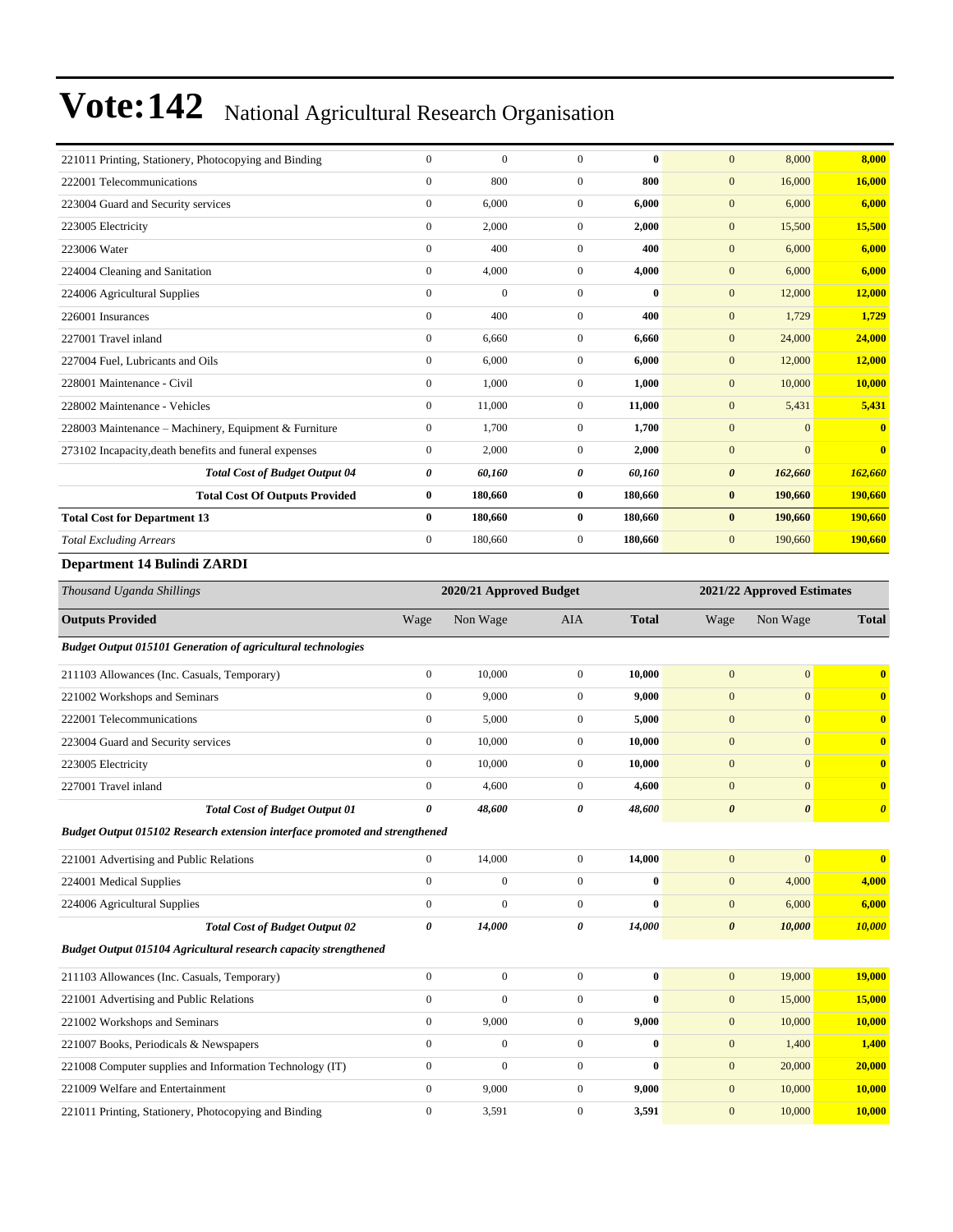# Vote:142 National Agricultural Research Organisation

| | Wage | Non Wage | AIA | Total | Wage | Non Wage | Total |
|---|---|---|---|---|---|---|---|
| 221011 Printing, Stationery, Photocopying and Binding | 0 | 0 | 0 | **0** | 0 | 8,000 | **8,000** |
| 222001 Telecommunications | 0 | 800 | 0 | **800** | 0 | 16,000 | **16,000** |
| 223004 Guard and Security services | 0 | 6,000 | 0 | **6,000** | 0 | 6,000 | **6,000** |
| 223005 Electricity | 0 | 2,000 | 0 | **2,000** | 0 | 15,500 | **15,500** |
| 223006 Water | 0 | 400 | 0 | **400** | 0 | 6,000 | **6,000** |
| 224004 Cleaning and Sanitation | 0 | 4,000 | 0 | **4,000** | 0 | 6,000 | **6,000** |
| 224006 Agricultural Supplies | 0 | 0 | 0 | **0** | 0 | 12,000 | **12,000** |
| 226001 Insurances | 0 | 400 | 0 | **400** | 0 | 1,729 | **1,729** |
| 227001 Travel inland | 0 | 6,660 | 0 | **6,660** | 0 | 24,000 | **24,000** |
| 227004 Fuel, Lubricants and Oils | 0 | 6,000 | 0 | **6,000** | 0 | 12,000 | **12,000** |
| 228001 Maintenance - Civil | 0 | 1,000 | 0 | **1,000** | 0 | 10,000 | **10,000** |
| 228002 Maintenance - Vehicles | 0 | 11,000 | 0 | **11,000** | 0 | 5,431 | **5,431** |
| 228003 Maintenance – Machinery, Equipment & Furniture | 0 | 1,700 | 0 | **1,700** | 0 | 0 | **0** |
| 273102 Incapacity,death benefits and funeral expenses | 0 | 2,000 | 0 | **2,000** | 0 | 0 | **0** |
| ***Total Cost of Budget Output 04*** | ***0*** | ***60,160*** | ***0*** | ***60,160*** | ***0*** | ***162,660*** | ***162,660*** |
| **Total Cost Of Outputs Provided** | **0** | **180,660** | **0** | **180,660** | **0** | **190,660** | **190,660** |
| **Total Cost for Department 13** | **0** | **180,660** | **0** | **180,660** | **0** | **190,660** | **190,660** |
| *Total Excluding Arrears* | 0 | 180,660 | 0 | 180,660 | 0 | 190,660 | 190,660 |

**Department 14 Bulindi ZARDI**

| *Thousand Uganda Shillings* | 2020/21 Approved Budget | | | | 2021/22 Approved Estimates | | |
|---|---|---|---|---|---|---|---|
| **Outputs Provided** | Wage | Non Wage | AIA | **Total** | Wage | Non Wage | **Total** |
| ***Budget Output 015101 Generation of agricultural technologies*** | | | | | | | |
| 211103 Allowances (Inc. Casuals, Temporary) | 0 | 10,000 | 0 | **10,000** | 0 | 0 | **0** |
| 221002 Workshops and Seminars | 0 | 9,000 | 0 | **9,000** | 0 | 0 | **0** |
| 222001 Telecommunications | 0 | 5,000 | 0 | **5,000** | 0 | 0 | **0** |
| 223004 Guard and Security services | 0 | 10,000 | 0 | **10,000** | 0 | 0 | **0** |
| 223005 Electricity | 0 | 10,000 | 0 | **10,000** | 0 | 0 | **0** |
| 227001 Travel inland | 0 | 4,600 | 0 | **4,600** | 0 | 0 | **0** |
| ***Total Cost of Budget Output 01*** | ***0*** | ***48,600*** | ***0*** | ***48,600*** | ***0*** | ***0*** | ***0*** |
| ***Budget Output 015102 Research extension interface promoted and strengthened*** | | | | | | | |
| 221001 Advertising and Public Relations | 0 | 14,000 | 0 | **14,000** | 0 | 0 | **0** |
| 224001 Medical Supplies | 0 | 0 | 0 | **0** | 0 | 4,000 | **4,000** |
| 224006 Agricultural Supplies | 0 | 0 | 0 | **0** | 0 | 6,000 | **6,000** |
| ***Total Cost of Budget Output 02*** | ***0*** | ***14,000*** | ***0*** | ***14,000*** | ***0*** | ***10,000*** | ***10,000*** |
| ***Budget Output 015104 Agricultural research capacity strengthened*** | | | | | | | |
| 211103 Allowances (Inc. Casuals, Temporary) | 0 | 0 | 0 | **0** | 0 | 19,000 | **19,000** |
| 221001 Advertising and Public Relations | 0 | 0 | 0 | **0** | 0 | 15,000 | **15,000** |
| 221002 Workshops and Seminars | 0 | 9,000 | 0 | **9,000** | 0 | 10,000 | **10,000** |
| 221007 Books, Periodicals & Newspapers | 0 | 0 | 0 | **0** | 0 | 1,400 | **1,400** |
| 221008 Computer supplies and Information Technology (IT) | 0 | 0 | 0 | **0** | 0 | 20,000 | **20,000** |
| 221009 Welfare and Entertainment | 0 | 9,000 | 0 | **9,000** | 0 | 10,000 | **10,000** |
| 221011 Printing, Stationery, Photocopying and Binding | 0 | 3,591 | 0 | **3,591** | 0 | 10,000 | **10,000** |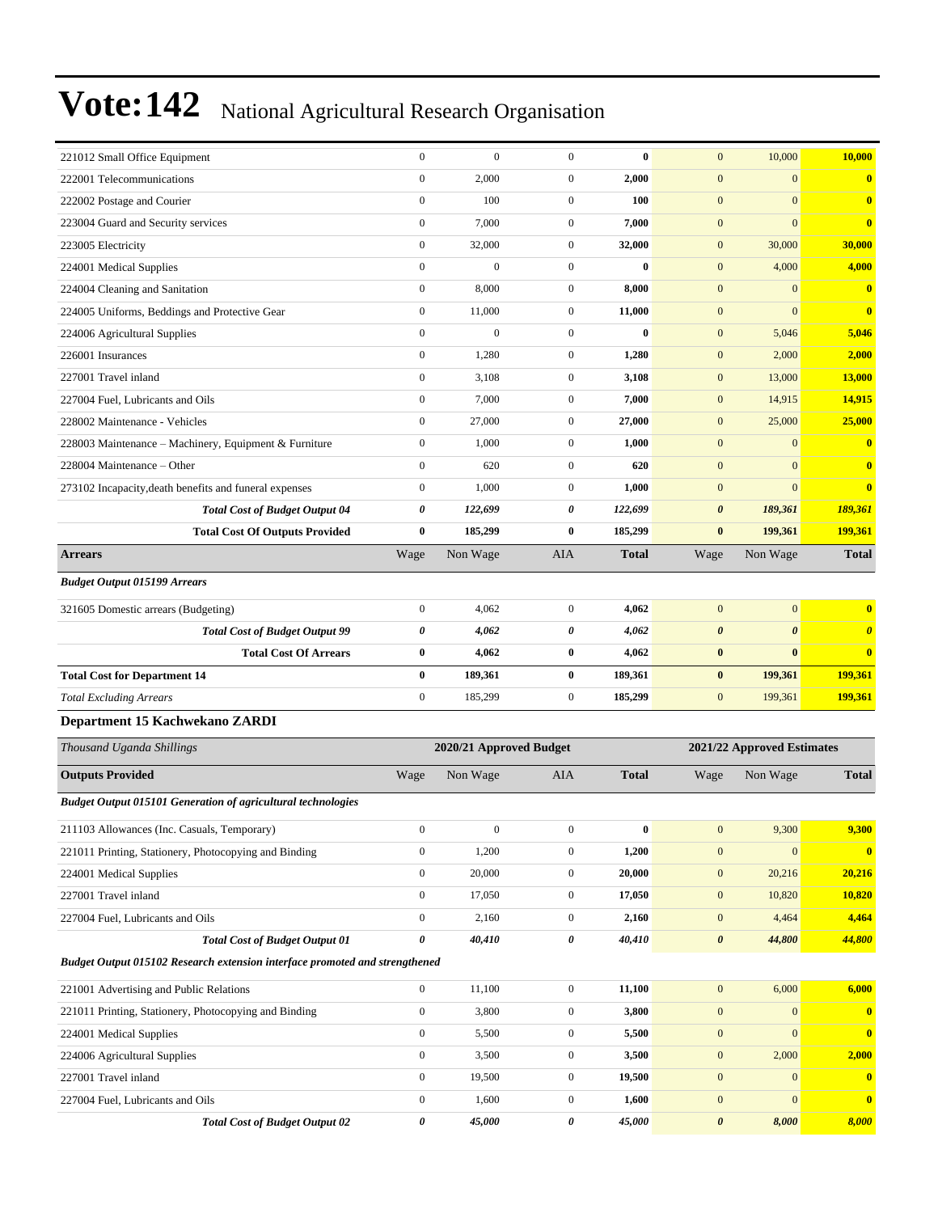# Vote:142 National Agricultural Research Organisation

| | | | | | | | |
|---|---|---|---|---|---|---|---|
| 221012 Small Office Equipment | 0 | 0 | 0 | **0** | 0 | 10,000 | **10,000** |
| 222001 Telecommunications | 0 | 2,000 | 0 | **2,000** | 0 | 0 | **0** |
| 222002 Postage and Courier | 0 | 100 | 0 | **100** | 0 | 0 | **0** |
| 223004 Guard and Security services | 0 | 7,000 | 0 | **7,000** | 0 | 0 | **0** |
| 223005 Electricity | 0 | 32,000 | 0 | **32,000** | 0 | 30,000 | **30,000** |
| 224001 Medical Supplies | 0 | 0 | 0 | **0** | 0 | 4,000 | **4,000** |
| 224004 Cleaning and Sanitation | 0 | 8,000 | 0 | **8,000** | 0 | 0 | **0** |
| 224005 Uniforms, Beddings and Protective Gear | 0 | 11,000 | 0 | **11,000** | 0 | 0 | **0** |
| 224006 Agricultural Supplies | 0 | 0 | 0 | **0** | 0 | 5,046 | **5,046** |
| 226001 Insurances | 0 | 1,280 | 0 | **1,280** | 0 | 2,000 | **2,000** |
| 227001 Travel inland | 0 | 3,108 | 0 | **3,108** | 0 | 13,000 | **13,000** |
| 227004 Fuel, Lubricants and Oils | 0 | 7,000 | 0 | **7,000** | 0 | 14,915 | **14,915** |
| 228002 Maintenance - Vehicles | 0 | 27,000 | 0 | **27,000** | 0 | 25,000 | **25,000** |
| 228003 Maintenance – Machinery, Equipment & Furniture | 0 | 1,000 | 0 | **1,000** | 0 | 0 | **0** |
| 228004 Maintenance – Other | 0 | 620 | 0 | **620** | 0 | 0 | **0** |
| 273102 Incapacity,death benefits and funeral expenses | 0 | 1,000 | 0 | **1,000** | 0 | 0 | **0** |
| ***Total Cost of Budget Output 04*** | ***0*** | ***122,699*** | ***0*** | ***122,699*** | ***0*** | ***189,361*** | ***189,361*** |
| **Total Cost Of Outputs Provided** | **0** | **185,299** | **0** | **185,299** | **0** | **199,361** | **199,361** |
| **Arrears** | Wage | Non Wage | AIA | **Total** | Wage | Non Wage | **Total** |
| ***Budget Output 015199 Arrears*** | | | | | | | |
| 321605 Domestic arrears (Budgeting) | 0 | 4,062 | 0 | **4,062** | 0 | 0 | **0** |
| ***Total Cost of Budget Output 99*** | ***0*** | ***4,062*** | ***0*** | ***4,062*** | ***0*** | ***0*** | ***0*** |
| **Total Cost Of Arrears** | **0** | **4,062** | **0** | **4,062** | **0** | **0** | **0** |
| **Total Cost for Department 14** | **0** | **189,361** | **0** | **189,361** | **0** | **199,361** | **199,361** |
| *Total Excluding Arrears* | 0 | 185,299 | 0 | 185,299 | 0 | 199,361 | **199,361** |

### Department 15 Kachwekano ZARDI

| *Thousand Uganda Shillings* | 2020/21 Approved Budget | | | | 2021/22 Approved Estimates | | |
|---|---|---|---|---|---|---|---|
| **Outputs Provided** | Wage | Non Wage | AIA | **Total** | Wage | Non Wage | **Total** |
| ***Budget Output 015101 Generation of agricultural technologies*** | | | | | | | |
| 211103 Allowances (Inc. Casuals, Temporary) | 0 | 0 | 0 | **0** | 0 | 9,300 | **9,300** |
| 221011 Printing, Stationery, Photocopying and Binding | 0 | 1,200 | 0 | **1,200** | 0 | 0 | **0** |
| 224001 Medical Supplies | 0 | 20,000 | 0 | **20,000** | 0 | 20,216 | **20,216** |
| 227001 Travel inland | 0 | 17,050 | 0 | **17,050** | 0 | 10,820 | **10,820** |
| 227004 Fuel, Lubricants and Oils | 0 | 2,160 | 0 | **2,160** | 0 | 4,464 | **4,464** |
| ***Total Cost of Budget Output 01*** | ***0*** | ***40,410*** | ***0*** | ***40,410*** | ***0*** | ***44,800*** | ***44,800*** |
| ***Budget Output 015102 Research extension interface promoted and strengthened*** | | | | | | | |
| 221001 Advertising and Public Relations | 0 | 11,100 | 0 | **11,100** | 0 | 6,000 | **6,000** |
| 221011 Printing, Stationery, Photocopying and Binding | 0 | 3,800 | 0 | **3,800** | 0 | 0 | **0** |
| 224001 Medical Supplies | 0 | 5,500 | 0 | **5,500** | 0 | 0 | **0** |
| 224006 Agricultural Supplies | 0 | 3,500 | 0 | **3,500** | 0 | 2,000 | **2,000** |
| 227001 Travel inland | 0 | 19,500 | 0 | **19,500** | 0 | 0 | **0** |
| 227004 Fuel, Lubricants and Oils | 0 | 1,600 | 0 | **1,600** | 0 | 0 | **0** |
| ***Total Cost of Budget Output 02*** | ***0*** | ***45,000*** | ***0*** | ***45,000*** | ***0*** | ***8,000*** | ***8,000*** |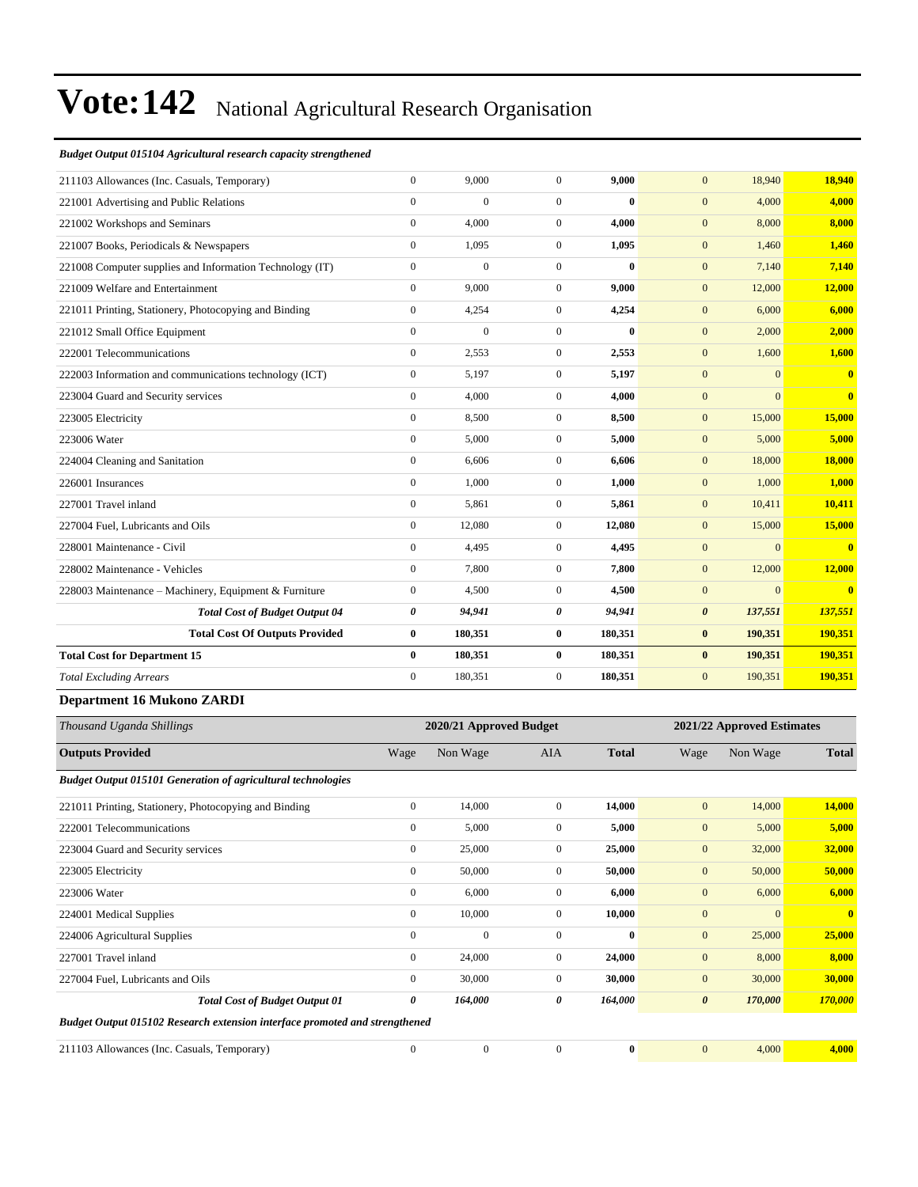# Vote:142 National Agricultural Research Organisation

***Budget Output 015104 Agricultural research capacity strengthened***

| | | | | | | | |
|---|---|---|---|---|---|---|---|
| 211103 Allowances (Inc. Casuals, Temporary) | 0 | 9,000 | 0 | **9,000** | 0 | 18,940 | **18,940** |
| 221001 Advertising and Public Relations | 0 | 0 | 0 | **0** | 0 | 4,000 | **4,000** |
| 221002 Workshops and Seminars | 0 | 4,000 | 0 | **4,000** | 0 | 8,000 | **8,000** |
| 221007 Books, Periodicals & Newspapers | 0 | 1,095 | 0 | **1,095** | 0 | 1,460 | **1,460** |
| 221008 Computer supplies and Information Technology (IT) | 0 | 0 | 0 | **0** | 0 | 7,140 | **7,140** |
| 221009 Welfare and Entertainment | 0 | 9,000 | 0 | **9,000** | 0 | 12,000 | **12,000** |
| 221011 Printing, Stationery, Photocopying and Binding | 0 | 4,254 | 0 | **4,254** | 0 | 6,000 | **6,000** |
| 221012 Small Office Equipment | 0 | 0 | 0 | **0** | 0 | 2,000 | **2,000** |
| 222001 Telecommunications | 0 | 2,553 | 0 | **2,553** | 0 | 1,600 | **1,600** |
| 222003 Information and communications technology (ICT) | 0 | 5,197 | 0 | **5,197** | 0 | 0 | **0** |
| 223004 Guard and Security services | 0 | 4,000 | 0 | **4,000** | 0 | 0 | **0** |
| 223005 Electricity | 0 | 8,500 | 0 | **8,500** | 0 | 15,000 | **15,000** |
| 223006 Water | 0 | 5,000 | 0 | **5,000** | 0 | 5,000 | **5,000** |
| 224004 Cleaning and Sanitation | 0 | 6,606 | 0 | **6,606** | 0 | 18,000 | **18,000** |
| 226001 Insurances | 0 | 1,000 | 0 | **1,000** | 0 | 1,000 | **1,000** |
| 227001 Travel inland | 0 | 5,861 | 0 | **5,861** | 0 | 10,411 | **10,411** |
| 227004 Fuel, Lubricants and Oils | 0 | 12,080 | 0 | **12,080** | 0 | 15,000 | **15,000** |
| 228001 Maintenance - Civil | 0 | 4,495 | 0 | **4,495** | 0 | 0 | **0** |
| 228002 Maintenance - Vehicles | 0 | 7,800 | 0 | **7,800** | 0 | 12,000 | **12,000** |
| 228003 Maintenance – Machinery, Equipment & Furniture | 0 | 4,500 | 0 | **4,500** | 0 | 0 | **0** |
| ***Total Cost of Budget Output 04*** | ***0*** | ***94,941*** | ***0*** | ***94,941*** | ***0*** | ***137,551*** | ***137,551*** |
| **Total Cost Of Outputs Provided** | **0** | **180,351** | **0** | **180,351** | **0** | **190,351** | **190,351** |
| **Total Cost for Department 15** | **0** | **180,351** | **0** | **180,351** | **0** | **190,351** | **190,351** |
| *Total Excluding Arrears* | 0 | 180,351 | 0 | **180,351** | 0 | 190,351 | **190,351** |

**Department 16 Mukono ZARDI**

| *Thousand Uganda Shillings* | 2020/21 Approved Budget | | | | 2021/22 Approved Estimates | | |
|---|---|---|---|---|---|---|---|
| **Outputs Provided** | Wage | Non Wage | AIA | **Total** | Wage | Non Wage | **Total** |
| ***Budget Output 015101 Generation of agricultural technologies*** | | | | | | | |
| 221011 Printing, Stationery, Photocopying and Binding | 0 | 14,000 | 0 | **14,000** | 0 | 14,000 | **14,000** |
| 222001 Telecommunications | 0 | 5,000 | 0 | **5,000** | 0 | 5,000 | **5,000** |
| 223004 Guard and Security services | 0 | 25,000 | 0 | **25,000** | 0 | 32,000 | **32,000** |
| 223005 Electricity | 0 | 50,000 | 0 | **50,000** | 0 | 50,000 | **50,000** |
| 223006 Water | 0 | 6,000 | 0 | **6,000** | 0 | 6,000 | **6,000** |
| 224001 Medical Supplies | 0 | 10,000 | 0 | **10,000** | 0 | 0 | **0** |
| 224006 Agricultural Supplies | 0 | 0 | 0 | **0** | 0 | 25,000 | **25,000** |
| 227001 Travel inland | 0 | 24,000 | 0 | **24,000** | 0 | 8,000 | **8,000** |
| 227004 Fuel, Lubricants and Oils | 0 | 30,000 | 0 | **30,000** | 0 | 30,000 | **30,000** |
| ***Total Cost of Budget Output 01*** | ***0*** | ***164,000*** | ***0*** | ***164,000*** | ***0*** | ***170,000*** | ***170,000*** |
| ***Budget Output 015102 Research extension interface promoted and strengthened*** | | | | | | | |
| 211103 Allowances (Inc. Casuals, Temporary) | 0 | 0 | 0 | **0** | 0 | 4,000 | **4,000** |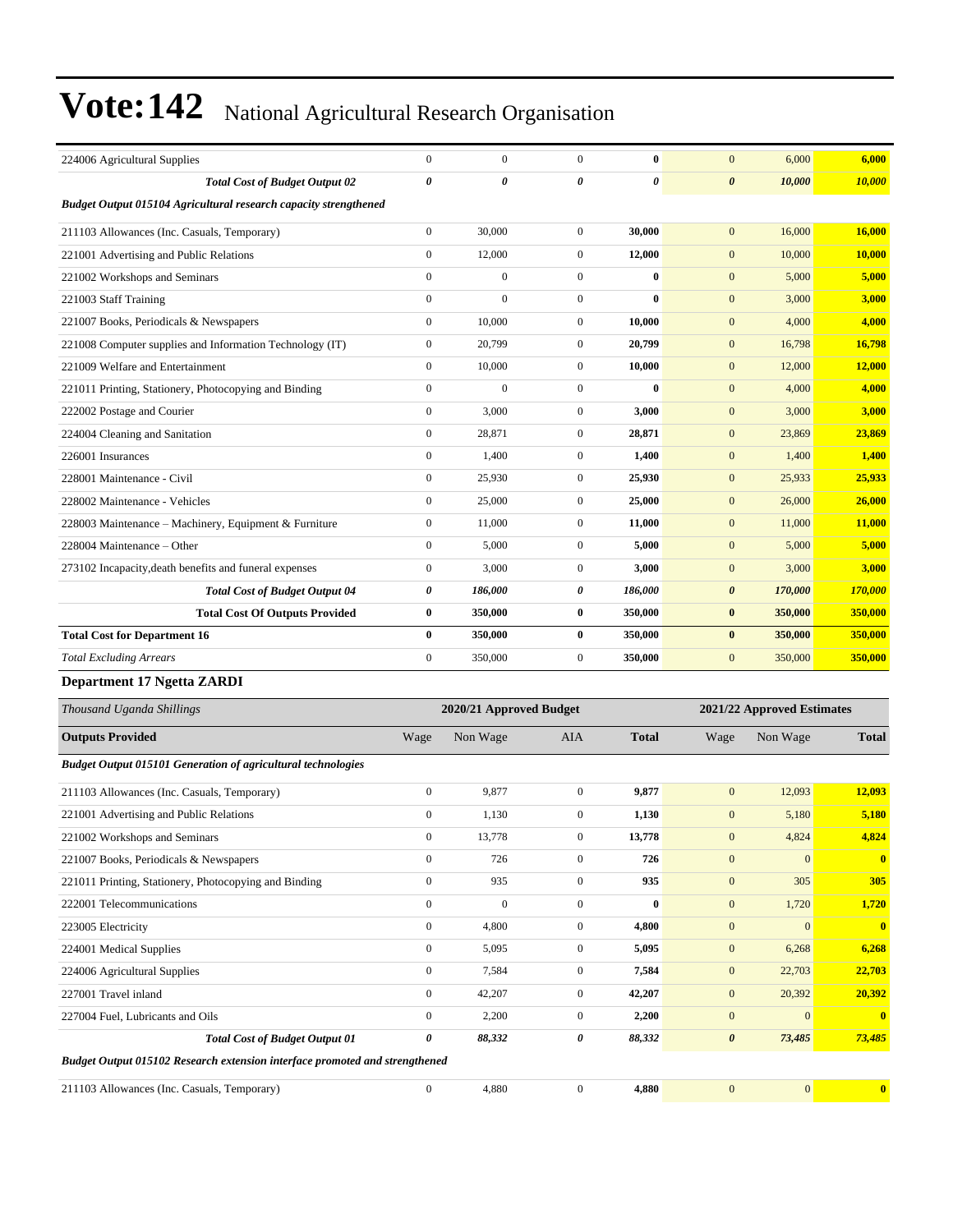# Vote:142 National Agricultural Research Organisation

| | | | | | | | |
|---|---|---|---|---|---|---|---|
| 224006 Agricultural Supplies | 0 | 0 | 0 | **0** | 0 | 6,000 | **6,000** |
| ***Total Cost of Budget Output 02*** | ***0*** | ***0*** | ***0*** | ***0*** | ***0*** | ***10,000*** | ***10,000*** |
| ***Budget Output 015104 Agricultural research capacity strengthened*** | | | | | | | |
| 211103 Allowances (Inc. Casuals, Temporary) | 0 | 30,000 | 0 | **30,000** | 0 | 16,000 | **16,000** |
| 221001 Advertising and Public Relations | 0 | 12,000 | 0 | **12,000** | 0 | 10,000 | **10,000** |
| 221002 Workshops and Seminars | 0 | 0 | 0 | **0** | 0 | 5,000 | **5,000** |
| 221003 Staff Training | 0 | 0 | 0 | **0** | 0 | 3,000 | **3,000** |
| 221007 Books, Periodicals & Newspapers | 0 | 10,000 | 0 | **10,000** | 0 | 4,000 | **4,000** |
| 221008 Computer supplies and Information Technology (IT) | 0 | 20,799 | 0 | **20,799** | 0 | 16,798 | **16,798** |
| 221009 Welfare and Entertainment | 0 | 10,000 | 0 | **10,000** | 0 | 12,000 | **12,000** |
| 221011 Printing, Stationery, Photocopying and Binding | 0 | 0 | 0 | **0** | 0 | 4,000 | **4,000** |
| 222002 Postage and Courier | 0 | 3,000 | 0 | **3,000** | 0 | 3,000 | **3,000** |
| 224004 Cleaning and Sanitation | 0 | 28,871 | 0 | **28,871** | 0 | 23,869 | **23,869** |
| 226001 Insurances | 0 | 1,400 | 0 | **1,400** | 0 | 1,400 | **1,400** |
| 228001 Maintenance - Civil | 0 | 25,930 | 0 | **25,930** | 0 | 25,933 | **25,933** |
| 228002 Maintenance - Vehicles | 0 | 25,000 | 0 | **25,000** | 0 | 26,000 | **26,000** |
| 228003 Maintenance – Machinery, Equipment & Furniture | 0 | 11,000 | 0 | **11,000** | 0 | 11,000 | **11,000** |
| 228004 Maintenance – Other | 0 | 5,000 | 0 | **5,000** | 0 | 5,000 | **5,000** |
| 273102 Incapacity,death benefits and funeral expenses | 0 | 3,000 | 0 | **3,000** | 0 | 3,000 | **3,000** |
| ***Total Cost of Budget Output 04*** | ***0*** | ***186,000*** | ***0*** | ***186,000*** | ***0*** | ***170,000*** | ***170,000*** |
| **Total Cost Of Outputs Provided** | **0** | **350,000** | **0** | **350,000** | **0** | **350,000** | **350,000** |
| **Total Cost for Department 16** | **0** | **350,000** | **0** | **350,000** | **0** | **350,000** | **350,000** |
| *Total Excluding Arrears* | 0 | 350,000 | 0 | **350,000** | 0 | 350,000 | **350,000** |

**Department 17 Ngetta ZARDI**

| *Thousand Uganda Shillings* | 2020/21 Approved Budget | | | | 2021/22 Approved Estimates | | |
|---|---|---|---|---|---|---|---|
| **Outputs Provided** | Wage | Non Wage | AIA | **Total** | Wage | Non Wage | **Total** |
| ***Budget Output 015101 Generation of agricultural technologies*** | | | | | | | |
| 211103 Allowances (Inc. Casuals, Temporary) | 0 | 9,877 | 0 | **9,877** | 0 | 12,093 | **12,093** |
| 221001 Advertising and Public Relations | 0 | 1,130 | 0 | **1,130** | 0 | 5,180 | **5,180** |
| 221002 Workshops and Seminars | 0 | 13,778 | 0 | **13,778** | 0 | 4,824 | **4,824** |
| 221007 Books, Periodicals & Newspapers | 0 | 726 | 0 | **726** | 0 | 0 | **0** |
| 221011 Printing, Stationery, Photocopying and Binding | 0 | 935 | 0 | **935** | 0 | 305 | **305** |
| 222001 Telecommunications | 0 | 0 | 0 | **0** | 0 | 1,720 | **1,720** |
| 223005 Electricity | 0 | 4,800 | 0 | **4,800** | 0 | 0 | **0** |
| 224001 Medical Supplies | 0 | 5,095 | 0 | **5,095** | 0 | 6,268 | **6,268** |
| 224006 Agricultural Supplies | 0 | 7,584 | 0 | **7,584** | 0 | 22,703 | **22,703** |
| 227001 Travel inland | 0 | 42,207 | 0 | **42,207** | 0 | 20,392 | **20,392** |
| 227004 Fuel, Lubricants and Oils | 0 | 2,200 | 0 | **2,200** | 0 | 0 | **0** |
| ***Total Cost of Budget Output 01*** | ***0*** | ***88,332*** | ***0*** | ***88,332*** | ***0*** | ***73,485*** | ***73,485*** |
| ***Budget Output 015102 Research extension interface promoted and strengthened*** | | | | | | | |
| 211103 Allowances (Inc. Casuals, Temporary) | 0 | 4,880 | 0 | **4,880** | 0 | 0 | **0** |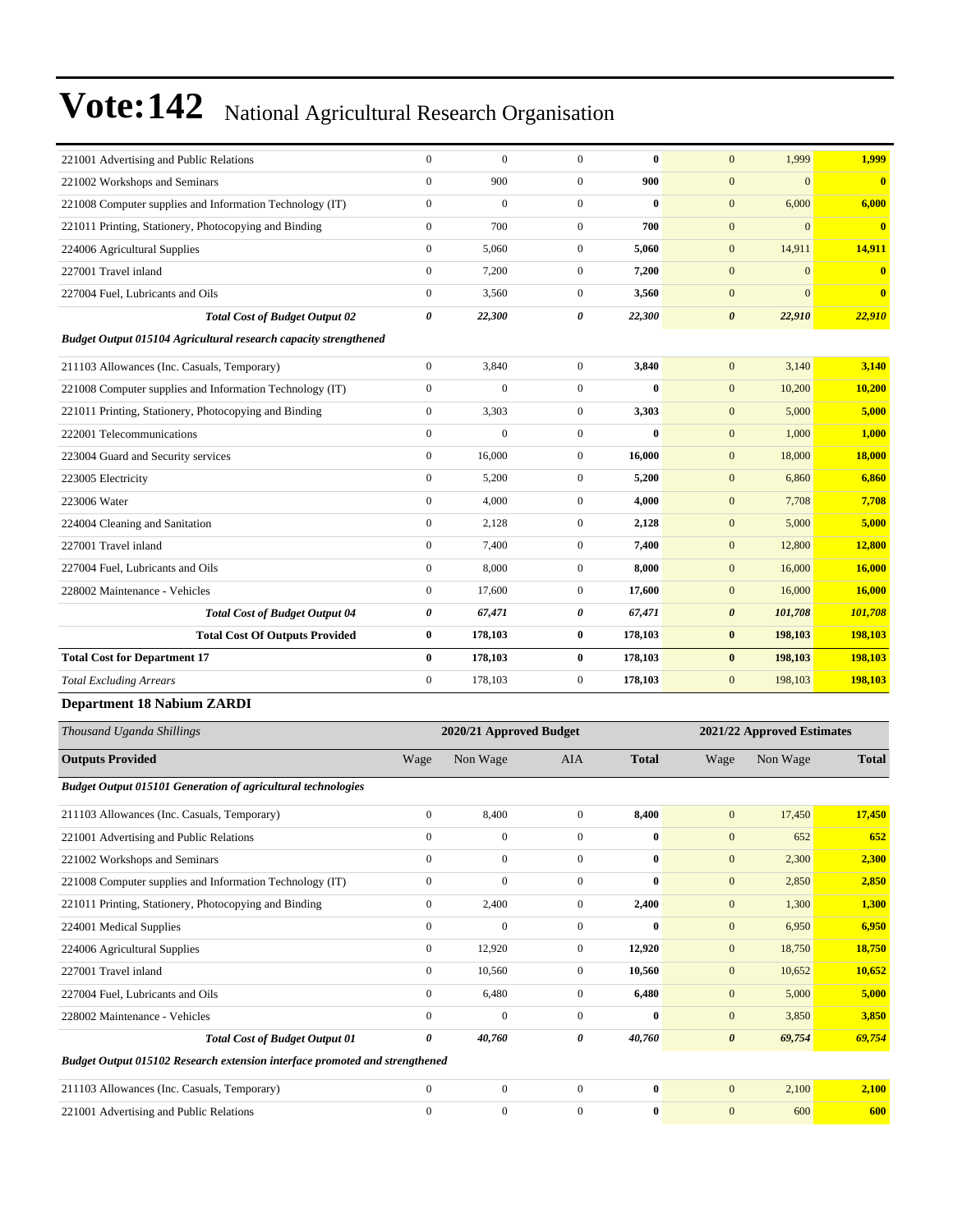# Vote:142 National Agricultural Research Organisation

| | Wage | Non Wage | AIA | Total | Wage | Non Wage | Total |
|---|---|---|---|---|---|---|---|
| 221001 Advertising and Public Relations | 0 | 0 | 0 | **0** | 0 | 1,999 | **1,999** |
| 221002 Workshops and Seminars | 0 | 900 | 0 | **900** | 0 | 0 | **0** |
| 221008 Computer supplies and Information Technology (IT) | 0 | 0 | 0 | **0** | 0 | 6,000 | **6,000** |
| 221011 Printing, Stationery, Photocopying and Binding | 0 | 700 | 0 | **700** | 0 | 0 | **0** |
| 224006 Agricultural Supplies | 0 | 5,060 | 0 | **5,060** | 0 | 14,911 | **14,911** |
| 227001 Travel inland | 0 | 7,200 | 0 | **7,200** | 0 | 0 | **0** |
| 227004 Fuel, Lubricants and Oils | 0 | 3,560 | 0 | **3,560** | 0 | 0 | **0** |
| ***Total Cost of Budget Output 02*** | ***0*** | ***22,300*** | ***0*** | ***22,300*** | ***0*** | ***22,910*** | ***22,910*** |
| ***Budget Output 015104 Agricultural research capacity strengthened*** | | | | | | | |
| 211103 Allowances (Inc. Casuals, Temporary) | 0 | 3,840 | 0 | **3,840** | 0 | 3,140 | **3,140** |
| 221008 Computer supplies and Information Technology (IT) | 0 | 0 | 0 | **0** | 0 | 10,200 | **10,200** |
| 221011 Printing, Stationery, Photocopying and Binding | 0 | 3,303 | 0 | **3,303** | 0 | 5,000 | **5,000** |
| 222001 Telecommunications | 0 | 0 | 0 | **0** | 0 | 1,000 | **1,000** |
| 223004 Guard and Security services | 0 | 16,000 | 0 | **16,000** | 0 | 18,000 | **18,000** |
| 223005 Electricity | 0 | 5,200 | 0 | **5,200** | 0 | 6,860 | **6,860** |
| 223006 Water | 0 | 4,000 | 0 | **4,000** | 0 | 7,708 | **7,708** |
| 224004 Cleaning and Sanitation | 0 | 2,128 | 0 | **2,128** | 0 | 5,000 | **5,000** |
| 227001 Travel inland | 0 | 7,400 | 0 | **7,400** | 0 | 12,800 | **12,800** |
| 227004 Fuel, Lubricants and Oils | 0 | 8,000 | 0 | **8,000** | 0 | 16,000 | **16,000** |
| 228002 Maintenance - Vehicles | 0 | 17,600 | 0 | **17,600** | 0 | 16,000 | **16,000** |
| ***Total Cost of Budget Output 04*** | ***0*** | ***67,471*** | ***0*** | ***67,471*** | ***0*** | ***101,708*** | ***101,708*** |
| **Total Cost Of Outputs Provided** | **0** | **178,103** | **0** | **178,103** | **0** | **198,103** | **198,103** |
| **Total Cost for Department 17** | **0** | **178,103** | **0** | **178,103** | **0** | **198,103** | **198,103** |
| *Total Excluding Arrears* | 0 | 178,103 | 0 | 178,103 | 0 | 198,103 | **198,103** |

### Department 18 Nabium ZARDI

| *Thousand Uganda Shillings* | 2020/21 Approved Budget | | | | 2021/22 Approved Estimates | | |
|---|---|---|---|---|---|---|---|
| **Outputs Provided** | Wage | Non Wage | AIA | **Total** | Wage | Non Wage | **Total** |
| ***Budget Output 015101 Generation of agricultural technologies*** | | | | | | | |
| 211103 Allowances (Inc. Casuals, Temporary) | 0 | 8,400 | 0 | **8,400** | 0 | 17,450 | **17,450** |
| 221001 Advertising and Public Relations | 0 | 0 | 0 | **0** | 0 | 652 | **652** |
| 221002 Workshops and Seminars | 0 | 0 | 0 | **0** | 0 | 2,300 | **2,300** |
| 221008 Computer supplies and Information Technology (IT) | 0 | 0 | 0 | **0** | 0 | 2,850 | **2,850** |
| 221011 Printing, Stationery, Photocopying and Binding | 0 | 2,400 | 0 | **2,400** | 0 | 1,300 | **1,300** |
| 224001 Medical Supplies | 0 | 0 | 0 | **0** | 0 | 6,950 | **6,950** |
| 224006 Agricultural Supplies | 0 | 12,920 | 0 | **12,920** | 0 | 18,750 | **18,750** |
| 227001 Travel inland | 0 | 10,560 | 0 | **10,560** | 0 | 10,652 | **10,652** |
| 227004 Fuel, Lubricants and Oils | 0 | 6,480 | 0 | **6,480** | 0 | 5,000 | **5,000** |
| 228002 Maintenance - Vehicles | 0 | 0 | 0 | **0** | 0 | 3,850 | **3,850** |
| ***Total Cost of Budget Output 01*** | ***0*** | ***40,760*** | ***0*** | ***40,760*** | ***0*** | ***69,754*** | ***69,754*** |
| ***Budget Output 015102 Research extension interface promoted and strengthened*** | | | | | | | |
| 211103 Allowances (Inc. Casuals, Temporary) | 0 | 0 | 0 | **0** | 0 | 2,100 | **2,100** |
| 221001 Advertising and Public Relations | 0 | 0 | 0 | **0** | 0 | 600 | **600** |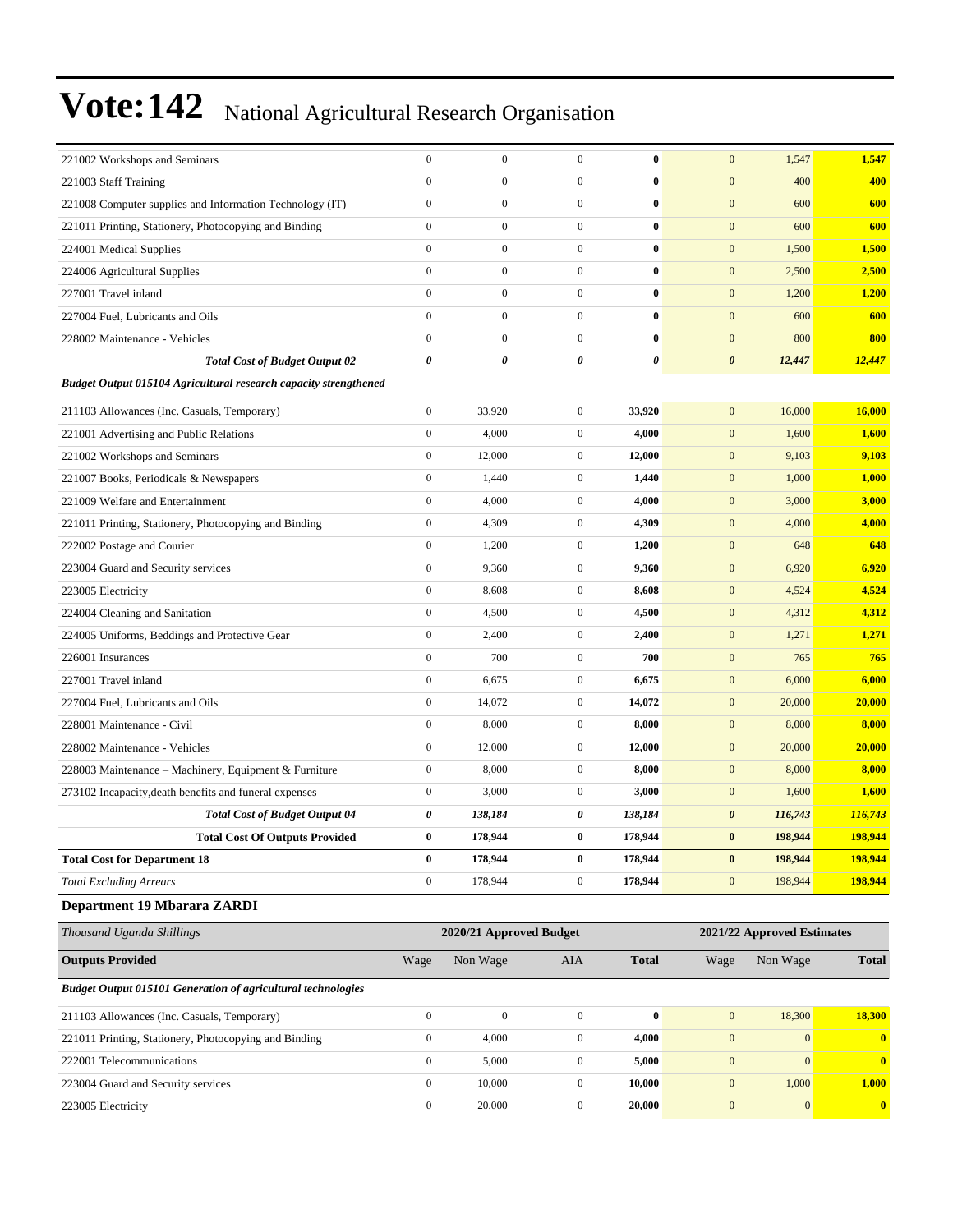| | | | | | | | |
|---|---|---|---|---|---|---|---|
| 221002 Workshops and Seminars | 0 | 0 | 0 | **0** | 0 | 1,547 | **1,547** |
| 221003 Staff Training | 0 | 0 | 0 | **0** | 0 | 400 | **400** |
| 221008 Computer supplies and Information Technology (IT) | 0 | 0 | 0 | **0** | 0 | 600 | **600** |
| 221011 Printing, Stationery, Photocopying and Binding | 0 | 0 | 0 | **0** | 0 | 600 | **600** |
| 224001 Medical Supplies | 0 | 0 | 0 | **0** | 0 | 1,500 | **1,500** |
| 224006 Agricultural Supplies | 0 | 0 | 0 | **0** | 0 | 2,500 | **2,500** |
| 227001 Travel inland | 0 | 0 | 0 | **0** | 0 | 1,200 | **1,200** |
| 227004 Fuel, Lubricants and Oils | 0 | 0 | 0 | **0** | 0 | 600 | **600** |
| 228002 Maintenance - Vehicles | 0 | 0 | 0 | **0** | 0 | 800 | **800** |
| ***Total Cost of Budget Output 02*** | ***0*** | ***0*** | ***0*** | ***0*** | ***0*** | ***12,447*** | ***12,447*** |
| ***Budget Output 015104 Agricultural research capacity strengthened*** | | | | | | | |
| 211103 Allowances (Inc. Casuals, Temporary) | 0 | 33,920 | 0 | **33,920** | 0 | 16,000 | **16,000** |
| 221001 Advertising and Public Relations | 0 | 4,000 | 0 | **4,000** | 0 | 1,600 | **1,600** |
| 221002 Workshops and Seminars | 0 | 12,000 | 0 | **12,000** | 0 | 9,103 | **9,103** |
| 221007 Books, Periodicals & Newspapers | 0 | 1,440 | 0 | **1,440** | 0 | 1,000 | **1,000** |
| 221009 Welfare and Entertainment | 0 | 4,000 | 0 | **4,000** | 0 | 3,000 | **3,000** |
| 221011 Printing, Stationery, Photocopying and Binding | 0 | 4,309 | 0 | **4,309** | 0 | 4,000 | **4,000** |
| 222002 Postage and Courier | 0 | 1,200 | 0 | **1,200** | 0 | 648 | **648** |
| 223004 Guard and Security services | 0 | 9,360 | 0 | **9,360** | 0 | 6,920 | **6,920** |
| 223005 Electricity | 0 | 8,608 | 0 | **8,608** | 0 | 4,524 | **4,524** |
| 224004 Cleaning and Sanitation | 0 | 4,500 | 0 | **4,500** | 0 | 4,312 | **4,312** |
| 224005 Uniforms, Beddings and Protective Gear | 0 | 2,400 | 0 | **2,400** | 0 | 1,271 | **1,271** |
| 226001 Insurances | 0 | 700 | 0 | **700** | 0 | 765 | **765** |
| 227001 Travel inland | 0 | 6,675 | 0 | **6,675** | 0 | 6,000 | **6,000** |
| 227004 Fuel, Lubricants and Oils | 0 | 14,072 | 0 | **14,072** | 0 | 20,000 | **20,000** |
| 228001 Maintenance - Civil | 0 | 8,000 | 0 | **8,000** | 0 | 8,000 | **8,000** |
| 228002 Maintenance - Vehicles | 0 | 12,000 | 0 | **12,000** | 0 | 20,000 | **20,000** |
| 228003 Maintenance – Machinery, Equipment & Furniture | 0 | 8,000 | 0 | **8,000** | 0 | 8,000 | **8,000** |
| 273102 Incapacity,death benefits and funeral expenses | 0 | 3,000 | 0 | **3,000** | 0 | 1,600 | **1,600** |
| ***Total Cost of Budget Output 04*** | ***0*** | ***138,184*** | ***0*** | ***138,184*** | ***0*** | ***116,743*** | ***116,743*** |
| **Total Cost Of Outputs Provided** | **0** | **178,944** | **0** | **178,944** | **0** | **198,944** | **198,944** |
| **Total Cost for Department 18** | **0** | **178,944** | **0** | **178,944** | **0** | **198,944** | **198,944** |
| *Total Excluding Arrears* | 0 | 178,944 | 0 | 178,944 | 0 | 198,944 | **198,944** |

### Department 19 Mbarara ZARDI

| *Thousand Uganda Shillings* | 2020/21 Approved Budget | | | | 2021/22 Approved Estimates | | |
|---|---|---|---|---|---|---|---|
| **Outputs Provided** | Wage | Non Wage | AIA | **Total** | Wage | Non Wage | **Total** |
| ***Budget Output 015101 Generation of agricultural technologies*** | | | | | | | |
| 211103 Allowances (Inc. Casuals, Temporary) | 0 | 0 | 0 | **0** | 0 | 18,300 | **18,300** |
| 221011 Printing, Stationery, Photocopying and Binding | 0 | 4,000 | 0 | **4,000** | 0 | 0 | **0** |
| 222001 Telecommunications | 0 | 5,000 | 0 | **5,000** | 0 | 0 | **0** |
| 223004 Guard and Security services | 0 | 10,000 | 0 | **10,000** | 0 | 1,000 | **1,000** |
| 223005 Electricity | 0 | 20,000 | 0 | **20,000** | 0 | 0 | **0** |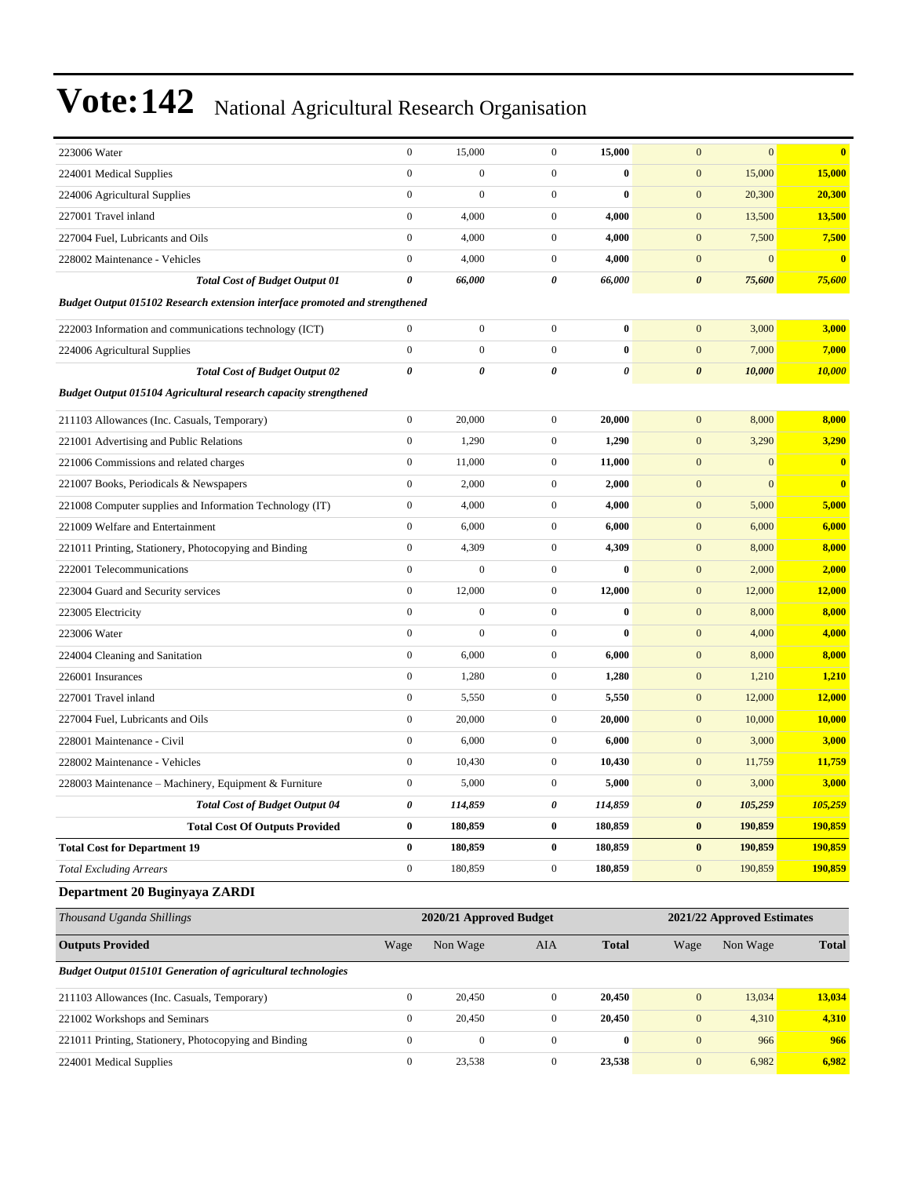# Vote:142 National Agricultural Research Organisation

| | | | | | | | |
|---|---|---|---|---|---|---|---|
| 223006 Water | 0 | 15,000 | 0 | **15,000** | 0 | 0 | **0** |
| 224001 Medical Supplies | 0 | 0 | 0 | **0** | 0 | 15,000 | **15,000** |
| 224006 Agricultural Supplies | 0 | 0 | 0 | **0** | 0 | 20,300 | **20,300** |
| 227001 Travel inland | 0 | 4,000 | 0 | **4,000** | 0 | 13,500 | **13,500** |
| 227004 Fuel, Lubricants and Oils | 0 | 4,000 | 0 | **4,000** | 0 | 7,500 | **7,500** |
| 228002 Maintenance - Vehicles | 0 | 4,000 | 0 | **4,000** | 0 | 0 | **0** |
| ***Total Cost of Budget Output 01*** | ***0*** | ***66,000*** | ***0*** | ***66,000*** | ***0*** | ***75,600*** | ***75,600*** |
| ***Budget Output 015102 Research extension interface promoted and strengthened*** | | | | | | | |
| 222003 Information and communications technology (ICT) | 0 | 0 | 0 | **0** | 0 | 3,000 | **3,000** |
| 224006 Agricultural Supplies | 0 | 0 | 0 | **0** | 0 | 7,000 | **7,000** |
| ***Total Cost of Budget Output 02*** | ***0*** | ***0*** | ***0*** | ***0*** | ***0*** | ***10,000*** | ***10,000*** |
| ***Budget Output 015104 Agricultural research capacity strengthened*** | | | | | | | |
| 211103 Allowances (Inc. Casuals, Temporary) | 0 | 20,000 | 0 | **20,000** | 0 | 8,000 | **8,000** |
| 221001 Advertising and Public Relations | 0 | 1,290 | 0 | **1,290** | 0 | 3,290 | **3,290** |
| 221006 Commissions and related charges | 0 | 11,000 | 0 | **11,000** | 0 | 0 | **0** |
| 221007 Books, Periodicals & Newspapers | 0 | 2,000 | 0 | **2,000** | 0 | 0 | **0** |
| 221008 Computer supplies and Information Technology (IT) | 0 | 4,000 | 0 | **4,000** | 0 | 5,000 | **5,000** |
| 221009 Welfare and Entertainment | 0 | 6,000 | 0 | **6,000** | 0 | 6,000 | **6,000** |
| 221011 Printing, Stationery, Photocopying and Binding | 0 | 4,309 | 0 | **4,309** | 0 | 8,000 | **8,000** |
| 222001 Telecommunications | 0 | 0 | 0 | **0** | 0 | 2,000 | **2,000** |
| 223004 Guard and Security services | 0 | 12,000 | 0 | **12,000** | 0 | 12,000 | **12,000** |
| 223005 Electricity | 0 | 0 | 0 | **0** | 0 | 8,000 | **8,000** |
| 223006 Water | 0 | 0 | 0 | **0** | 0 | 4,000 | **4,000** |
| 224004 Cleaning and Sanitation | 0 | 6,000 | 0 | **6,000** | 0 | 8,000 | **8,000** |
| 226001 Insurances | 0 | 1,280 | 0 | **1,280** | 0 | 1,210 | **1,210** |
| 227001 Travel inland | 0 | 5,550 | 0 | **5,550** | 0 | 12,000 | **12,000** |
| 227004 Fuel, Lubricants and Oils | 0 | 20,000 | 0 | **20,000** | 0 | 10,000 | **10,000** |
| 228001 Maintenance - Civil | 0 | 6,000 | 0 | **6,000** | 0 | 3,000 | **3,000** |
| 228002 Maintenance - Vehicles | 0 | 10,430 | 0 | **10,430** | 0 | 11,759 | **11,759** |
| 228003 Maintenance – Machinery, Equipment & Furniture | 0 | 5,000 | 0 | **5,000** | 0 | 3,000 | **3,000** |
| ***Total Cost of Budget Output 04*** | ***0*** | ***114,859*** | ***0*** | ***114,859*** | ***0*** | ***105,259*** | ***105,259*** |
| **Total Cost Of Outputs Provided** | **0** | **180,859** | **0** | **180,859** | **0** | **190,859** | **190,859** |
| **Total Cost for Department 19** | **0** | **180,859** | **0** | **180,859** | **0** | **190,859** | **190,859** |
| *Total Excluding Arrears* | 0 | 180,859 | 0 | **180,859** | 0 | 190,859 | **190,859** |

### Department 20 Buginyaya ZARDI

| *Thousand Uganda Shillings* | 2020/21 Approved Budget | | | | 2021/22 Approved Estimates | | |
|---|---|---|---|---|---|---|---|
| **Outputs Provided** | Wage | Non Wage | AIA | **Total** | Wage | Non Wage | **Total** |
| ***Budget Output 015101 Generation of agricultural technologies*** | | | | | | | |
| 211103 Allowances (Inc. Casuals, Temporary) | 0 | 20,450 | 0 | **20,450** | 0 | 13,034 | **13,034** |
| 221002 Workshops and Seminars | 0 | 20,450 | 0 | **20,450** | 0 | 4,310 | **4,310** |
| 221011 Printing, Stationery, Photocopying and Binding | 0 | 0 | 0 | **0** | 0 | 966 | **966** |
| 224001 Medical Supplies | 0 | 23,538 | 0 | **23,538** | 0 | 6,982 | **6,982** |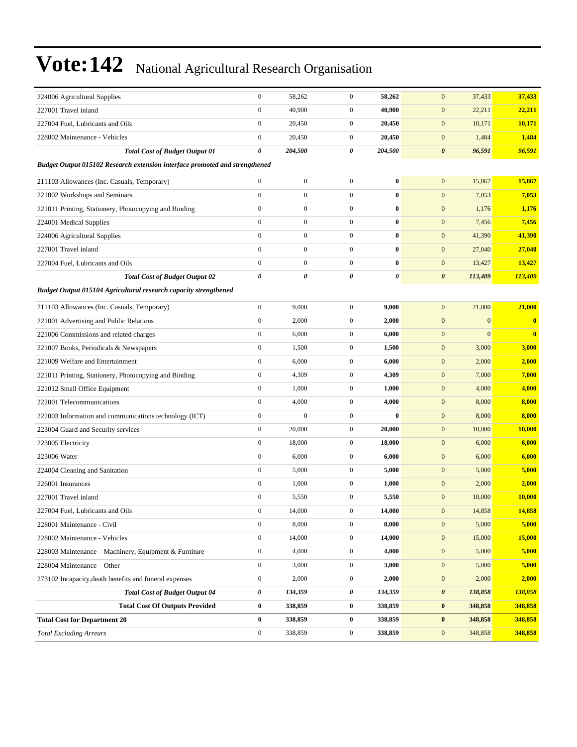# Vote:142 National Agricultural Research Organisation

| | | | | | | | |
|---|---|---|---|---|---|---|---|
| 224006 Agricultural Supplies | 0 | 58,262 | 0 | **58,262** | 0 | 37,433 | **37,433** |
| 227001 Travel inland | 0 | 40,900 | 0 | **40,900** | 0 | 22,211 | **22,211** |
| 227004 Fuel, Lubricants and Oils | 0 | 20,450 | 0 | **20,450** | 0 | 10,171 | **10,171** |
| 228002 Maintenance - Vehicles | 0 | 20,450 | 0 | **20,450** | 0 | 1,484 | **1,484** |
| ***Total Cost of Budget Output 01*** | ***0*** | ***204,500*** | ***0*** | ***204,500*** | ***0*** | ***96,591*** | ***96,591*** |
| ***Budget Output 015102 Research extension interface promoted and strengthened*** | | | | | | | |
| 211103 Allowances (Inc. Casuals, Temporary) | 0 | 0 | 0 | **0** | 0 | 15,867 | **15,867** |
| 221002 Workshops and Seminars | 0 | 0 | 0 | **0** | 0 | 7,053 | **7,053** |
| 221011 Printing, Stationery, Photocopying and Binding | 0 | 0 | 0 | **0** | 0 | 1,176 | **1,176** |
| 224001 Medical Supplies | 0 | 0 | 0 | **0** | 0 | 7,456 | **7,456** |
| 224006 Agricultural Supplies | 0 | 0 | 0 | **0** | 0 | 41,390 | **41,390** |
| 227001 Travel inland | 0 | 0 | 0 | **0** | 0 | 27,040 | **27,040** |
| 227004 Fuel, Lubricants and Oils | 0 | 0 | 0 | **0** | 0 | 13,427 | **13,427** |
| ***Total Cost of Budget Output 02*** | ***0*** | ***0*** | ***0*** | ***0*** | ***0*** | ***113,409*** | ***113,409*** |
| ***Budget Output 015104 Agricultural research capacity strengthened*** | | | | | | | |
| 211103 Allowances (Inc. Casuals, Temporary) | 0 | 9,000 | 0 | **9,000** | 0 | 21,000 | **21,000** |
| 221001 Advertising and Public Relations | 0 | 2,000 | 0 | **2,000** | 0 | 0 | **0** |
| 221006 Commissions and related charges | 0 | 6,000 | 0 | **6,000** | 0 | 0 | **0** |
| 221007 Books, Periodicals & Newspapers | 0 | 1,500 | 0 | **1,500** | 0 | 3,000 | **3,000** |
| 221009 Welfare and Entertainment | 0 | 6,000 | 0 | **6,000** | 0 | 2,000 | **2,000** |
| 221011 Printing, Stationery, Photocopying and Binding | 0 | 4,309 | 0 | **4,309** | 0 | 7,000 | **7,000** |
| 221012 Small Office Equipment | 0 | 1,000 | 0 | **1,000** | 0 | 4,000 | **4,000** |
| 222001 Telecommunications | 0 | 4,000 | 0 | **4,000** | 0 | 8,000 | **8,000** |
| 222003 Information and communications technology (ICT) | 0 | 0 | 0 | **0** | 0 | 8,000 | **8,000** |
| 223004 Guard and Security services | 0 | 20,000 | 0 | **20,000** | 0 | 10,000 | **10,000** |
| 223005 Electricity | 0 | 18,000 | 0 | **18,000** | 0 | 6,000 | **6,000** |
| 223006 Water | 0 | 6,000 | 0 | **6,000** | 0 | 6,000 | **6,000** |
| 224004 Cleaning and Sanitation | 0 | 5,000 | 0 | **5,000** | 0 | 5,000 | **5,000** |
| 226001 Insurances | 0 | 1,000 | 0 | **1,000** | 0 | 2,000 | **2,000** |
| 227001 Travel inland | 0 | 5,550 | 0 | **5,550** | 0 | 10,000 | **10,000** |
| 227004 Fuel, Lubricants and Oils | 0 | 14,000 | 0 | **14,000** | 0 | 14,858 | **14,858** |
| 228001 Maintenance - Civil | 0 | 8,000 | 0 | **8,000** | 0 | 5,000 | **5,000** |
| 228002 Maintenance - Vehicles | 0 | 14,000 | 0 | **14,000** | 0 | 15,000 | **15,000** |
| 228003 Maintenance – Machinery, Equipment & Furniture | 0 | 4,000 | 0 | **4,000** | 0 | 5,000 | **5,000** |
| 228004 Maintenance – Other | 0 | 3,000 | 0 | **3,000** | 0 | 5,000 | **5,000** |
| 273102 Incapacity,death benefits and funeral expenses | 0 | 2,000 | 0 | **2,000** | 0 | 2,000 | **2,000** |
| ***Total Cost of Budget Output 04*** | ***0*** | ***134,359*** | ***0*** | ***134,359*** | ***0*** | ***138,858*** | ***138,858*** |
| **Total Cost Of Outputs Provided** | **0** | **338,859** | **0** | **338,859** | **0** | **348,858** | **348,858** |
| **Total Cost for Department 20** | **0** | **338,859** | **0** | **338,859** | **0** | **348,858** | **348,858** |
| *Total Excluding Arrears* | 0 | 338,859 | 0 | **338,859** | 0 | 348,858 | **348,858** |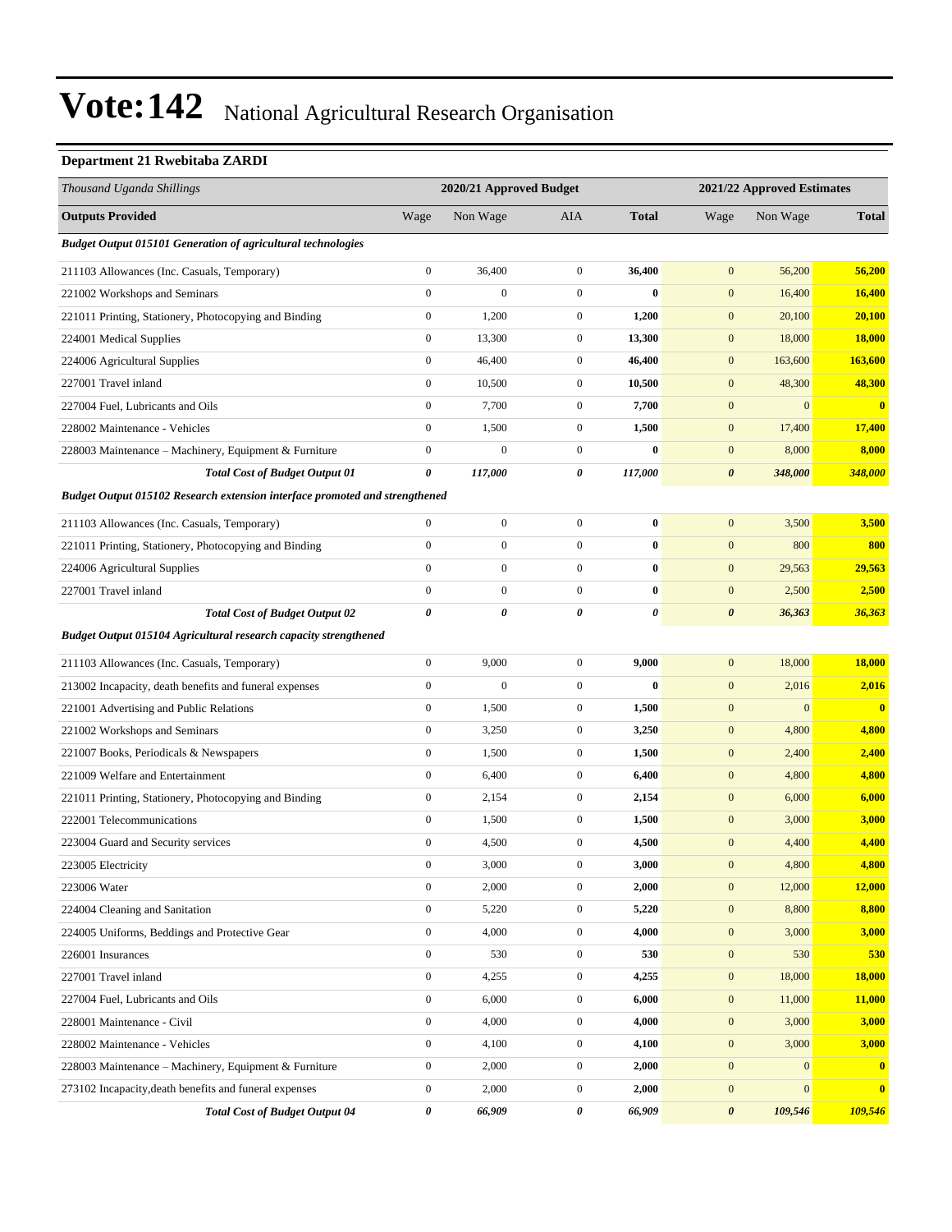# Vote:142 National Agricultural Research Organisation

### Department 21 Rwebitaba ZARDI

| *Thousand Uganda Shillings* | 2020/21 Approved Budget | | | | 2021/22 Approved Estimates | | |
|---|---|---|---|---|---|---|---|
| **Outputs Provided** | Wage | Non Wage | AIA | **Total** | Wage | Non Wage | **Total** |
| ***Budget Output 015101 Generation of agricultural technologies*** | | | | | | | |
| 211103 Allowances (Inc. Casuals, Temporary) | 0 | 36,400 | 0 | **36,400** | 0 | 56,200 | **56,200** |
| 221002 Workshops and Seminars | 0 | 0 | 0 | **0** | 0 | 16,400 | **16,400** |
| 221011 Printing, Stationery, Photocopying and Binding | 0 | 1,200 | 0 | **1,200** | 0 | 20,100 | **20,100** |
| 224001 Medical Supplies | 0 | 13,300 | 0 | **13,300** | 0 | 18,000 | **18,000** |
| 224006 Agricultural Supplies | 0 | 46,400 | 0 | **46,400** | 0 | 163,600 | **163,600** |
| 227001 Travel inland | 0 | 10,500 | 0 | **10,500** | 0 | 48,300 | **48,300** |
| 227004 Fuel, Lubricants and Oils | 0 | 7,700 | 0 | **7,700** | 0 | 0 | **0** |
| 228002 Maintenance - Vehicles | 0 | 1,500 | 0 | **1,500** | 0 | 17,400 | **17,400** |
| 228003 Maintenance – Machinery, Equipment & Furniture | 0 | 0 | 0 | **0** | 0 | 8,000 | **8,000** |
| ***Total Cost of Budget Output 01*** | ***0*** | ***117,000*** | ***0*** | ***117,000*** | ***0*** | ***348,000*** | ***348,000*** |
| ***Budget Output 015102 Research extension interface promoted and strengthened*** | | | | | | | |
| 211103 Allowances (Inc. Casuals, Temporary) | 0 | 0 | 0 | **0** | 0 | 3,500 | **3,500** |
| 221011 Printing, Stationery, Photocopying and Binding | 0 | 0 | 0 | **0** | 0 | 800 | **800** |
| 224006 Agricultural Supplies | 0 | 0 | 0 | **0** | 0 | 29,563 | **29,563** |
| 227001 Travel inland | 0 | 0 | 0 | **0** | 0 | 2,500 | **2,500** |
| ***Total Cost of Budget Output 02*** | ***0*** | ***0*** | ***0*** | ***0*** | ***0*** | ***36,363*** | ***36,363*** |
| ***Budget Output 015104 Agricultural research capacity strengthened*** | | | | | | | |
| 211103 Allowances (Inc. Casuals, Temporary) | 0 | 9,000 | 0 | **9,000** | 0 | 18,000 | **18,000** |
| 213002 Incapacity, death benefits and funeral expenses | 0 | 0 | 0 | **0** | 0 | 2,016 | **2,016** |
| 221001 Advertising and Public Relations | 0 | 1,500 | 0 | **1,500** | 0 | 0 | **0** |
| 221002 Workshops and Seminars | 0 | 3,250 | 0 | **3,250** | 0 | 4,800 | **4,800** |
| 221007 Books, Periodicals & Newspapers | 0 | 1,500 | 0 | **1,500** | 0 | 2,400 | **2,400** |
| 221009 Welfare and Entertainment | 0 | 6,400 | 0 | **6,400** | 0 | 4,800 | **4,800** |
| 221011 Printing, Stationery, Photocopying and Binding | 0 | 2,154 | 0 | **2,154** | 0 | 6,000 | **6,000** |
| 222001 Telecommunications | 0 | 1,500 | 0 | **1,500** | 0 | 3,000 | **3,000** |
| 223004 Guard and Security services | 0 | 4,500 | 0 | **4,500** | 0 | 4,400 | **4,400** |
| 223005 Electricity | 0 | 3,000 | 0 | **3,000** | 0 | 4,800 | **4,800** |
| 223006 Water | 0 | 2,000 | 0 | **2,000** | 0 | 12,000 | **12,000** |
| 224004 Cleaning and Sanitation | 0 | 5,220 | 0 | **5,220** | 0 | 8,800 | **8,800** |
| 224005 Uniforms, Beddings and Protective Gear | 0 | 4,000 | 0 | **4,000** | 0 | 3,000 | **3,000** |
| 226001 Insurances | 0 | 530 | 0 | **530** | 0 | 530 | **530** |
| 227001 Travel inland | 0 | 4,255 | 0 | **4,255** | 0 | 18,000 | **18,000** |
| 227004 Fuel, Lubricants and Oils | 0 | 6,000 | 0 | **6,000** | 0 | 11,000 | **11,000** |
| 228001 Maintenance - Civil | 0 | 4,000 | 0 | **4,000** | 0 | 3,000 | **3,000** |
| 228002 Maintenance - Vehicles | 0 | 4,100 | 0 | **4,100** | 0 | 3,000 | **3,000** |
| 228003 Maintenance – Machinery, Equipment & Furniture | 0 | 2,000 | 0 | **2,000** | 0 | 0 | **0** |
| 273102 Incapacity,death benefits and funeral expenses | 0 | 2,000 | 0 | **2,000** | 0 | 0 | **0** |
| ***Total Cost of Budget Output 04*** | ***0*** | ***66,909*** | ***0*** | ***66,909*** | ***0*** | ***109,546*** | ***109,546*** |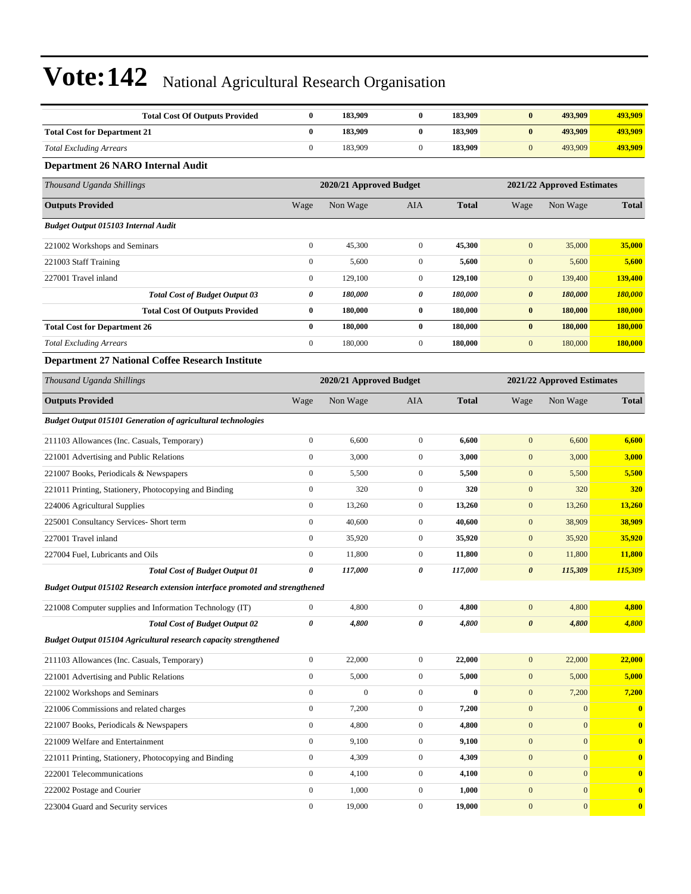# Vote:142 National Agricultural Research Organisation

| | | | | | | | |
|---|---|---|---|---|---|---|---|
| **Total Cost Of Outputs Provided** | **0** | **183,909** | **0** | **183,909** | **0** | **493,909** | **493,909** |
| **Total Cost for Department 21** | **0** | **183,909** | **0** | **183,909** | **0** | **493,909** | **493,909** |
| *Total Excluding Arrears* | 0 | 183,909 | 0 | **183,909** | 0 | 493,909 | **493,909** |

### Department 26 NARO Internal Audit

| *Thousand Uganda Shillings* | 2020/21 Approved Budget | | | | 2021/22 Approved Estimates | | |
|---|---|---|---|---|---|---|---|
| **Outputs Provided** | Wage | Non Wage | AIA | **Total** | Wage | Non Wage | **Total** |
| ***Budget Output 015103 Internal Audit*** | | | | | | | |
| 221002 Workshops and Seminars | 0 | 45,300 | 0 | **45,300** | 0 | 35,000 | **35,000** |
| 221003 Staff Training | 0 | 5,600 | 0 | **5,600** | 0 | 5,600 | **5,600** |
| 227001 Travel inland | 0 | 129,100 | 0 | **129,100** | 0 | 139,400 | **139,400** |
| ***Total Cost of Budget Output 03*** | ***0*** | ***180,000*** | ***0*** | ***180,000*** | ***0*** | ***180,000*** | ***180,000*** |
| **Total Cost Of Outputs Provided** | **0** | **180,000** | **0** | **180,000** | **0** | **180,000** | **180,000** |
| **Total Cost for Department 26** | **0** | **180,000** | **0** | **180,000** | **0** | **180,000** | **180,000** |
| *Total Excluding Arrears* | 0 | 180,000 | 0 | **180,000** | 0 | 180,000 | **180,000** |

### Department 27 National Coffee Research Institute

| *Thousand Uganda Shillings* | 2020/21 Approved Budget | | | | 2021/22 Approved Estimates | | |
|---|---|---|---|---|---|---|---|
| **Outputs Provided** | Wage | Non Wage | AIA | **Total** | Wage | Non Wage | **Total** |
| ***Budget Output 015101 Generation of agricultural technologies*** | | | | | | | |
| 211103 Allowances (Inc. Casuals, Temporary) | 0 | 6,600 | 0 | **6,600** | 0 | 6,600 | **6,600** |
| 221001 Advertising and Public Relations | 0 | 3,000 | 0 | **3,000** | 0 | 3,000 | **3,000** |
| 221007 Books, Periodicals & Newspapers | 0 | 5,500 | 0 | **5,500** | 0 | 5,500 | **5,500** |
| 221011 Printing, Stationery, Photocopying and Binding | 0 | 320 | 0 | **320** | 0 | 320 | **320** |
| 224006 Agricultural Supplies | 0 | 13,260 | 0 | **13,260** | 0 | 13,260 | **13,260** |
| 225001 Consultancy Services- Short term | 0 | 40,600 | 0 | **40,600** | 0 | 38,909 | **38,909** |
| 227001 Travel inland | 0 | 35,920 | 0 | **35,920** | 0 | 35,920 | **35,920** |
| 227004 Fuel, Lubricants and Oils | 0 | 11,800 | 0 | **11,800** | 0 | 11,800 | **11,800** |
| ***Total Cost of Budget Output 01*** | ***0*** | ***117,000*** | ***0*** | ***117,000*** | ***0*** | ***115,309*** | ***115,309*** |
| ***Budget Output 015102 Research extension interface promoted and strengthened*** | | | | | | | |
| 221008 Computer supplies and Information Technology (IT) | 0 | 4,800 | 0 | **4,800** | 0 | 4,800 | **4,800** |
| ***Total Cost of Budget Output 02*** | ***0*** | ***4,800*** | ***0*** | ***4,800*** | ***0*** | ***4,800*** | ***4,800*** |
| ***Budget Output 015104 Agricultural research capacity strengthened*** | | | | | | | |
| 211103 Allowances (Inc. Casuals, Temporary) | 0 | 22,000 | 0 | **22,000** | 0 | 22,000 | **22,000** |
| 221001 Advertising and Public Relations | 0 | 5,000 | 0 | **5,000** | 0 | 5,000 | **5,000** |
| 221002 Workshops and Seminars | 0 | 0 | 0 | **0** | 0 | 7,200 | **7,200** |
| 221006 Commissions and related charges | 0 | 7,200 | 0 | **7,200** | 0 | 0 | **0** |
| 221007 Books, Periodicals & Newspapers | 0 | 4,800 | 0 | **4,800** | 0 | 0 | **0** |
| 221009 Welfare and Entertainment | 0 | 9,100 | 0 | **9,100** | 0 | 0 | **0** |
| 221011 Printing, Stationery, Photocopying and Binding | 0 | 4,309 | 0 | **4,309** | 0 | 0 | **0** |
| 222001 Telecommunications | 0 | 4,100 | 0 | **4,100** | 0 | 0 | **0** |
| 222002 Postage and Courier | 0 | 1,000 | 0 | **1,000** | 0 | 0 | **0** |
| 223004 Guard and Security services | 0 | 19,000 | 0 | **19,000** | 0 | 0 | **0** |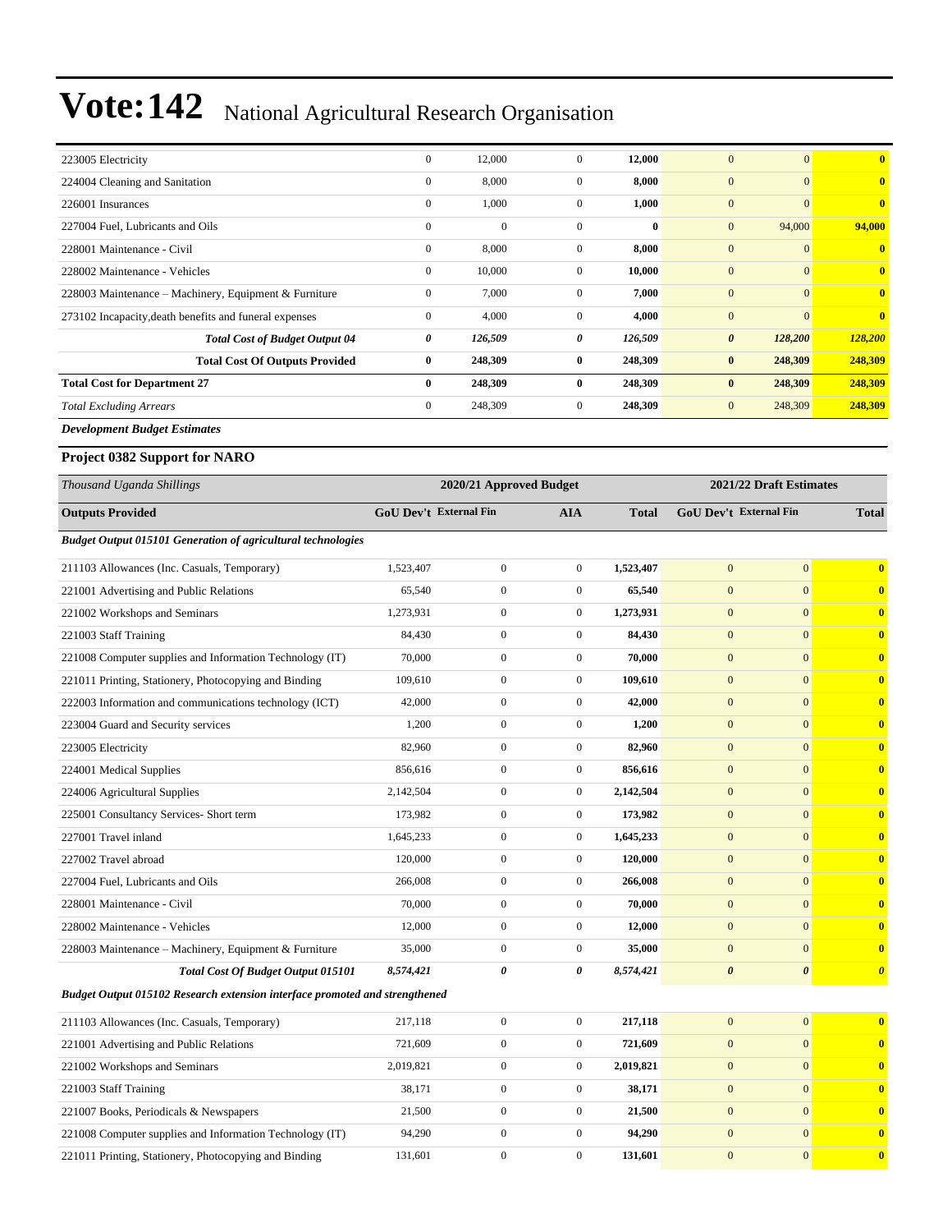# Vote:142 National Agricultural Research Organisation

| | | | | | | | |
|---|---|---|---|---|---|---|---|
| 223005 Electricity | 0 | 12,000 | 0 | **12,000** | 0 | 0 | **0** |
| 224004 Cleaning and Sanitation | 0 | 8,000 | 0 | **8,000** | 0 | 0 | **0** |
| 226001 Insurances | 0 | 1,000 | 0 | **1,000** | 0 | 0 | **0** |
| 227004 Fuel, Lubricants and Oils | 0 | 0 | 0 | **0** | 0 | 94,000 | **94,000** |
| 228001 Maintenance - Civil | 0 | 8,000 | 0 | **8,000** | 0 | 0 | **0** |
| 228002 Maintenance - Vehicles | 0 | 10,000 | 0 | **10,000** | 0 | 0 | **0** |
| 228003 Maintenance – Machinery, Equipment & Furniture | 0 | 7,000 | 0 | **7,000** | 0 | 0 | **0** |
| 273102 Incapacity,death benefits and funeral expenses | 0 | 4,000 | 0 | **4,000** | 0 | 0 | **0** |
| ***Total Cost of Budget Output 04*** | ***0*** | ***126,509*** | ***0*** | ***126,509*** | ***0*** | ***128,200*** | ***128,200*** |
| **Total Cost Of Outputs Provided** | **0** | **248,309** | **0** | **248,309** | **0** | **248,309** | **248,309** |
| **Total Cost for Department 27** | **0** | **248,309** | **0** | **248,309** | **0** | **248,309** | **248,309** |
| *Total Excluding Arrears* | 0 | 248,309 | 0 | **248,309** | 0 | 248,309 | **248,309** |

***Development Budget Estimates***

**Project 0382 Support for NARO**

| *Thousand Uganda Shillings* | 2020/21 Approved Budget | | | | 2021/22 Draft Estimates | | |
|---|---|---|---|---|---|---|---|
| **Outputs Provided** | **GoU Dev't** | **External Fin** | **AIA** | **Total** | **GoU Dev't** | **External Fin** | **Total** |
| ***Budget Output 015101 Generation of agricultural technologies*** | | | | | | | |
| 211103 Allowances (Inc. Casuals, Temporary) | 1,523,407 | 0 | 0 | **1,523,407** | 0 | 0 | **0** |
| 221001 Advertising and Public Relations | 65,540 | 0 | 0 | **65,540** | 0 | 0 | **0** |
| 221002 Workshops and Seminars | 1,273,931 | 0 | 0 | **1,273,931** | 0 | 0 | **0** |
| 221003 Staff Training | 84,430 | 0 | 0 | **84,430** | 0 | 0 | **0** |
| 221008 Computer supplies and Information Technology (IT) | 70,000 | 0 | 0 | **70,000** | 0 | 0 | **0** |
| 221011 Printing, Stationery, Photocopying and Binding | 109,610 | 0 | 0 | **109,610** | 0 | 0 | **0** |
| 222003 Information and communications technology (ICT) | 42,000 | 0 | 0 | **42,000** | 0 | 0 | **0** |
| 223004 Guard and Security services | 1,200 | 0 | 0 | **1,200** | 0 | 0 | **0** |
| 223005 Electricity | 82,960 | 0 | 0 | **82,960** | 0 | 0 | **0** |
| 224001 Medical Supplies | 856,616 | 0 | 0 | **856,616** | 0 | 0 | **0** |
| 224006 Agricultural Supplies | 2,142,504 | 0 | 0 | **2,142,504** | 0 | 0 | **0** |
| 225001 Consultancy Services- Short term | 173,982 | 0 | 0 | **173,982** | 0 | 0 | **0** |
| 227001 Travel inland | 1,645,233 | 0 | 0 | **1,645,233** | 0 | 0 | **0** |
| 227002 Travel abroad | 120,000 | 0 | 0 | **120,000** | 0 | 0 | **0** |
| 227004 Fuel, Lubricants and Oils | 266,008 | 0 | 0 | **266,008** | 0 | 0 | **0** |
| 228001 Maintenance - Civil | 70,000 | 0 | 0 | **70,000** | 0 | 0 | **0** |
| 228002 Maintenance - Vehicles | 12,000 | 0 | 0 | **12,000** | 0 | 0 | **0** |
| 228003 Maintenance – Machinery, Equipment & Furniture | 35,000 | 0 | 0 | **35,000** | 0 | 0 | **0** |
| ***Total Cost Of Budget Output 015101*** | ***8,574,421*** | ***0*** | ***0*** | ***8,574,421*** | ***0*** | ***0*** | ***0*** |
| ***Budget Output 015102 Research extension interface promoted and strengthened*** | | | | | | | |
| 211103 Allowances (Inc. Casuals, Temporary) | 217,118 | 0 | 0 | **217,118** | 0 | 0 | **0** |
| 221001 Advertising and Public Relations | 721,609 | 0 | 0 | **721,609** | 0 | 0 | **0** |
| 221002 Workshops and Seminars | 2,019,821 | 0 | 0 | **2,019,821** | 0 | 0 | **0** |
| 221003 Staff Training | 38,171 | 0 | 0 | **38,171** | 0 | 0 | **0** |
| 221007 Books, Periodicals & Newspapers | 21,500 | 0 | 0 | **21,500** | 0 | 0 | **0** |
| 221008 Computer supplies and Information Technology (IT) | 94,290 | 0 | 0 | **94,290** | 0 | 0 | **0** |
| 221011 Printing, Stationery, Photocopying and Binding | 131,601 | 0 | 0 | **131,601** | 0 | 0 | **0** |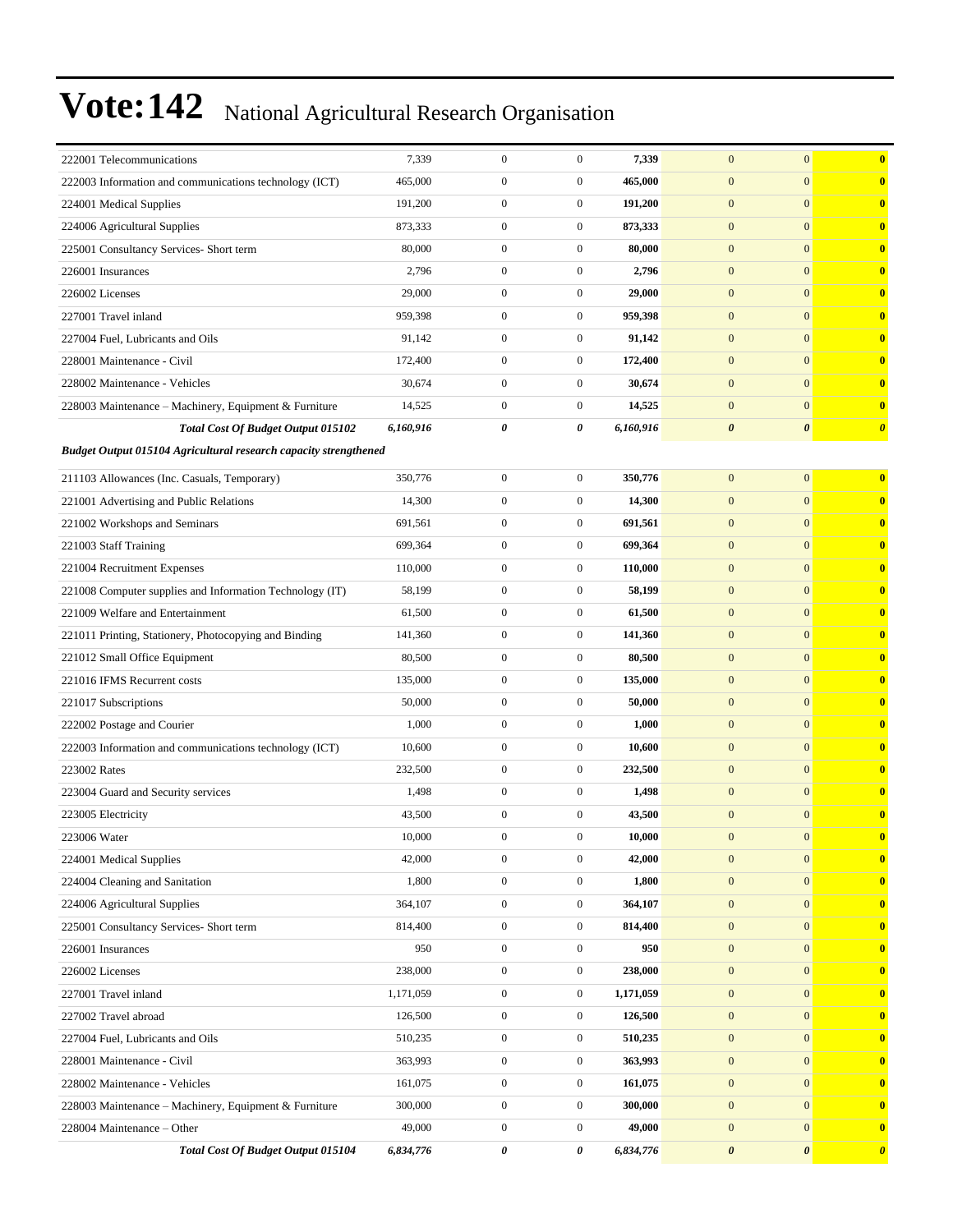# Vote:142 National Agricultural Research Organisation

| | | | | | | | |
|---|---|---|---|---|---|---|---|
| 222001 Telecommunications | 7,339 | 0 | 0 | **7,339** | 0 | 0 | **0** |
| 222003 Information and communications technology (ICT) | 465,000 | 0 | 0 | **465,000** | 0 | 0 | **0** |
| 224001 Medical Supplies | 191,200 | 0 | 0 | **191,200** | 0 | 0 | **0** |
| 224006 Agricultural Supplies | 873,333 | 0 | 0 | **873,333** | 0 | 0 | **0** |
| 225001 Consultancy Services- Short term | 80,000 | 0 | 0 | **80,000** | 0 | 0 | **0** |
| 226001 Insurances | 2,796 | 0 | 0 | **2,796** | 0 | 0 | **0** |
| 226002 Licenses | 29,000 | 0 | 0 | **29,000** | 0 | 0 | **0** |
| 227001 Travel inland | 959,398 | 0 | 0 | **959,398** | 0 | 0 | **0** |
| 227004 Fuel, Lubricants and Oils | 91,142 | 0 | 0 | **91,142** | 0 | 0 | **0** |
| 228001 Maintenance - Civil | 172,400 | 0 | 0 | **172,400** | 0 | 0 | **0** |
| 228002 Maintenance - Vehicles | 30,674 | 0 | 0 | **30,674** | 0 | 0 | **0** |
| 228003 Maintenance – Machinery, Equipment & Furniture | 14,525 | 0 | 0 | **14,525** | 0 | 0 | **0** |
| ***Total Cost Of Budget Output 015102*** | ***6,160,916*** | ***0*** | ***0*** | ***6,160,916*** | ***0*** | ***0*** | ***0*** |
| ***Budget Output 015104 Agricultural research capacity strengthened*** | | | | | | | |
| 211103 Allowances (Inc. Casuals, Temporary) | 350,776 | 0 | 0 | **350,776** | 0 | 0 | **0** |
| 221001 Advertising and Public Relations | 14,300 | 0 | 0 | **14,300** | 0 | 0 | **0** |
| 221002 Workshops and Seminars | 691,561 | 0 | 0 | **691,561** | 0 | 0 | **0** |
| 221003 Staff Training | 699,364 | 0 | 0 | **699,364** | 0 | 0 | **0** |
| 221004 Recruitment Expenses | 110,000 | 0 | 0 | **110,000** | 0 | 0 | **0** |
| 221008 Computer supplies and Information Technology (IT) | 58,199 | 0 | 0 | **58,199** | 0 | 0 | **0** |
| 221009 Welfare and Entertainment | 61,500 | 0 | 0 | **61,500** | 0 | 0 | **0** |
| 221011 Printing, Stationery, Photocopying and Binding | 141,360 | 0 | 0 | **141,360** | 0 | 0 | **0** |
| 221012 Small Office Equipment | 80,500 | 0 | 0 | **80,500** | 0 | 0 | **0** |
| 221016 IFMS Recurrent costs | 135,000 | 0 | 0 | **135,000** | 0 | 0 | **0** |
| 221017 Subscriptions | 50,000 | 0 | 0 | **50,000** | 0 | 0 | **0** |
| 222002 Postage and Courier | 1,000 | 0 | 0 | **1,000** | 0 | 0 | **0** |
| 222003 Information and communications technology (ICT) | 10,600 | 0 | 0 | **10,600** | 0 | 0 | **0** |
| 223002 Rates | 232,500 | 0 | 0 | **232,500** | 0 | 0 | **0** |
| 223004 Guard and Security services | 1,498 | 0 | 0 | **1,498** | 0 | 0 | **0** |
| 223005 Electricity | 43,500 | 0 | 0 | **43,500** | 0 | 0 | **0** |
| 223006 Water | 10,000 | 0 | 0 | **10,000** | 0 | 0 | **0** |
| 224001 Medical Supplies | 42,000 | 0 | 0 | **42,000** | 0 | 0 | **0** |
| 224004 Cleaning and Sanitation | 1,800 | 0 | 0 | **1,800** | 0 | 0 | **0** |
| 224006 Agricultural Supplies | 364,107 | 0 | 0 | **364,107** | 0 | 0 | **0** |
| 225001 Consultancy Services- Short term | 814,400 | 0 | 0 | **814,400** | 0 | 0 | **0** |
| 226001 Insurances | 950 | 0 | 0 | **950** | 0 | 0 | **0** |
| 226002 Licenses | 238,000 | 0 | 0 | **238,000** | 0 | 0 | **0** |
| 227001 Travel inland | 1,171,059 | 0 | 0 | **1,171,059** | 0 | 0 | **0** |
| 227002 Travel abroad | 126,500 | 0 | 0 | **126,500** | 0 | 0 | **0** |
| 227004 Fuel, Lubricants and Oils | 510,235 | 0 | 0 | **510,235** | 0 | 0 | **0** |
| 228001 Maintenance - Civil | 363,993 | 0 | 0 | **363,993** | 0 | 0 | **0** |
| 228002 Maintenance - Vehicles | 161,075 | 0 | 0 | **161,075** | 0 | 0 | **0** |
| 228003 Maintenance – Machinery, Equipment & Furniture | 300,000 | 0 | 0 | **300,000** | 0 | 0 | **0** |
| 228004 Maintenance – Other | 49,000 | 0 | 0 | **49,000** | 0 | 0 | **0** |
| ***Total Cost Of Budget Output 015104*** | ***6,834,776*** | ***0*** | ***0*** | ***6,834,776*** | ***0*** | ***0*** | ***0*** |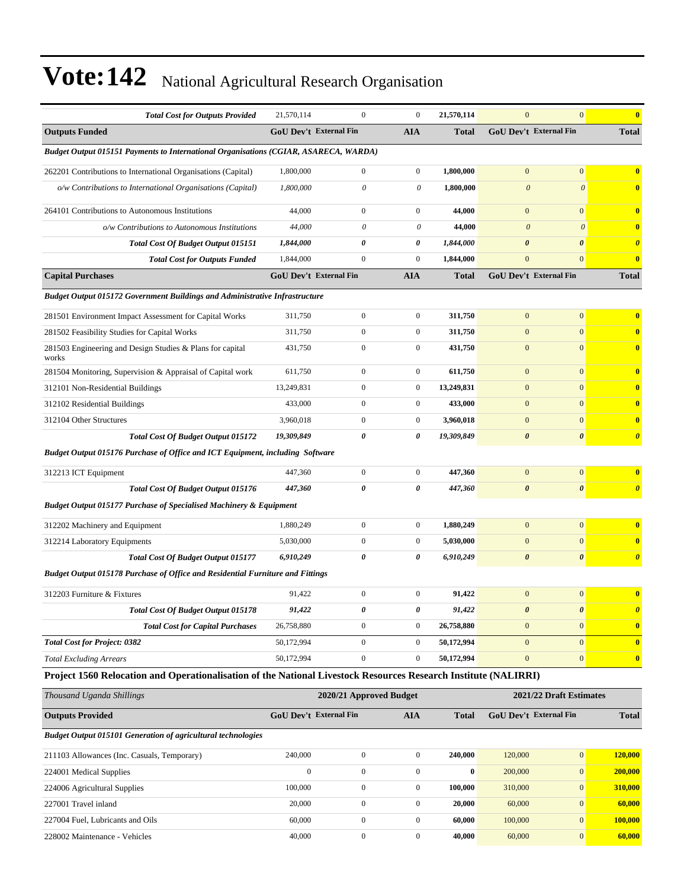# Vote:142 National Agricultural Research Organisation

| | GoU Dev't | External Fin | AIA | Total | GoU Dev't | External Fin | Total |
|---|---|---|---|---|---|---|---|
| ***Total Cost for Outputs Provided*** | 21,570,114 | 0 | 0 | **21,570,114** | 0 | 0 | **0** |
| **Outputs Funded** | **GoU Dev't** | **External Fin** | **AIA** | **Total** | **GoU Dev't** | **External Fin** | **Total** |
| ***Budget Output 015151 Payments to International Organisations (CGIAR, ASARECA, WARDA)*** | | | | | | | |
| 262201 Contributions to International Organisations (Capital) | 1,800,000 | 0 | 0 | **1,800,000** | 0 | 0 | **0** |
| *o/w Contributions to International Organisations (Capital)* | *1,800,000* | *0* | *0* | **1,800,000** | *0* | *0* | **0** |
| 264101 Contributions to Autonomous Institutions | 44,000 | 0 | 0 | **44,000** | 0 | 0 | **0** |
| *o/w Contributions to Autonomous Institutions* | *44,000* | *0* | *0* | **44,000** | *0* | *0* | **0** |
| ***Total Cost Of Budget Output 015151*** | ***1,844,000*** | ***0*** | ***0*** | ***1,844,000*** | ***0*** | ***0*** | ***0*** |
| ***Total Cost for Outputs Funded*** | 1,844,000 | 0 | 0 | **1,844,000** | 0 | 0 | **0** |
| **Capital Purchases** | **GoU Dev't** | **External Fin** | **AIA** | **Total** | **GoU Dev't** | **External Fin** | **Total** |
| ***Budget Output 015172 Government Buildings and Administrative Infrastructure*** | | | | | | | |
| 281501 Environment Impact Assessment for Capital Works | 311,750 | 0 | 0 | **311,750** | 0 | 0 | **0** |
| 281502 Feasibility Studies for Capital Works | 311,750 | 0 | 0 | **311,750** | 0 | 0 | **0** |
| 281503 Engineering and Design Studies & Plans for capital works | 431,750 | 0 | 0 | **431,750** | 0 | 0 | **0** |
| 281504 Monitoring, Supervision & Appraisal of Capital work | 611,750 | 0 | 0 | **611,750** | 0 | 0 | **0** |
| 312101 Non-Residential Buildings | 13,249,831 | 0 | 0 | **13,249,831** | 0 | 0 | **0** |
| 312102 Residential Buildings | 433,000 | 0 | 0 | **433,000** | 0 | 0 | **0** |
| 312104 Other Structures | 3,960,018 | 0 | 0 | **3,960,018** | 0 | 0 | **0** |
| ***Total Cost Of Budget Output 015172*** | ***19,309,849*** | ***0*** | ***0*** | ***19,309,849*** | ***0*** | ***0*** | ***0*** |
| ***Budget Output 015176 Purchase of Office and ICT Equipment, including Software*** | | | | | | | |
| 312213 ICT Equipment | 447,360 | 0 | 0 | **447,360** | 0 | 0 | **0** |
| ***Total Cost Of Budget Output 015176*** | ***447,360*** | ***0*** | ***0*** | ***447,360*** | ***0*** | ***0*** | ***0*** |
| ***Budget Output 015177 Purchase of Specialised Machinery & Equipment*** | | | | | | | |
| 312202 Machinery and Equipment | 1,880,249 | 0 | 0 | **1,880,249** | 0 | 0 | **0** |
| 312214 Laboratory Equipments | 5,030,000 | 0 | 0 | **5,030,000** | 0 | 0 | **0** |
| ***Total Cost Of Budget Output 015177*** | ***6,910,249*** | ***0*** | ***0*** | ***6,910,249*** | ***0*** | ***0*** | ***0*** |
| ***Budget Output 015178 Purchase of Office and Residential Furniture and Fittings*** | | | | | | | |
| 312203 Furniture & Fixtures | 91,422 | 0 | 0 | **91,422** | 0 | 0 | **0** |
| ***Total Cost Of Budget Output 015178*** | ***91,422*** | ***0*** | ***0*** | ***91,422*** | ***0*** | ***0*** | ***0*** |
| ***Total Cost for Capital Purchases*** | 26,758,880 | 0 | 0 | **26,758,880** | 0 | 0 | **0** |
| ***Total Cost for Project: 0382*** | 50,172,994 | 0 | 0 | **50,172,994** | 0 | 0 | **0** |
| *Total Excluding Arrears* | 50,172,994 | 0 | 0 | **50,172,994** | 0 | 0 | **0** |

**Project 1560 Relocation and Operationalisation of the National Livestock Resources Research Institute (NALIRRI)**

| *Thousand Uganda Shillings* | 2020/21 Approved Budget | | | | 2021/22 Draft Estimates | | |
|---|---|---|---|---|---|---|---|
| **Outputs Provided** | **GoU Dev't** | **External Fin** | **AIA** | **Total** | **GoU Dev't** | **External Fin** | **Total** |
| ***Budget Output 015101 Generation of agricultural technologies*** | | | | | | | |
| 211103 Allowances (Inc. Casuals, Temporary) | 240,000 | 0 | 0 | **240,000** | 120,000 | 0 | **120,000** |
| 224001 Medical Supplies | 0 | 0 | 0 | **0** | 200,000 | 0 | **200,000** |
| 224006 Agricultural Supplies | 100,000 | 0 | 0 | **100,000** | 310,000 | 0 | **310,000** |
| 227001 Travel inland | 20,000 | 0 | 0 | **20,000** | 60,000 | 0 | **60,000** |
| 227004 Fuel, Lubricants and Oils | 60,000 | 0 | 0 | **60,000** | 100,000 | 0 | **100,000** |
| 228002 Maintenance - Vehicles | 40,000 | 0 | 0 | **40,000** | 60,000 | 0 | **60,000** |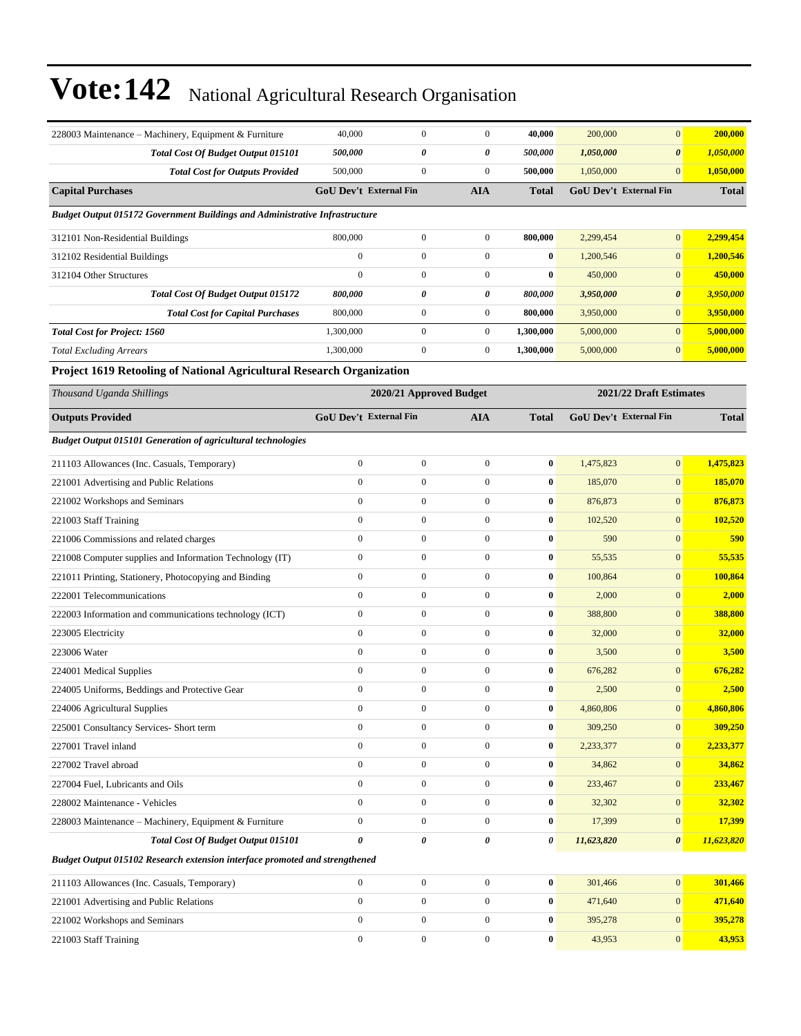# Vote:142 National Agricultural Research Organisation

| | | | | | | | |
|---|---|---|---|---|---|---|---|
| 228003 Maintenance – Machinery, Equipment & Furniture | 40,000 | 0 | 0 | **40,000** | 200,000 | 0 | **200,000** |
| ***Total Cost Of Budget Output 015101*** | ***500,000*** | ***0*** | ***0*** | ***500,000*** | ***1,050,000*** | ***0*** | ***1,050,000*** |
| ***Total Cost for Outputs Provided*** | 500,000 | 0 | 0 | 500,000 | 1,050,000 | 0 | 1,050,000 |
| **Capital Purchases** | **GoU Dev't** | **External Fin** | **AIA** | **Total** | **GoU Dev't** | **External Fin** | **Total** |
| ***Budget Output 015172 Government Buildings and Administrative Infrastructure*** | | | | | | | |
| 312101 Non-Residential Buildings | 800,000 | 0 | 0 | **800,000** | 2,299,454 | 0 | **2,299,454** |
| 312102 Residential Buildings | 0 | 0 | 0 | **0** | 1,200,546 | 0 | **1,200,546** |
| 312104 Other Structures | 0 | 0 | 0 | **0** | 450,000 | 0 | **450,000** |
| ***Total Cost Of Budget Output 015172*** | ***800,000*** | ***0*** | ***0*** | ***800,000*** | ***3,950,000*** | ***0*** | ***3,950,000*** |
| ***Total Cost for Capital Purchases*** | 800,000 | 0 | 0 | 800,000 | 3,950,000 | 0 | 3,950,000 |
| ***Total Cost for Project: 1560*** | 1,300,000 | 0 | 0 | 1,300,000 | 5,000,000 | 0 | 5,000,000 |
| *Total Excluding Arrears* | 1,300,000 | 0 | 0 | 1,300,000 | 5,000,000 | 0 | 5,000,000 |

### Project 1619 Retooling of National Agricultural Research Organization

| *Thousand Uganda Shillings* | 2020/21 Approved Budget | | | | 2021/22 Draft Estimates | | |
|---|---|---|---|---|---|---|---|
| **Outputs Provided** | **GoU Dev't** | **External Fin** | **AIA** | **Total** | **GoU Dev't** | **External Fin** | **Total** |
| ***Budget Output 015101 Generation of agricultural technologies*** | | | | | | | |
| 211103 Allowances (Inc. Casuals, Temporary) | 0 | 0 | 0 | **0** | 1,475,823 | 0 | **1,475,823** |
| 221001 Advertising and Public Relations | 0 | 0 | 0 | **0** | 185,070 | 0 | **185,070** |
| 221002 Workshops and Seminars | 0 | 0 | 0 | **0** | 876,873 | 0 | **876,873** |
| 221003 Staff Training | 0 | 0 | 0 | **0** | 102,520 | 0 | **102,520** |
| 221006 Commissions and related charges | 0 | 0 | 0 | **0** | 590 | 0 | **590** |
| 221008 Computer supplies and Information Technology (IT) | 0 | 0 | 0 | **0** | 55,535 | 0 | **55,535** |
| 221011 Printing, Stationery, Photocopying and Binding | 0 | 0 | 0 | **0** | 100,864 | 0 | **100,864** |
| 222001 Telecommunications | 0 | 0 | 0 | **0** | 2,000 | 0 | **2,000** |
| 222003 Information and communications technology (ICT) | 0 | 0 | 0 | **0** | 388,800 | 0 | **388,800** |
| 223005 Electricity | 0 | 0 | 0 | **0** | 32,000 | 0 | **32,000** |
| 223006 Water | 0 | 0 | 0 | **0** | 3,500 | 0 | **3,500** |
| 224001 Medical Supplies | 0 | 0 | 0 | **0** | 676,282 | 0 | **676,282** |
| 224005 Uniforms, Beddings and Protective Gear | 0 | 0 | 0 | **0** | 2,500 | 0 | **2,500** |
| 224006 Agricultural Supplies | 0 | 0 | 0 | **0** | 4,860,806 | 0 | **4,860,806** |
| 225001 Consultancy Services- Short term | 0 | 0 | 0 | **0** | 309,250 | 0 | **309,250** |
| 227001 Travel inland | 0 | 0 | 0 | **0** | 2,233,377 | 0 | **2,233,377** |
| 227002 Travel abroad | 0 | 0 | 0 | **0** | 34,862 | 0 | **34,862** |
| 227004 Fuel, Lubricants and Oils | 0 | 0 | 0 | **0** | 233,467 | 0 | **233,467** |
| 228002 Maintenance - Vehicles | 0 | 0 | 0 | **0** | 32,302 | 0 | **32,302** |
| 228003 Maintenance – Machinery, Equipment & Furniture | 0 | 0 | 0 | **0** | 17,399 | 0 | **17,399** |
| ***Total Cost Of Budget Output 015101*** | ***0*** | ***0*** | ***0*** | ***0*** | ***11,623,820*** | ***0*** | ***11,623,820*** |
| ***Budget Output 015102 Research extension interface promoted and strengthened*** | | | | | | | |
| 211103 Allowances (Inc. Casuals, Temporary) | 0 | 0 | 0 | **0** | 301,466 | 0 | **301,466** |
| 221001 Advertising and Public Relations | 0 | 0 | 0 | **0** | 471,640 | 0 | **471,640** |
| 221002 Workshops and Seminars | 0 | 0 | 0 | **0** | 395,278 | 0 | **395,278** |
| 221003 Staff Training | 0 | 0 | 0 | **0** | 43,953 | 0 | **43,953** |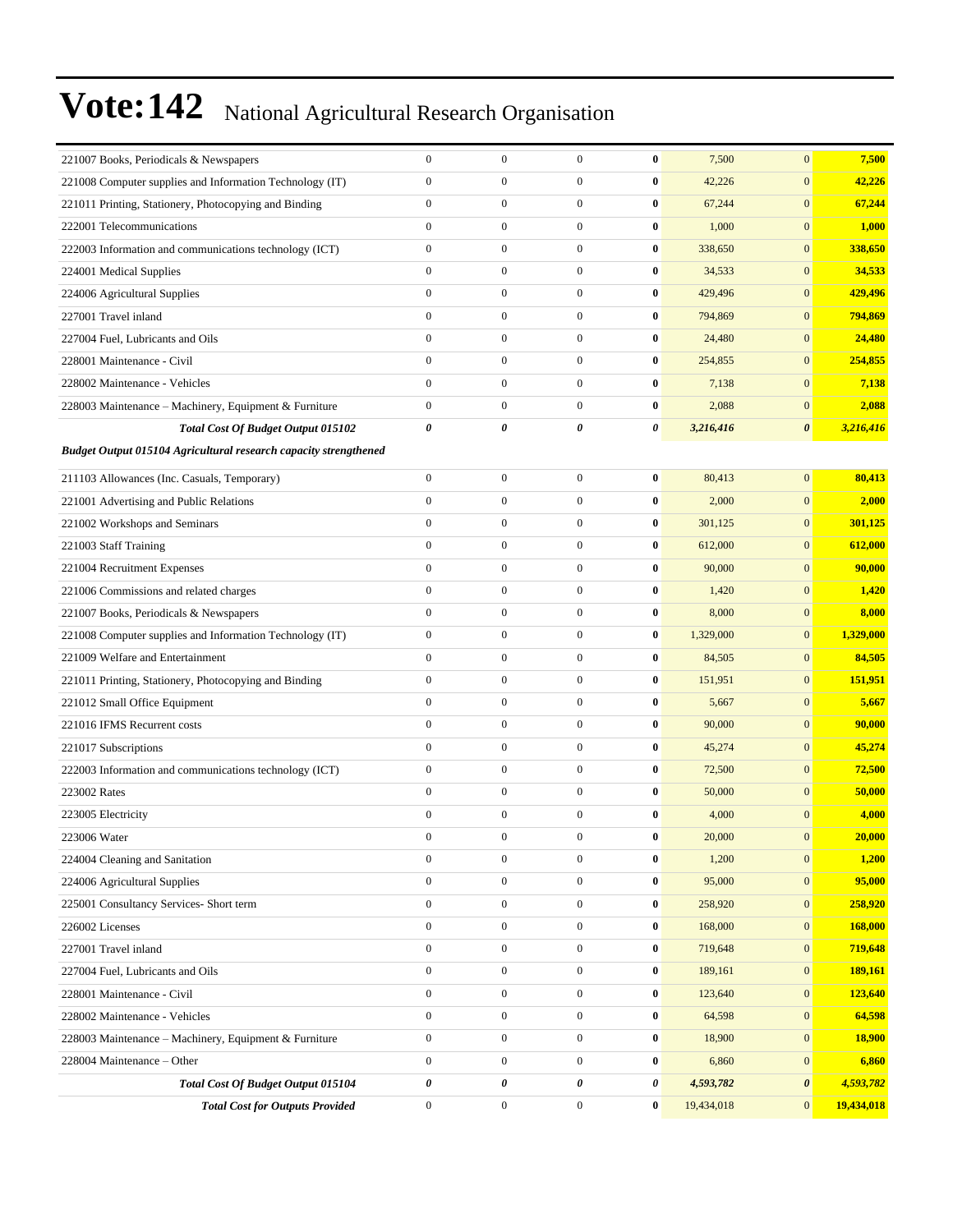# Vote:142 National Agricultural Research Organisation

| | | | | | | | |
|---|---|---|---|---|---|---|---|
| 221007 Books, Periodicals & Newspapers | 0 | 0 | 0 | **0** | 7,500 | 0 | **7,500** |
| 221008 Computer supplies and Information Technology (IT) | 0 | 0 | 0 | **0** | 42,226 | 0 | **42,226** |
| 221011 Printing, Stationery, Photocopying and Binding | 0 | 0 | 0 | **0** | 67,244 | 0 | **67,244** |
| 222001 Telecommunications | 0 | 0 | 0 | **0** | 1,000 | 0 | **1,000** |
| 222003 Information and communications technology (ICT) | 0 | 0 | 0 | **0** | 338,650 | 0 | **338,650** |
| 224001 Medical Supplies | 0 | 0 | 0 | **0** | 34,533 | 0 | **34,533** |
| 224006 Agricultural Supplies | 0 | 0 | 0 | **0** | 429,496 | 0 | **429,496** |
| 227001 Travel inland | 0 | 0 | 0 | **0** | 794,869 | 0 | **794,869** |
| 227004 Fuel, Lubricants and Oils | 0 | 0 | 0 | **0** | 24,480 | 0 | **24,480** |
| 228001 Maintenance - Civil | 0 | 0 | 0 | **0** | 254,855 | 0 | **254,855** |
| 228002 Maintenance - Vehicles | 0 | 0 | 0 | **0** | 7,138 | 0 | **7,138** |
| 228003 Maintenance – Machinery, Equipment & Furniture | 0 | 0 | 0 | **0** | 2,088 | 0 | **2,088** |
| ***Total Cost Of Budget Output 015102*** | ***0*** | ***0*** | ***0*** | ***0*** | ***3,216,416*** | ***0*** | ***3,216,416*** |
| ***Budget Output 015104 Agricultural research capacity strengthened*** | | | | | | | |
| 211103 Allowances (Inc. Casuals, Temporary) | 0 | 0 | 0 | **0** | 80,413 | 0 | **80,413** |
| 221001 Advertising and Public Relations | 0 | 0 | 0 | **0** | 2,000 | 0 | **2,000** |
| 221002 Workshops and Seminars | 0 | 0 | 0 | **0** | 301,125 | 0 | **301,125** |
| 221003 Staff Training | 0 | 0 | 0 | **0** | 612,000 | 0 | **612,000** |
| 221004 Recruitment Expenses | 0 | 0 | 0 | **0** | 90,000 | 0 | **90,000** |
| 221006 Commissions and related charges | 0 | 0 | 0 | **0** | 1,420 | 0 | **1,420** |
| 221007 Books, Periodicals & Newspapers | 0 | 0 | 0 | **0** | 8,000 | 0 | **8,000** |
| 221008 Computer supplies and Information Technology (IT) | 0 | 0 | 0 | **0** | 1,329,000 | 0 | **1,329,000** |
| 221009 Welfare and Entertainment | 0 | 0 | 0 | **0** | 84,505 | 0 | **84,505** |
| 221011 Printing, Stationery, Photocopying and Binding | 0 | 0 | 0 | **0** | 151,951 | 0 | **151,951** |
| 221012 Small Office Equipment | 0 | 0 | 0 | **0** | 5,667 | 0 | **5,667** |
| 221016 IFMS Recurrent costs | 0 | 0 | 0 | **0** | 90,000 | 0 | **90,000** |
| 221017 Subscriptions | 0 | 0 | 0 | **0** | 45,274 | 0 | **45,274** |
| 222003 Information and communications technology (ICT) | 0 | 0 | 0 | **0** | 72,500 | 0 | **72,500** |
| 223002 Rates | 0 | 0 | 0 | **0** | 50,000 | 0 | **50,000** |
| 223005 Electricity | 0 | 0 | 0 | **0** | 4,000 | 0 | **4,000** |
| 223006 Water | 0 | 0 | 0 | **0** | 20,000 | 0 | **20,000** |
| 224004 Cleaning and Sanitation | 0 | 0 | 0 | **0** | 1,200 | 0 | **1,200** |
| 224006 Agricultural Supplies | 0 | 0 | 0 | **0** | 95,000 | 0 | **95,000** |
| 225001 Consultancy Services- Short term | 0 | 0 | 0 | **0** | 258,920 | 0 | **258,920** |
| 226002 Licenses | 0 | 0 | 0 | **0** | 168,000 | 0 | **168,000** |
| 227001 Travel inland | 0 | 0 | 0 | **0** | 719,648 | 0 | **719,648** |
| 227004 Fuel, Lubricants and Oils | 0 | 0 | 0 | **0** | 189,161 | 0 | **189,161** |
| 228001 Maintenance - Civil | 0 | 0 | 0 | **0** | 123,640 | 0 | **123,640** |
| 228002 Maintenance - Vehicles | 0 | 0 | 0 | **0** | 64,598 | 0 | **64,598** |
| 228003 Maintenance – Machinery, Equipment & Furniture | 0 | 0 | 0 | **0** | 18,900 | 0 | **18,900** |
| 228004 Maintenance – Other | 0 | 0 | 0 | **0** | 6,860 | 0 | **6,860** |
| ***Total Cost Of Budget Output 015104*** | ***0*** | ***0*** | ***0*** | ***0*** | ***4,593,782*** | ***0*** | ***4,593,782*** |
| ***Total Cost for Outputs Provided*** | 0 | 0 | 0 | **0** | 19,434,018 | 0 | **19,434,018** |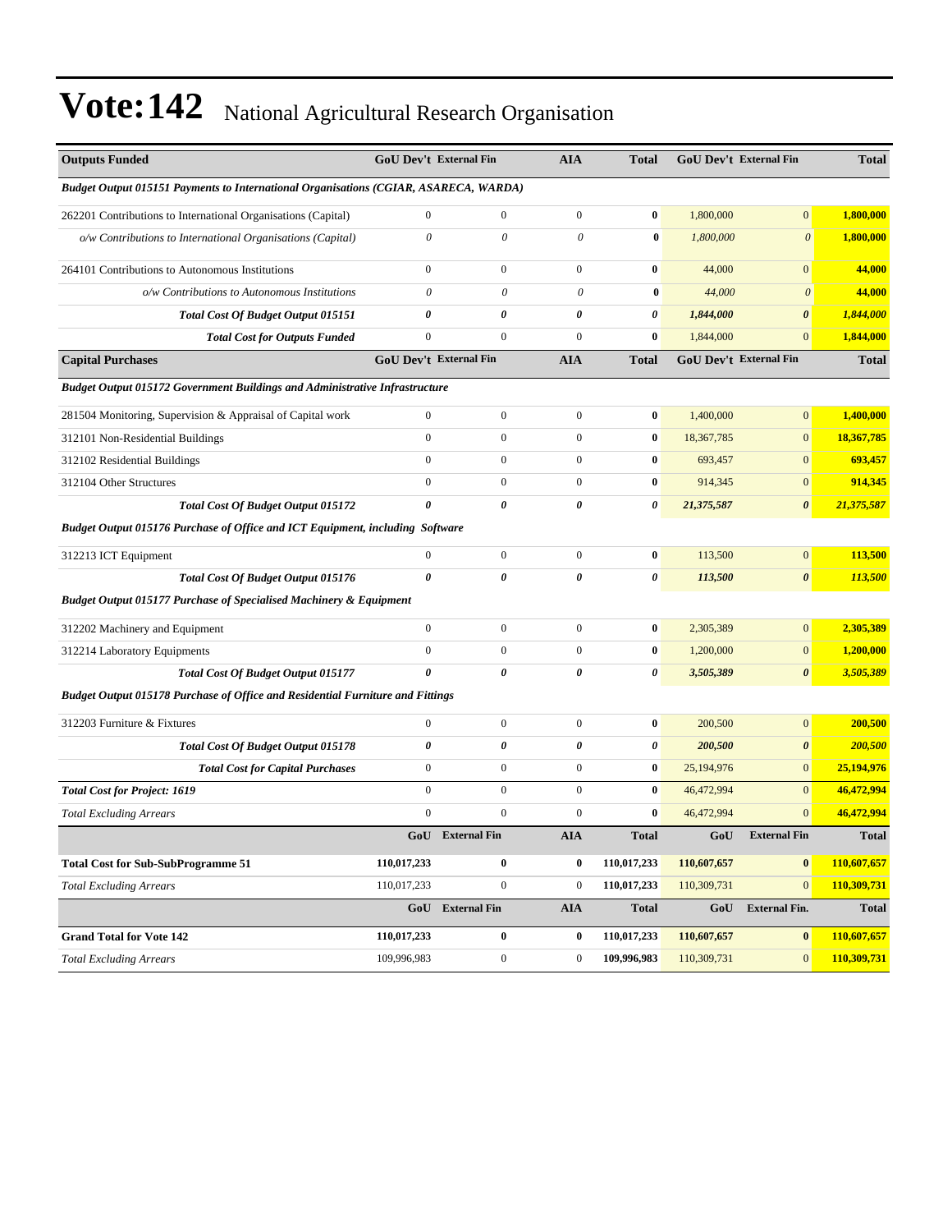# Vote:142 National Agricultural Research Organisation

| Outputs Funded | GoU Dev't | External Fin | AIA | Total | GoU Dev't | External Fin | Total |
|---|---|---|---|---|---|---|---|
| *Budget Output 015151 Payments to International Organisations (CGIAR, ASARECA, WARDA)* | | | | | | | |
| 262201 Contributions to International Organisations (Capital) | 0 | 0 | 0 | **0** | 1,800,000 | 0 | **1,800,000** |
| *o/w Contributions to International Organisations (Capital)* | *0* | *0* | *0* | **0** | *1,800,000* | *0* | **1,800,000** |
| 264101 Contributions to Autonomous Institutions | 0 | 0 | 0 | **0** | 44,000 | 0 | **44,000** |
| *o/w Contributions to Autonomous Institutions* | *0* | *0* | *0* | **0** | *44,000* | *0* | **44,000** |
| ***Total Cost Of Budget Output 015151*** | ***0*** | ***0*** | ***0*** | ***0*** | ***1,844,000*** | ***0*** | ***1,844,000*** |
| ***Total Cost for Outputs Funded*** | 0 | 0 | 0 | **0** | 1,844,000 | 0 | **1,844,000** |
| **Capital Purchases** | **GoU Dev't** | **External Fin** | **AIA** | **Total** | **GoU Dev't** | **External Fin** | **Total** |
| *Budget Output 015172 Government Buildings and Administrative Infrastructure* | | | | | | | |
| 281504 Monitoring, Supervision & Appraisal of Capital work | 0 | 0 | 0 | **0** | 1,400,000 | 0 | **1,400,000** |
| 312101 Non-Residential Buildings | 0 | 0 | 0 | **0** | 18,367,785 | 0 | **18,367,785** |
| 312102 Residential Buildings | 0 | 0 | 0 | **0** | 693,457 | 0 | **693,457** |
| 312104 Other Structures | 0 | 0 | 0 | **0** | 914,345 | 0 | **914,345** |
| ***Total Cost Of Budget Output 015172*** | ***0*** | ***0*** | ***0*** | ***0*** | ***21,375,587*** | ***0*** | ***21,375,587*** |
| *Budget Output 015176 Purchase of Office and ICT Equipment, including Software* | | | | | | | |
| 312213 ICT Equipment | 0 | 0 | 0 | **0** | 113,500 | 0 | **113,500** |
| ***Total Cost Of Budget Output 015176*** | ***0*** | ***0*** | ***0*** | ***0*** | ***113,500*** | ***0*** | ***113,500*** |
| *Budget Output 015177 Purchase of Specialised Machinery & Equipment* | | | | | | | |
| 312202 Machinery and Equipment | 0 | 0 | 0 | **0** | 2,305,389 | 0 | **2,305,389** |
| 312214 Laboratory Equipments | 0 | 0 | 0 | **0** | 1,200,000 | 0 | **1,200,000** |
| ***Total Cost Of Budget Output 015177*** | ***0*** | ***0*** | ***0*** | ***0*** | ***3,505,389*** | ***0*** | ***3,505,389*** |
| *Budget Output 015178 Purchase of Office and Residential Furniture and Fittings* | | | | | | | |
| 312203 Furniture & Fixtures | 0 | 0 | 0 | **0** | 200,500 | 0 | **200,500** |
| ***Total Cost Of Budget Output 015178*** | ***0*** | ***0*** | ***0*** | ***0*** | ***200,500*** | ***0*** | ***200,500*** |
| ***Total Cost for Capital Purchases*** | 0 | 0 | 0 | **0** | 25,194,976 | 0 | **25,194,976** |
| ***Total Cost for Project: 1619*** | 0 | 0 | 0 | **0** | 46,472,994 | 0 | **46,472,994** |
| *Total Excluding Arrears* | 0 | 0 | 0 | **0** | 46,472,994 | 0 | **46,472,994** |
| | **GoU** | **External Fin** | **AIA** | **Total** | **GoU** | **External Fin** | **Total** |
| **Total Cost for Sub-SubProgramme 51** | **110,017,233** | **0** | **0** | **110,017,233** | **110,607,657** | **0** | **110,607,657** |
| *Total Excluding Arrears* | 110,017,233 | 0 | 0 | **110,017,233** | 110,309,731 | 0 | **110,309,731** |
| | **GoU** | **External Fin** | **AIA** | **Total** | **GoU** | **External Fin.** | **Total** |
| **Grand Total for Vote 142** | **110,017,233** | **0** | **0** | **110,017,233** | **110,607,657** | **0** | **110,607,657** |
| *Total Excluding Arrears* | 109,996,983 | 0 | 0 | **109,996,983** | 110,309,731 | 0 | **110,309,731** |